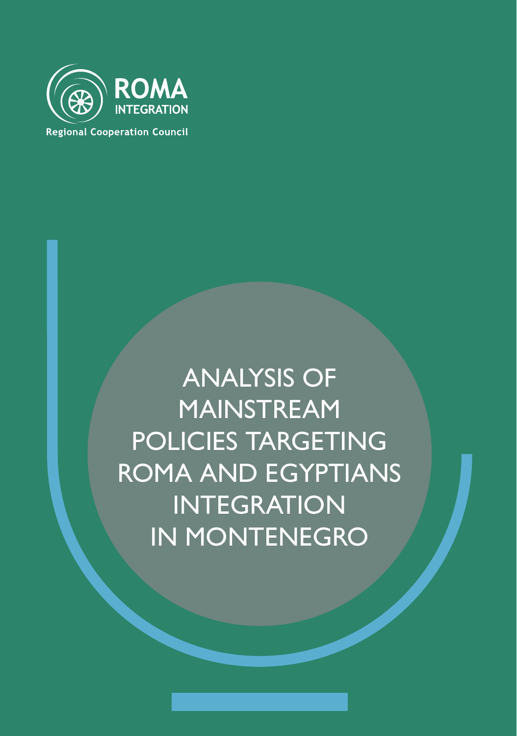ROMA INTEGRATION

Regional Cooperation Council

# ANALYSIS OF MAINSTREAM POLICIES TARGETING ROMA AND EGYPTIANS INTEGRATION IN MONTENEGRO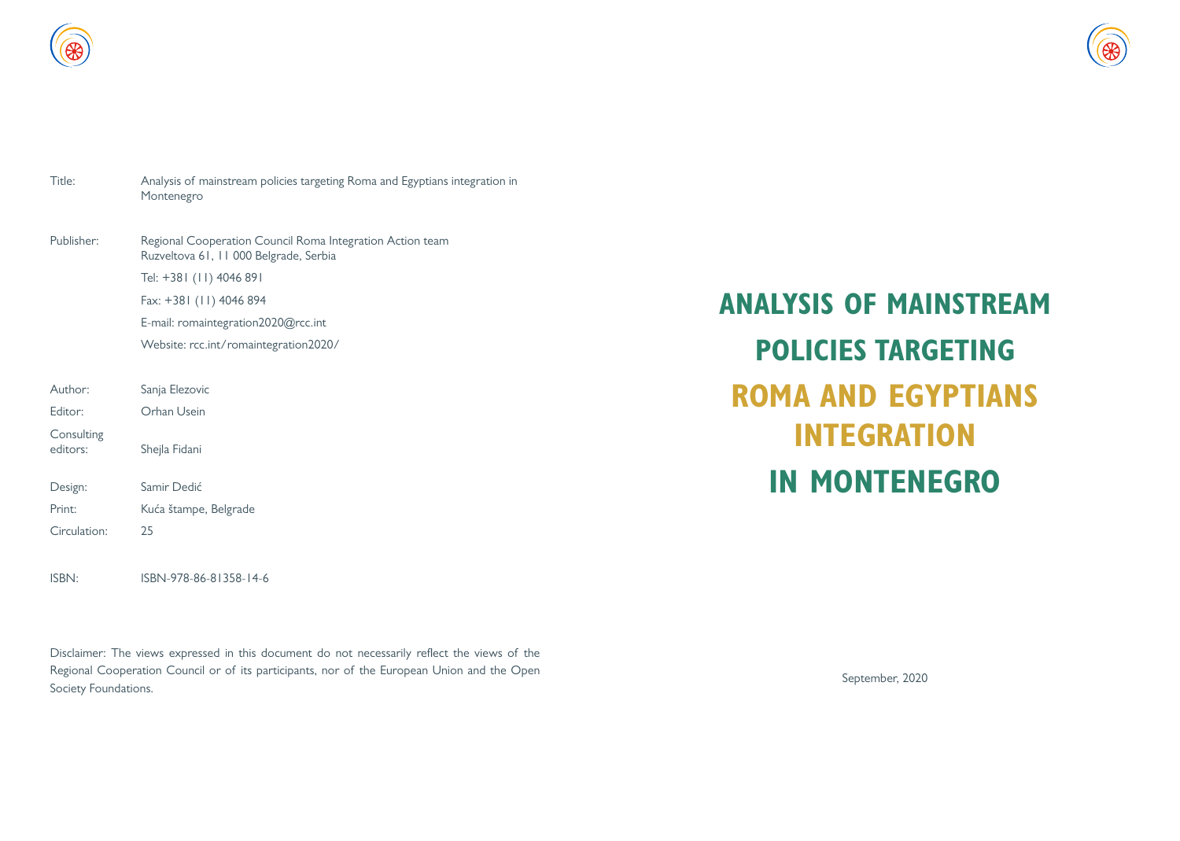| | |
|---|---|
| Title: | Analysis of mainstream policies targeting Roma and Egyptians integration in Montenegro |
| Publisher: | Regional Cooperation Council Roma Integration Action team<br>Ruzveltova 61, 11 000 Belgrade, Serbia<br>Tel: +381 (11) 4046 891<br>Fax: +381 (11) 4046 894<br>E-mail: romaintegration2020@rcc.int<br>Website: rcc.int/romaintegration2020/ |
| Author: | Sanja Elezovic |
| Editor: | Orhan Usein |
| Consulting editors: | Shejla Fidani |
| Design: | Samir Dedić |
| Print: | Kuća štampe, Belgrade |
| Circulation: | 25 |
| ISBN: | ISBN-978-86-81358-14-6 |

Disclaimer: The views expressed in this document do not necessarily reflect the views of the Regional Cooperation Council or of its participants, nor of the European Union and the Open Society Foundations.

# ANALYSIS OF MAINSTREAM POLICIES TARGETING ROMA AND EGYPTIANS INTEGRATION IN MONTENEGRO

September, 2020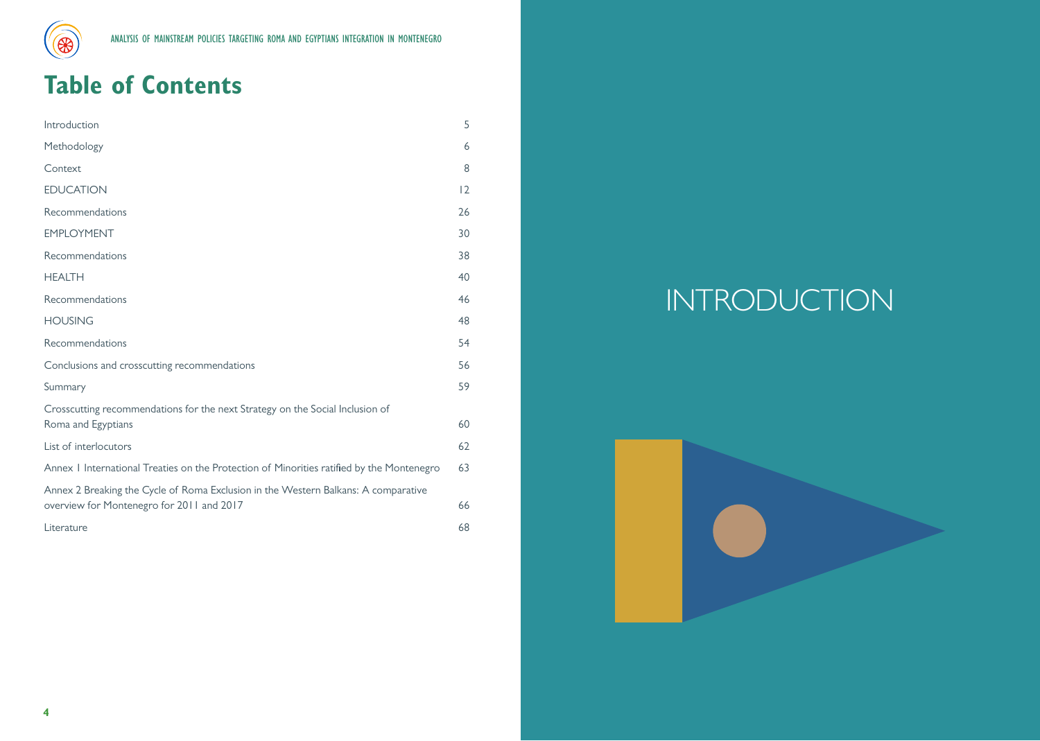# Table of Contents

| | |
|---|---|
| Introduction | 5 |
| Methodology | 6 |
| Context | 8 |
| EDUCATION | 12 |
| Recommendations | 26 |
| EMPLOYMENT | 30 |
| Recommendations | 38 |
| HEALTH | 40 |
| Recommendations | 46 |
| HOUSING | 48 |
| Recommendations | 54 |
| Conclusions and crosscutting recommendations | 56 |
| Summary | 59 |
| Crosscutting recommendations for the next Strategy on the Social Inclusion of Roma and Egyptians | 60 |
| List of interlocutors | 62 |
| Annex 1 International Treaties on the Protection of Minorities ratified by the Montenegro | 63 |
| Annex 2 Breaking the Cycle of Roma Exclusion in the Western Balkans: A comparative overview for Montenegro for 2011 and 2017 | 66 |
| Literature | 68 |

# INTRODUCTION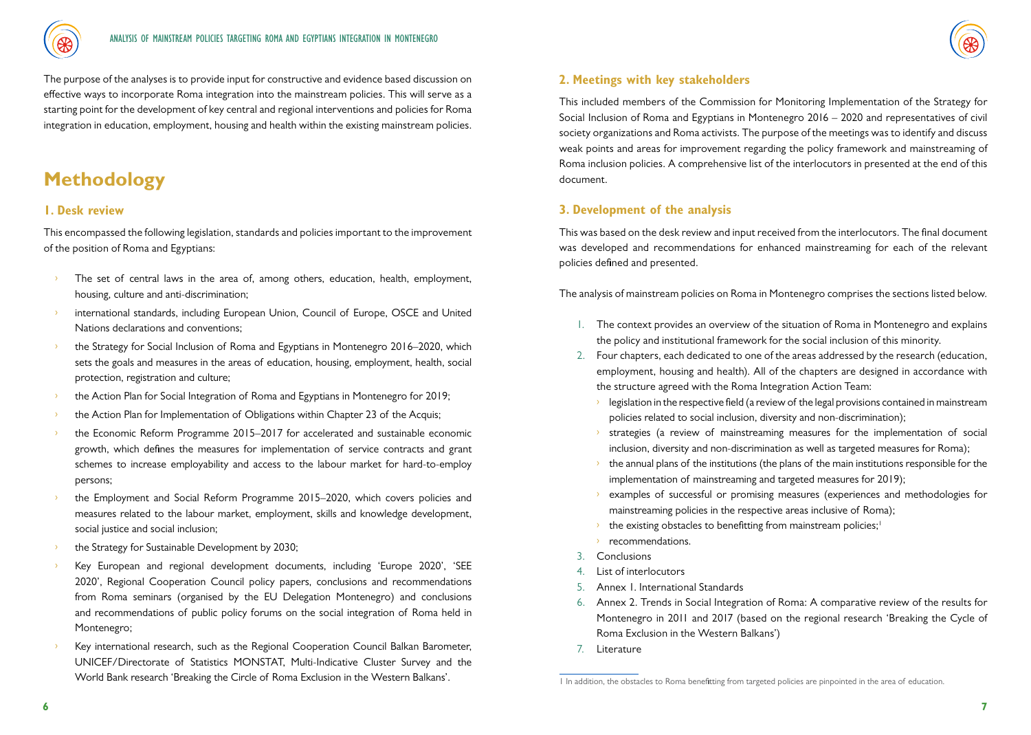The purpose of the analyses is to provide input for constructive and evidence based discussion on effective ways to incorporate Roma integration into the mainstream policies. This will serve as a starting point for the development of key central and regional interventions and policies for Roma integration in education, employment, housing and health within the existing mainstream policies.

# Methodology

## 1. Desk review

This encompassed the following legislation, standards and policies important to the improvement of the position of Roma and Egyptians:

- The set of central laws in the area of, among others, education, health, employment, housing, culture and anti-discrimination;
- international standards, including European Union, Council of Europe, OSCE and United Nations declarations and conventions;
- the Strategy for Social Inclusion of Roma and Egyptians in Montenegro 2016–2020, which sets the goals and measures in the areas of education, housing, employment, health, social protection, registration and culture;
- the Action Plan for Social Integration of Roma and Egyptians in Montenegro for 2019;
- the Action Plan for Implementation of Obligations within Chapter 23 of the Acquis;
- the Economic Reform Programme 2015–2017 for accelerated and sustainable economic growth, which defines the measures for implementation of service contracts and grant schemes to increase employability and access to the labour market for hard-to-employ persons;
- the Employment and Social Reform Programme 2015–2020, which covers policies and measures related to the labour market, employment, skills and knowledge development, social justice and social inclusion;
- the Strategy for Sustainable Development by 2030;
- Key European and regional development documents, including 'Europe 2020', 'SEE 2020', Regional Cooperation Council policy papers, conclusions and recommendations from Roma seminars (organised by the EU Delegation Montenegro) and conclusions and recommendations of public policy forums on the social integration of Roma held in Montenegro;
- Key international research, such as the Regional Cooperation Council Balkan Barometer, UNICEF/Directorate of Statistics MONSTAT, Multi-Indicative Cluster Survey and the World Bank research 'Breaking the Circle of Roma Exclusion in the Western Balkans'.

## 2. Meetings with key stakeholders

This included members of the Commission for Monitoring Implementation of the Strategy for Social Inclusion of Roma and Egyptians in Montenegro 2016 – 2020 and representatives of civil society organizations and Roma activists. The purpose of the meetings was to identify and discuss weak points and areas for improvement regarding the policy framework and mainstreaming of Roma inclusion policies. A comprehensive list of the interlocutors in presented at the end of this document.

## 3. Development of the analysis

This was based on the desk review and input received from the interlocutors. The final document was developed and recommendations for enhanced mainstreaming for each of the relevant policies defined and presented.

The analysis of mainstream policies on Roma in Montenegro comprises the sections listed below.

1. The context provides an overview of the situation of Roma in Montenegro and explains the policy and institutional framework for the social inclusion of this minority.
2. Four chapters, each dedicated to one of the areas addressed by the research (education, employment, housing and health). All of the chapters are designed in accordance with the structure agreed with the Roma Integration Action Team:
   - legislation in the respective field (a review of the legal provisions contained in mainstream policies related to social inclusion, diversity and non-discrimination);
   - strategies (a review of mainstreaming measures for the implementation of social inclusion, diversity and non-discrimination as well as targeted measures for Roma);
   - the annual plans of the institutions (the plans of the main institutions responsible for the implementation of mainstreaming and targeted measures for 2019);
   - examples of successful or promising measures (experiences and methodologies for mainstreaming policies in the respective areas inclusive of Roma);
   - the existing obstacles to benefitting from mainstream policies;[1]
   - recommendations.
3. Conclusions
4. List of interlocutors
5. Annex 1. International Standards
6. Annex 2. Trends in Social Integration of Roma: A comparative review of the results for Montenegro in 2011 and 2017 (based on the regional research 'Breaking the Cycle of Roma Exclusion in the Western Balkans')
7. Literature

[1] In addition, the obstacles to Roma benefitting from targeted policies are pinpointed in the area of education.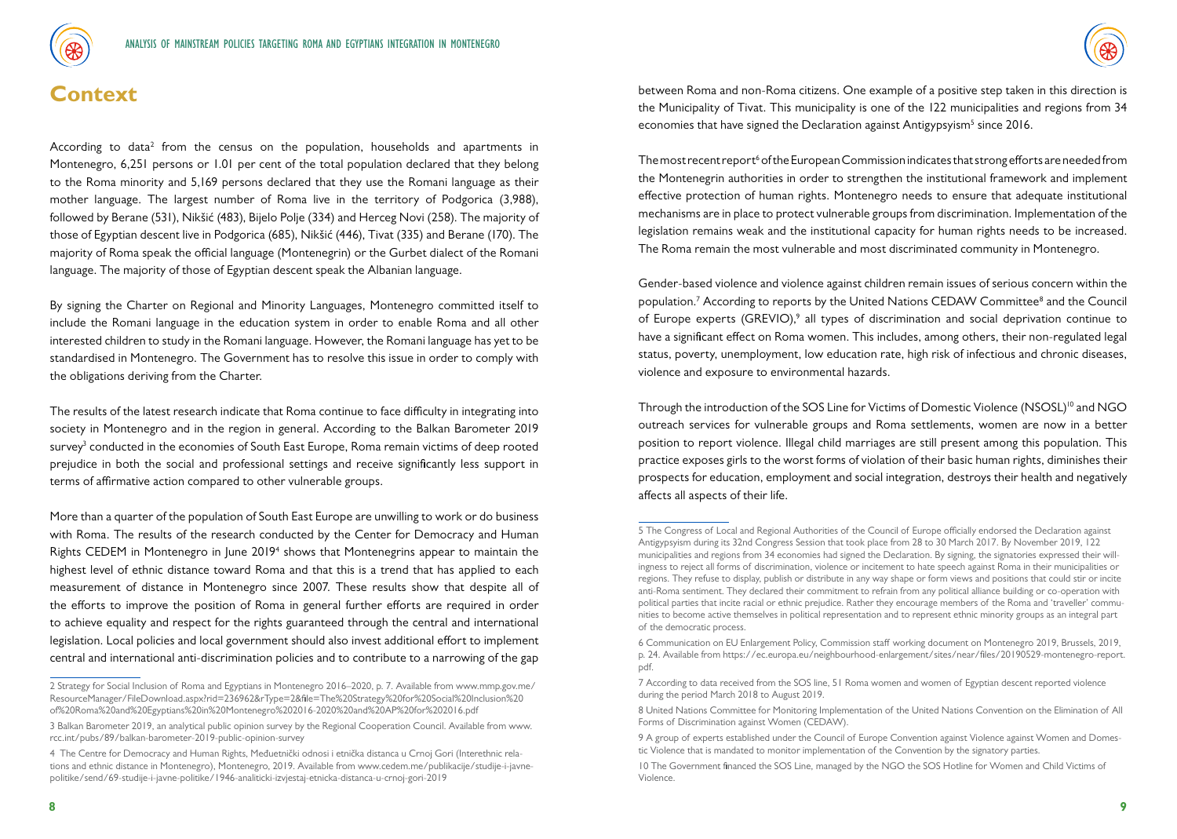# Context

According to data[2] from the census on the population, households and apartments in Montenegro, 6,251 persons or 1.01 per cent of the total population declared that they belong to the Roma minority and 5,169 persons declared that they use the Romani language as their mother language. The largest number of Roma live in the territory of Podgorica (3,988), followed by Berane (531), Nikšić (483), Bijelo Polje (334) and Herceg Novi (258). The majority of those of Egyptian descent live in Podgorica (685), Nikšić (446), Tivat (335) and Berane (170). The majority of Roma speak the official language (Montenegrin) or the Gurbet dialect of the Romani language. The majority of those of Egyptian descent speak the Albanian language.

By signing the Charter on Regional and Minority Languages, Montenegro committed itself to include the Romani language in the education system in order to enable Roma and all other interested children to study in the Romani language. However, the Romani language has yet to be standardised in Montenegro. The Government has to resolve this issue in order to comply with the obligations deriving from the Charter.

The results of the latest research indicate that Roma continue to face difficulty in integrating into society in Montenegro and in the region in general. According to the Balkan Barometer 2019 survey[3] conducted in the economies of South East Europe, Roma remain victims of deep rooted prejudice in both the social and professional settings and receive significantly less support in terms of affirmative action compared to other vulnerable groups.

More than a quarter of the population of South East Europe are unwilling to work or do business with Roma. The results of the research conducted by the Center for Democracy and Human Rights CEDEM in Montenegro in June 2019[4] shows that Montenegrins appear to maintain the highest level of ethnic distance toward Roma and that this is a trend that has applied to each measurement of distance in Montenegro since 2007. These results show that despite all of the efforts to improve the position of Roma in general further efforts are required in order to achieve equality and respect for the rights guaranteed through the central and international legislation. Local policies and local government should also invest additional effort to implement central and international anti-discrimination policies and to contribute to a narrowing of the gap between Roma and non-Roma citizens. One example of a positive step taken in this direction is the Municipality of Tivat. This municipality is one of the 122 municipalities and regions from 34 economies that have signed the Declaration against Antigypsyism[5] since 2016.

The most recent report[6] of the European Commission indicates that strong efforts are needed from the Montenegrin authorities in order to strengthen the institutional framework and implement effective protection of human rights. Montenegro needs to ensure that adequate institutional mechanisms are in place to protect vulnerable groups from discrimination. Implementation of the legislation remains weak and the institutional capacity for human rights needs to be increased. The Roma remain the most vulnerable and most discriminated community in Montenegro.

Gender-based violence and violence against children remain issues of serious concern within the population.[7] According to reports by the United Nations CEDAW Committee[8] and the Council of Europe experts (GREVIO),[9] all types of discrimination and social deprivation continue to have a significant effect on Roma women. This includes, among others, their non-regulated legal status, poverty, unemployment, low education rate, high risk of infectious and chronic diseases, violence and exposure to environmental hazards.

Through the introduction of the SOS Line for Victims of Domestic Violence (NSOSL)[10] and NGO outreach services for vulnerable groups and Roma settlements, women are now in a better position to report violence. Illegal child marriages are still present among this population. This practice exposes girls to the worst forms of violation of their basic human rights, diminishes their prospects for education, employment and social integration, destroys their health and negatively affects all aspects of their life.

---

2 Strategy for Social Inclusion of Roma and Egyptians in Montenegro 2016–2020, p. 7. Available from www.mmp.gov.me/ResourceManager/FileDownload.aspx?rid=236962&rType=2&file=The%20Strategy%20for%20Social%20Inclusion%20of%20Roma%20and%20Egyptians%20in%20Montenegro%202016-2020%20and%20AP%20for%202016.pdf

3 Balkan Barometer 2019, an analytical public opinion survey by the Regional Cooperation Council. Available from www.rcc.int/pubs/89/balkan-barometer-2019-public-opinion-survey

4 The Centre for Democracy and Human Rights, Međuetnički odnosi i etnička distanca u Crnoj Gori (Interethnic relations and ethnic distance in Montenegro), Montenegro, 2019. Available from www.cedem.me/publikacije/studije-i-javne-politike/send/69-studije-i-javne-politike/1946-analiticki-izvjestaj-etnicka-distanca-u-crnoj-gori-2019

5 The Congress of Local and Regional Authorities of the Council of Europe officially endorsed the Declaration against Antigypsyism during its 32nd Congress Session that took place from 28 to 30 March 2017. By November 2019, 122 municipalities and regions from 34 economies had signed the Declaration. By signing, the signatories expressed their willingness to reject all forms of discrimination, violence or incitement to hate speech against Roma in their municipalities or regions. They refuse to display, publish or distribute in any way shape or form views and positions that could stir or incite anti-Roma sentiment. They declared their commitment to refrain from any political alliance building or co-operation with political parties that incite racial or ethnic prejudice. Rather they encourage members of the Roma and 'traveller' communities to become active themselves in political representation and to represent ethnic minority groups as an integral part of the democratic process.

6 Communication on EU Enlargement Policy, Commission staff working document on Montenegro 2019, Brussels, 2019, p. 24. Available from https://ec.europa.eu/neighbourhood-enlargement/sites/near/files/20190529-montenegro-report.pdf.

7 According to data received from the SOS line, 51 Roma women and women of Egyptian descent reported violence during the period March 2018 to August 2019.

8 United Nations Committee for Monitoring Implementation of the United Nations Convention on the Elimination of All Forms of Discrimination against Women (CEDAW).

9 A group of experts established under the Council of Europe Convention against Violence against Women and Domestic Violence that is mandated to monitor implementation of the Convention by the signatory parties.

10 The Government financed the SOS Line, managed by the NGO the SOS Hotline for Women and Child Victims of Violence.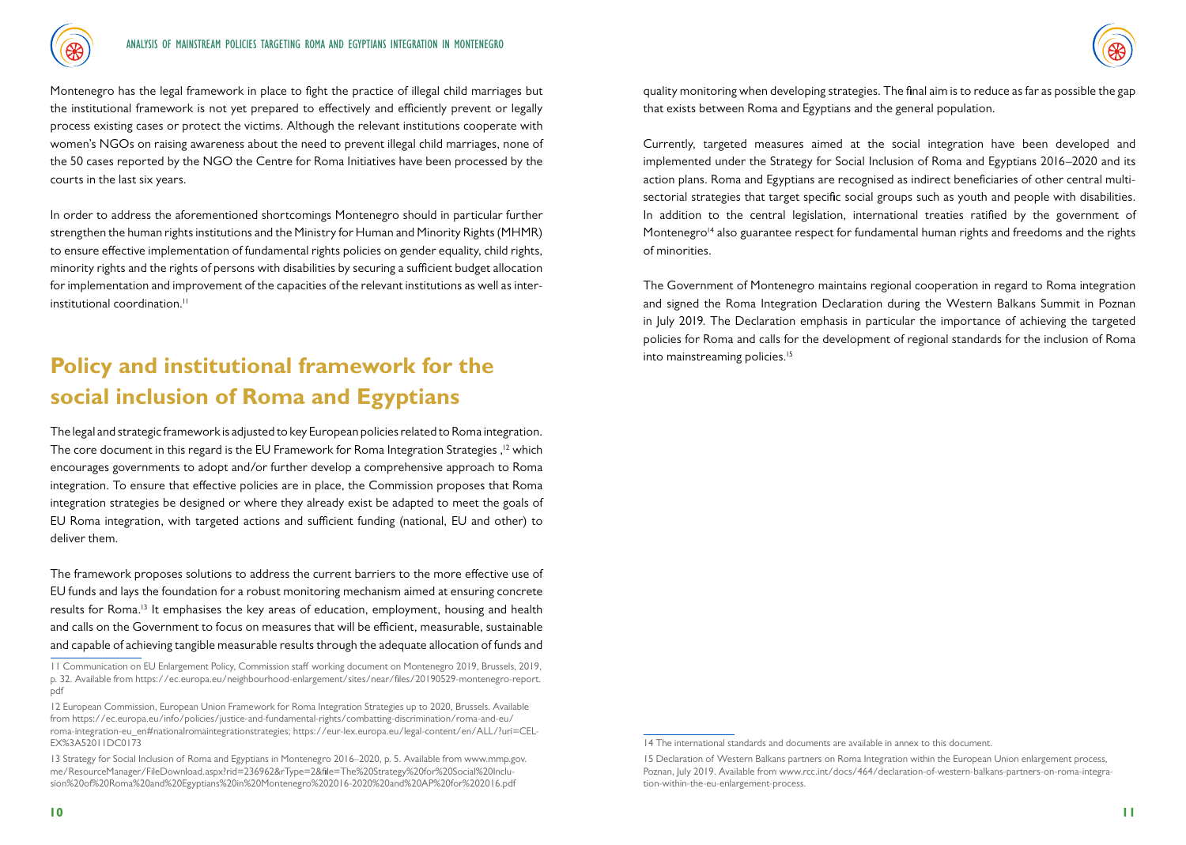Montenegro has the legal framework in place to fight the practice of illegal child marriages but the institutional framework is not yet prepared to effectively and efficiently prevent or legally process existing cases or protect the victims. Although the relevant institutions cooperate with women's NGOs on raising awareness about the need to prevent illegal child marriages, none of the 50 cases reported by the NGO the Centre for Roma Initiatives have been processed by the courts in the last six years.

In order to address the aforementioned shortcomings Montenegro should in particular further strengthen the human rights institutions and the Ministry for Human and Minority Rights (MHMR) to ensure effective implementation of fundamental rights policies on gender equality, child rights, minority rights and the rights of persons with disabilities by securing a sufficient budget allocation for implementation and improvement of the capacities of the relevant institutions as well as inter-institutional coordination.[11]

## Policy and institutional framework for the social inclusion of Roma and Egyptians

The legal and strategic framework is adjusted to key European policies related to Roma integration. The core document in this regard is the EU Framework for Roma Integration Strategies ,[12] which encourages governments to adopt and/or further develop a comprehensive approach to Roma integration. To ensure that effective policies are in place, the Commission proposes that Roma integration strategies be designed or where they already exist be adapted to meet the goals of EU Roma integration, with targeted actions and sufficient funding (national, EU and other) to deliver them.

The framework proposes solutions to address the current barriers to the more effective use of EU funds and lays the foundation for a robust monitoring mechanism aimed at ensuring concrete results for Roma.[13] It emphasises the key areas of education, employment, housing and health and calls on the Government to focus on measures that will be efficient, measurable, sustainable and capable of achieving tangible measurable results through the adequate allocation of funds and quality monitoring when developing strategies. The final aim is to reduce as far as possible the gap that exists between Roma and Egyptians and the general population.

Currently, targeted measures aimed at the social integration have been developed and implemented under the Strategy for Social Inclusion of Roma and Egyptians 2016–2020 and its action plans. Roma and Egyptians are recognised as indirect beneficiaries of other central multi-sectorial strategies that target specific social groups such as youth and people with disabilities. In addition to the central legislation, international treaties ratified by the government of Montenegro[14] also guarantee respect for fundamental human rights and freedoms and the rights of minorities.

The Government of Montenegro maintains regional cooperation in regard to Roma integration and signed the Roma Integration Declaration during the Western Balkans Summit in Poznan in July 2019. The Declaration emphasis in particular the importance of achieving the targeted policies for Roma and calls for the development of regional standards for the inclusion of Roma into mainstreaming policies.[15]

---

11 Communication on EU Enlargement Policy, Commission staff working document on Montenegro 2019, Brussels, 2019, p. 32. Available from https://ec.europa.eu/neighbourhood-enlargement/sites/near/files/20190529-montenegro-report.pdf

12 European Commission, European Union Framework for Roma Integration Strategies up to 2020, Brussels. Available from https://ec.europa.eu/info/policies/justice-and-fundamental-rights/combatting-discrimination/roma-and-eu/roma-integration-eu_en#nationalromaintegrationstrategies; https://eur-lex.europa.eu/legal-content/en/ALL/?uri=CELEX%3A52011DC0173

13 Strategy for Social Inclusion of Roma and Egyptians in Montenegro 2016–2020, p. 5. Available from www.mmp.gov.me/ResourceManager/FileDownload.aspx?rid=236962&rType=2&file=The%20Strategy%20for%20Social%20Inclusion%20of%20Roma%20and%20Egyptians%20in%20Montenegro%202016-2020%20and%20AP%20for%202016.pdf

14 The international standards and documents are available in annex to this document.

15 Declaration of Western Balkans partners on Roma Integration within the European Union enlargement process, Poznan, July 2019. Available from www.rcc.int/docs/464/declaration-of-western-balkans-partners-on-roma-integration-within-the-eu-enlargement-process.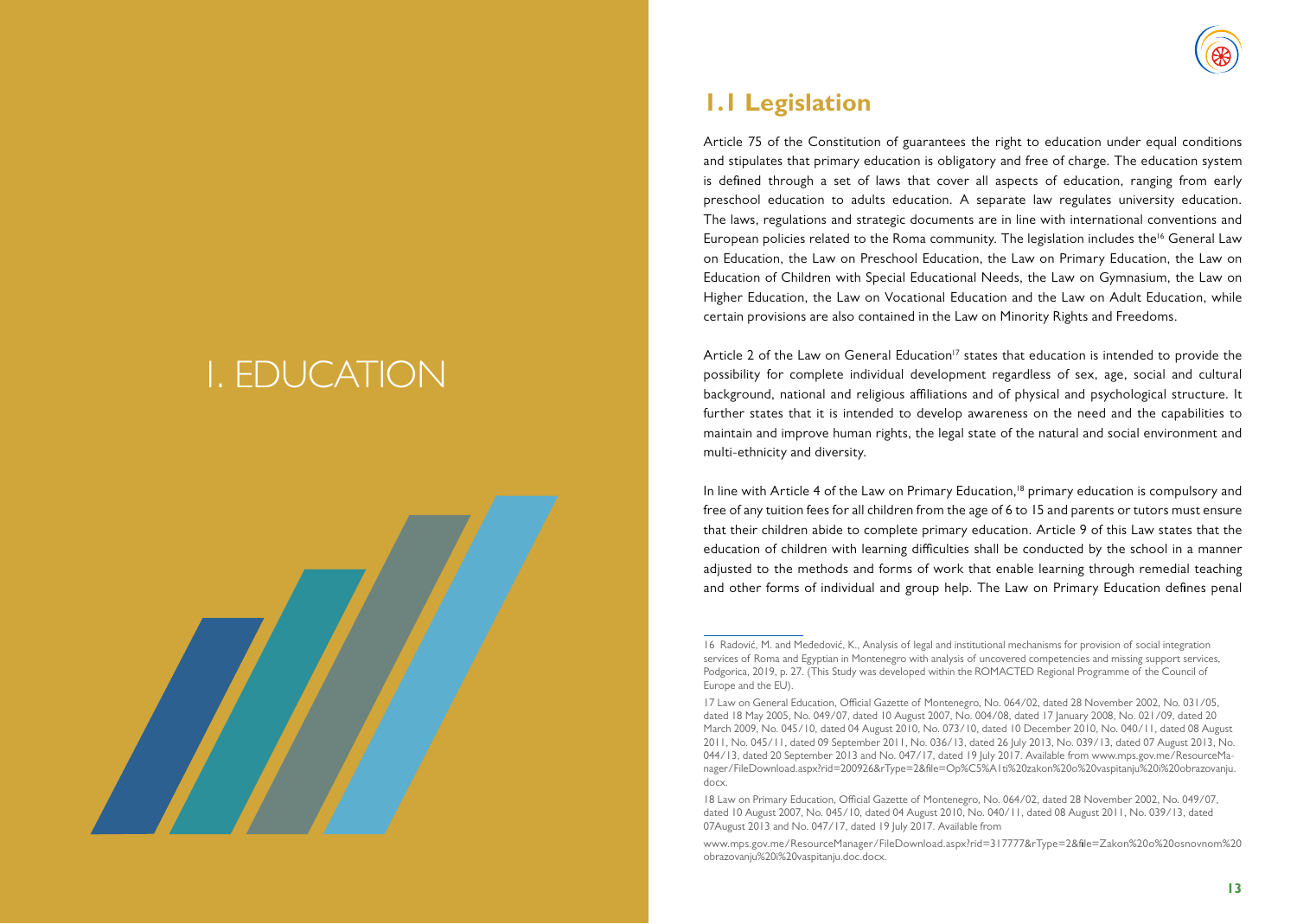# I. EDUCATION

## 1.1 Legislation

Article 75 of the Constitution of guarantees the right to education under equal conditions and stipulates that primary education is obligatory and free of charge. The education system is defined through a set of laws that cover all aspects of education, ranging from early preschool education to adults education. A separate law regulates university education. The laws, regulations and strategic documents are in line with international conventions and European policies related to the Roma community. The legislation includes the[16] General Law on Education, the Law on Preschool Education, the Law on Primary Education, the Law on Education of Children with Special Educational Needs, the Law on Gymnasium, the Law on Higher Education, the Law on Vocational Education and the Law on Adult Education, while certain provisions are also contained in the Law on Minority Rights and Freedoms.

Article 2 of the Law on General Education[17] states that education is intended to provide the possibility for complete individual development regardless of sex, age, social and cultural background, national and religious affiliations and of physical and psychological structure. It further states that it is intended to develop awareness on the need and the capabilities to maintain and improve human rights, the legal state of the natural and social environment and multi-ethnicity and diversity.

In line with Article 4 of the Law on Primary Education,[18] primary education is compulsory and free of any tuition fees for all children from the age of 6 to 15 and parents or tutors must ensure that their children abide to complete primary education. Article 9 of this Law states that the education of children with learning difficulties shall be conducted by the school in a manner adjusted to the methods and forms of work that enable learning through remedial teaching and other forms of individual and group help. The Law on Primary Education defines penal

---

16 Radović, M. and Međedović, K., Analysis of legal and institutional mechanisms for provision of social integration services of Roma and Egyptian in Montenegro with analysis of uncovered competencies and missing support services, Podgorica, 2019, p. 27. (This Study was developed within the ROMACTED Regional Programme of the Council of Europe and the EU).

17 Law on General Education, Official Gazette of Montenegro, No. 064/02, dated 28 November 2002, No. 031/05, dated 18 May 2005, No. 049/07, dated 10 August 2007, No. 004/08, dated 17 January 2008, No. 021/09, dated 20 March 2009, No. 045/10, dated 04 August 2010, No. 073/10, dated 10 December 2010, No. 040/11, dated 08 August 2011, No. 045/11, dated 09 September 2011, No. 036/13, dated 26 July 2013, No. 039/13, dated 07 August 2013, No. 044/13, dated 20 September 2013 and No. 047/17, dated 19 July 2017. Available from www.mps.gov.me/ResourceManager/FileDownload.aspx?rid=200926&rType=2&file=Op%C5%A1ti%20zakon%20o%20vaspitanju%20i%20obrazovanju.docx.

18 Law on Primary Education, Official Gazette of Montenegro, No. 064/02, dated 28 November 2002, No. 049/07, dated 10 August 2007, No. 045/10, dated 04 August 2010, No. 040/11, dated 08 August 2011, No. 039/13, dated 07August 2013 and No. 047/17, dated 19 July 2017. Available from

www.mps.gov.me/ResourceManager/FileDownload.aspx?rid=317777&rType=2&file=Zakon%20o%20osnovnom%20obrazovanju%20i%20vaspitanju.doc.docx.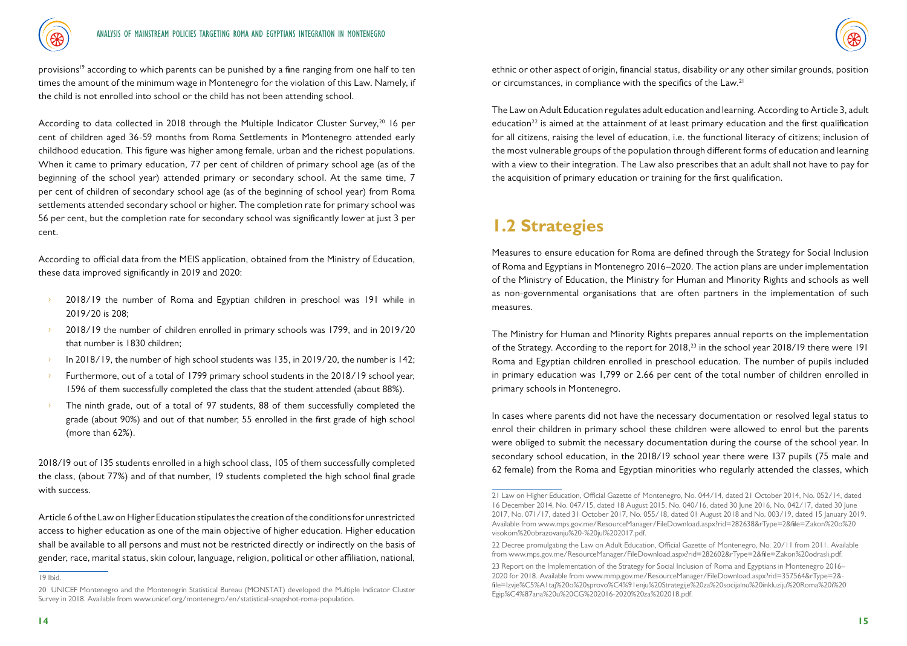provisions[19] according to which parents can be punished by a fine ranging from one half to ten times the amount of the minimum wage in Montenegro for the violation of this Law. Namely, if the child is not enrolled into school or the child has not been attending school.

According to data collected in 2018 through the Multiple Indicator Cluster Survey,[20] 16 per cent of children aged 36-59 months from Roma Settlements in Montenegro attended early childhood education. This figure was higher among female, urban and the richest populations. When it came to primary education, 77 per cent of children of primary school age (as of the beginning of the school year) attended primary or secondary school. At the same time, 7 per cent of children of secondary school age (as of the beginning of school year) from Roma settlements attended secondary school or higher. The completion rate for primary school was 56 per cent, but the completion rate for secondary school was significantly lower at just 3 per cent.

According to official data from the MEIS application, obtained from the Ministry of Education, these data improved significantly in 2019 and 2020:

- 2018/19 the number of Roma and Egyptian children in preschool was 191 while in 2019/20 is 208;
- 2018/19 the number of children enrolled in primary schools was 1799, and in 2019/20 that number is 1830 children;
- In 2018/19, the number of high school students was 135, in 2019/20, the number is 142;
- Furthermore, out of a total of 1799 primary school students in the 2018/19 school year, 1596 of them successfully completed the class that the student attended (about 88%).
- The ninth grade, out of a total of 97 students, 88 of them successfully completed the grade (about 90%) and out of that number, 55 enrolled in the first grade of high school (more than 62%).

2018/19 out of 135 students enrolled in a high school class, 105 of them successfully completed the class, (about 77%) and of that number, 19 students completed the high school final grade with success.

Article 6 of the Law on Higher Education stipulates the creation of the conditions for unrestricted access to higher education as one of the main objective of higher education. Higher education shall be available to all persons and must not be restricted directly or indirectly on the basis of gender, race, marital status, skin colour, language, religion, political or other affiliation, national, ethnic or other aspect of origin, financial status, disability or any other similar grounds, position or circumstances, in compliance with the specifics of the Law.[21]

The Law on Adult Education regulates adult education and learning. According to Article 3, adult education[22] is aimed at the attainment of at least primary education and the first qualification for all citizens, raising the level of education, i.e. the functional literacy of citizens; inclusion of the most vulnerable groups of the population through different forms of education and learning with a view to their integration. The Law also prescribes that an adult shall not have to pay for the acquisition of primary education or training for the first qualification.

## 1.2 Strategies

Measures to ensure education for Roma are defined through the Strategy for Social Inclusion of Roma and Egyptians in Montenegro 2016–2020. The action plans are under implementation of the Ministry of Education, the Ministry for Human and Minority Rights and schools as well as non-governmental organisations that are often partners in the implementation of such measures.

The Ministry for Human and Minority Rights prepares annual reports on the implementation of the Strategy. According to the report for 2018,[23] in the school year 2018/19 there were 191 Roma and Egyptian children enrolled in preschool education. The number of pupils included in primary education was 1,799 or 2.66 per cent of the total number of children enrolled in primary schools in Montenegro.

In cases where parents did not have the necessary documentation or resolved legal status to enrol their children in primary school these children were allowed to enrol but the parents were obliged to submit the necessary documentation during the course of the school year. In secondary school education, in the 2018/19 school year there were 137 pupils (75 male and 62 female) from the Roma and Egyptian minorities who regularly attended the classes, which

---

19 Ibid.

20 UNICEF Montenegro and the Montenegrin Statistical Bureau (MONSTAT) developed the Multiple Indicator Cluster Survey in 2018. Available from www.unicef.org/montenegro/en/statistical-snapshot-roma-population.

21 Law on Higher Education, Official Gazette of Montenegro, No. 044/14, dated 21 October 2014, No. 052/14, dated 16 December 2014, No. 047/15, dated 18 August 2015, No. 040/16, dated 30 June 2016, No. 042/17, dated 30 June 2017, No. 071/17, dated 31 October 2017, No. 055/18, dated 01 August 2018 and No. 003/19, dated 15 January 2019. Available from www.mps.gov.me/ResourceManager/FileDownload.aspx?rid=282638&rType=2&file=Zakon%20o%20visokom%20obrazovanju%20-%20jul%202017.pdf.

22 Decree promulgating the Law on Adult Education, Official Gazette of Montenegro, No. 20/11 from 2011. Available from www.mps.gov.me/ResourceManager/FileDownload.aspx?rid=282602&rType=2&file=Zakon%20odrasli.pdf.

23 Report on the Implementation of the Strategy for Social Inclusion of Roma and Egyptians in Montenegro 2016–2020 for 2018. Available from www.mmp.gov.me/ResourceManager/FileDownload.aspx?rid=357564&rType=2&file=Izvje%C5%A1taj%20o%20sprovo%C4%91enju%20Strategije%20za%20socijalnu%20inkluziju%20Roma%20i%20Egip%C4%87ana%20u%20CG%202016-2020%20za%202018.pdf.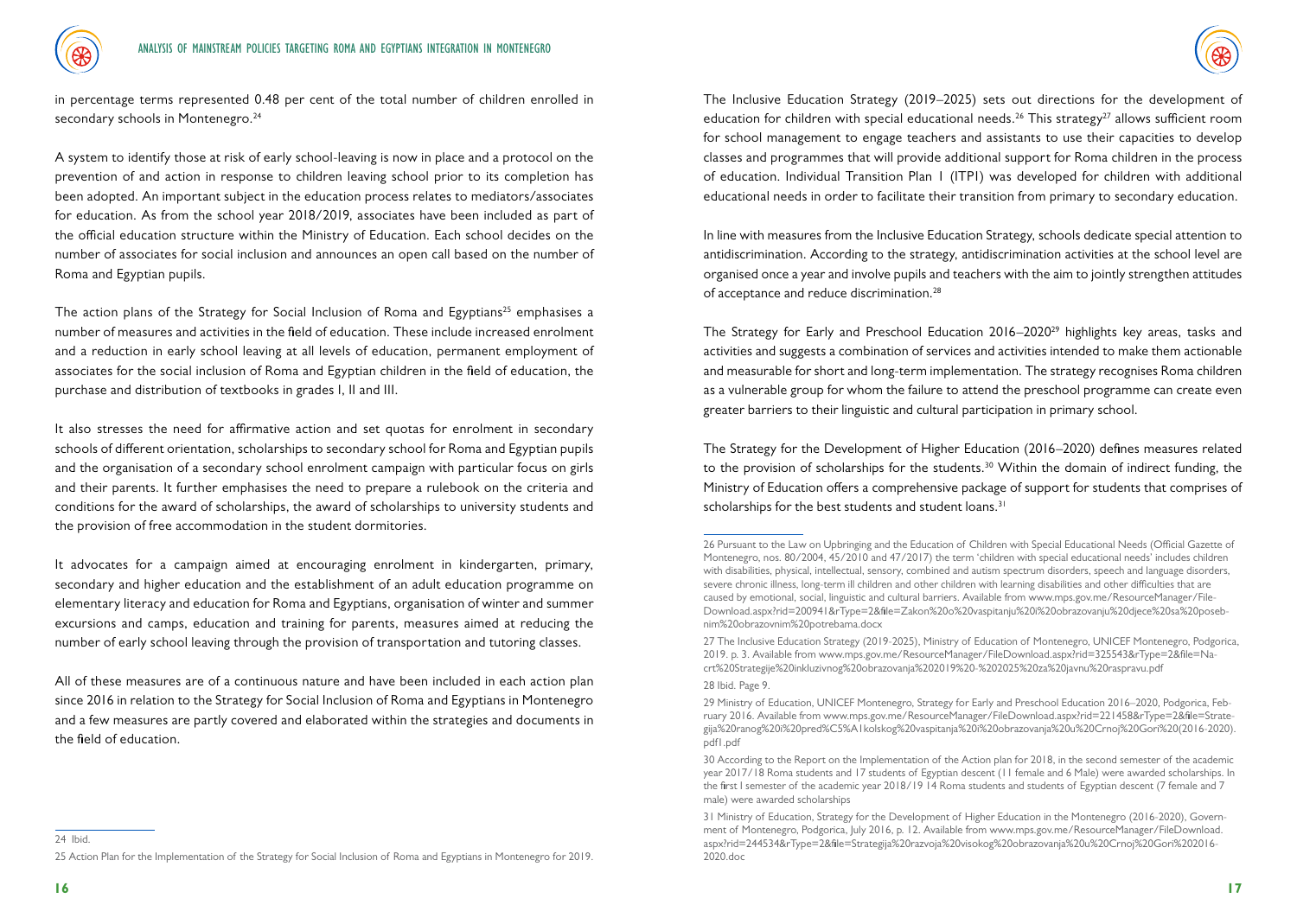in percentage terms represented 0.48 per cent of the total number of children enrolled in secondary schools in Montenegro.[24]

A system to identify those at risk of early school-leaving is now in place and a protocol on the prevention of and action in response to children leaving school prior to its completion has been adopted. An important subject in the education process relates to mediators/associates for education. As from the school year 2018/2019, associates have been included as part of the official education structure within the Ministry of Education. Each school decides on the number of associates for social inclusion and announces an open call based on the number of Roma and Egyptian pupils.

The action plans of the Strategy for Social Inclusion of Roma and Egyptians[25] emphasises a number of measures and activities in the field of education. These include increased enrolment and a reduction in early school leaving at all levels of education, permanent employment of associates for the social inclusion of Roma and Egyptian children in the field of education, the purchase and distribution of textbooks in grades I, II and III.

It also stresses the need for affirmative action and set quotas for enrolment in secondary schools of different orientation, scholarships to secondary school for Roma and Egyptian pupils and the organisation of a secondary school enrolment campaign with particular focus on girls and their parents. It further emphasises the need to prepare a rulebook on the criteria and conditions for the award of scholarships, the award of scholarships to university students and the provision of free accommodation in the student dormitories.

It advocates for a campaign aimed at encouraging enrolment in kindergarten, primary, secondary and higher education and the establishment of an adult education programme on elementary literacy and education for Roma and Egyptians, organisation of winter and summer excursions and camps, education and training for parents, measures aimed at reducing the number of early school leaving through the provision of transportation and tutoring classes.

All of these measures are of a continuous nature and have been included in each action plan since 2016 in relation to the Strategy for Social Inclusion of Roma and Egyptians in Montenegro and a few measures are partly covered and elaborated within the strategies and documents in the field of education.

24 Ibid.

25 Action Plan for the Implementation of the Strategy for Social Inclusion of Roma and Egyptians in Montenegro for 2019.

The Inclusive Education Strategy (2019–2025) sets out directions for the development of education for children with special educational needs.[26] This strategy[27] allows sufficient room for school management to engage teachers and assistants to use their capacities to develop classes and programmes that will provide additional support for Roma children in the process of education. Individual Transition Plan I (ITPI) was developed for children with additional educational needs in order to facilitate their transition from primary to secondary education.

In line with measures from the Inclusive Education Strategy, schools dedicate special attention to antidiscrimination. According to the strategy, antidiscrimination activities at the school level are organised once a year and involve pupils and teachers with the aim to jointly strengthen attitudes of acceptance and reduce discrimination.[28]

The Strategy for Early and Preschool Education 2016–2020[29] highlights key areas, tasks and activities and suggests a combination of services and activities intended to make them actionable and measurable for short and long-term implementation. The strategy recognises Roma children as a vulnerable group for whom the failure to attend the preschool programme can create even greater barriers to their linguistic and cultural participation in primary school.

The Strategy for the Development of Higher Education (2016–2020) defines measures related to the provision of scholarships for the students.[30] Within the domain of indirect funding, the Ministry of Education offers a comprehensive package of support for students that comprises of scholarships for the best students and student loans.[31]

26 Pursuant to the Law on Upbringing and the Education of Children with Special Educational Needs (Official Gazette of Montenegro, nos. 80/2004, 45/2010 and 47/2017) the term 'children with special educational needs' includes children with disabilities, physical, intellectual, sensory, combined and autism spectrum disorders, speech and language disorders, severe chronic illness, long-term ill children and other children with learning disabilities and other difficulties that are caused by emotional, social, linguistic and cultural barriers. Available from www.mps.gov.me/ResourceManager/FileDownload.aspx?rid=200941&rType=2&file=Zakon%20o%20vaspitanju%20i%20obrazovanju%20djece%20sa%20posebnim%20obrazovnim%20potrebama.docx

27 The Inclusive Education Strategy (2019-2025), Ministry of Education of Montenegro, UNICEF Montenegro, Podgorica, 2019. p. 3. Available from www.mps.gov.me/ResourceManager/FileDownload.aspx?rid=325543&rType=2&file=Nacrt%20Strategije%20inkluzivnog%20obrazovanja%202019%20-%202025%20za%20javnu%20raspravu.pdf

28 Ibid. Page 9.

29 Ministry of Education, UNICEF Montenegro, Strategy for Early and Preschool Education 2016–2020, Podgorica, February 2016. Available from www.mps.gov.me/ResourceManager/FileDownload.aspx?rid=221458&rType=2&file=Strategija%20ranog%20i%20pred%C5%A1kolskog%20vaspitanja%20i%20obrazovanja%20u%20Crnoj%20Gori%20(2016-2020).pdf1.pdf

30 According to the Report on the Implementation of the Action plan for 2018, in the second semester of the academic year 2017/18 Roma students and 17 students of Egyptian descent (11 female and 6 Male) were awarded scholarships. In the first I semester of the academic year 2018/19 14 Roma students and students of Egyptian descent (7 female and 7 male) were awarded scholarships

31 Ministry of Education, Strategy for the Development of Higher Education in the Montenegro (2016-2020), Government of Montenegro, Podgorica, July 2016, p. 12. Available from www.mps.gov.me/ResourceManager/FileDownload.aspx?rid=244534&rType=2&file=Strategija%20razvoja%20visokog%20obrazovanja%20u%20Crnoj%20Gori%202016-2020.doc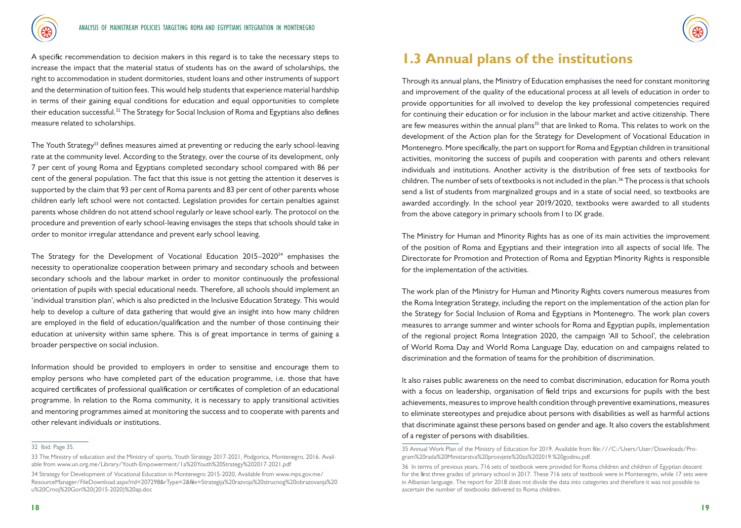A specific recommendation to decision makers in this regard is to take the necessary steps to increase the impact that the material status of students has on the award of scholarships, the right to accommodation in student dormitories, student loans and other instruments of support and the determination of tuition fees. This would help students that experience material hardship in terms of their gaining equal conditions for education and equal opportunities to complete their education successful.[32] The Strategy for Social Inclusion of Roma and Egyptians also defines measure related to scholarships.

The Youth Strategy[33] defines measures aimed at preventing or reducing the early school-leaving rate at the community level. According to the Strategy, over the course of its development, only 7 per cent of young Roma and Egyptians completed secondary school compared with 86 per cent of the general population. The fact that this issue is not getting the attention it deserves is supported by the claim that 93 per cent of Roma parents and 83 per cent of other parents whose children early left school were not contacted. Legislation provides for certain penalties against parents whose children do not attend school regularly or leave school early. The protocol on the procedure and prevention of early school-leaving envisages the steps that schools should take in order to monitor irregular attendance and prevent early school leaving.

The Strategy for the Development of Vocational Education 2015–2020[34] emphasises the necessity to operationalize cooperation between primary and secondary schools and between secondary schools and the labour market in order to monitor continuously the professional orientation of pupils with special educational needs. Therefore, all schools should implement an 'individual transition plan', which is also predicted in the Inclusive Education Strategy. This would help to develop a culture of data gathering that would give an insight into how many children are employed in the field of education/qualification and the number of those continuing their education at university within same sphere. This is of great importance in terms of gaining a broader perspective on social inclusion.

Information should be provided to employers in order to sensitise and encourage them to employ persons who have completed part of the education programme, i.e. those that have acquired certificates of professional qualification or certificates of completion of an educational programme. In relation to the Roma community, it is necessary to apply transitional activities and mentoring programmes aimed at monitoring the success and to cooperate with parents and other relevant individuals or institutions.

32 Ibid. Page 35.

33 The Ministry of education and the Ministry of sports, Youth Strategy 2017-2021, Podgorica, Montenegro, 2016. Available from www.un.org.me/Library/Youth-Empowerment/1a%20Youth%20Strategy%202017-2021.pdf

34 Strategy for Development of Vocational Education in Montenegro 2015-2020, Available from www.mps.gov.me/ResourceManager/FileDownload.aspx?rid=207298&rType=2&file=Strategija%20razvoja%20strucnog%20obrazovanja%20u%20Crnoj%20Gori%20(2015-2020)%20ap.doc

## 1.3 Annual plans of the institutions

Through its annual plans, the Ministry of Education emphasises the need for constant monitoring and improvement of the quality of the educational process at all levels of education in order to provide opportunities for all involved to develop the key professional competencies required for continuing their education or for inclusion in the labour market and active citizenship. There are few measures within the annual plans[35] that are linked to Roma. This relates to work on the development of the Action plan for the Strategy for Development of Vocational Education in Montenegro. More specifically, the part on support for Roma and Egyptian children in transitional activities, monitoring the success of pupils and cooperation with parents and others relevant individuals and institutions. Another activity is the distribution of free sets of textbooks for children. The number of sets of textbooks is not included in the plan.[36] The process is that schools send a list of students from marginalized groups and in a state of social need, so textbooks are awarded accordingly. In the school year 2019/2020, textbooks were awarded to all students from the above category in primary schools from I to IX grade.

The Ministry for Human and Minority Rights has as one of its main activities the improvement of the position of Roma and Egyptians and their integration into all aspects of social life. The Directorate for Promotion and Protection of Roma and Egyptian Minority Rights is responsible for the implementation of the activities.

The work plan of the Ministry for Human and Minority Rights covers numerous measures from the Roma Integration Strategy, including the report on the implementation of the action plan for the Strategy for Social Inclusion of Roma and Egyptians in Montenegro. The work plan covers measures to arrange summer and winter schools for Roma and Egyptian pupils, implementation of the regional project Roma Integration 2020, the campaign 'All to School', the celebration of World Roma Day and World Roma Language Day, education on and campaigns related to discrimination and the formation of teams for the prohibition of discrimination.

It also raises public awareness on the need to combat discrimination, education for Roma youth with a focus on leadership, organisation of field trips and excursions for pupils with the best achievements, measures to improve health condition through preventive examinations, measures to eliminate stereotypes and prejudice about persons with disabilities as well as harmful actions that discriminate against these persons based on gender and age. It also covers the establishment of a register of persons with disabilities.

35 Annual Work Plan of the Ministry of Education for 2019. Available from file:///C:/Users/User/Downloads/Program%20rada%20Ministarstva%20prosvjete%20za%202019.%20godinu.pdf.

36 In terms of previous years, 716 sets of textbook were provided for Roma children and children of Egyptian descent for the first three grades of primary school in 2017. These 716 sets of textbook were in Montenegrin, while 17 sets were in Albanian language. The report for 2018 does not divide the data into categories and therefore it was not possible to ascertain the number of textbooks delivered to Roma children.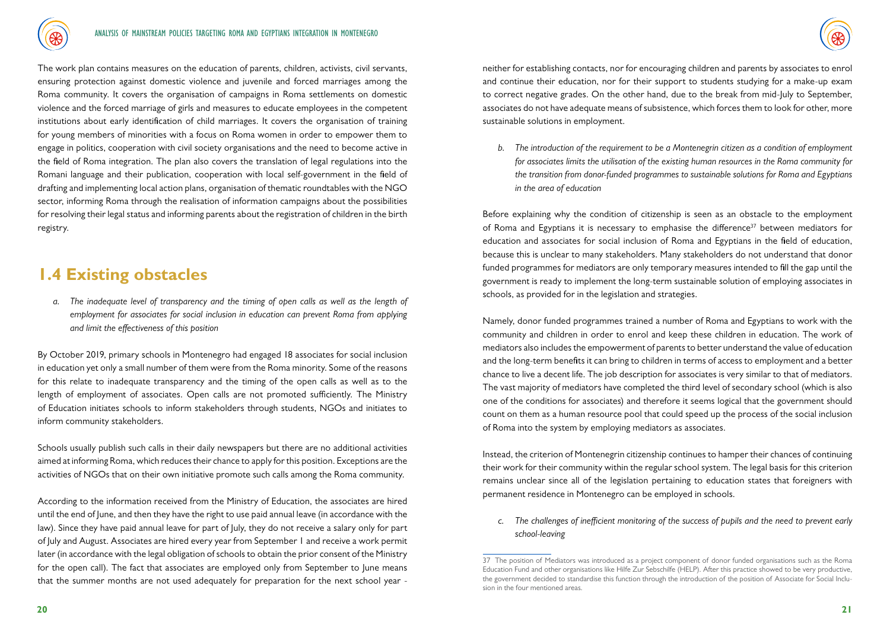The work plan contains measures on the education of parents, children, activists, civil servants, ensuring protection against domestic violence and juvenile and forced marriages among the Roma community. It covers the organisation of campaigns in Roma settlements on domestic violence and the forced marriage of girls and measures to educate employees in the competent institutions about early identification of child marriages. It covers the organisation of training for young members of minorities with a focus on Roma women in order to empower them to engage in politics, cooperation with civil society organisations and the need to become active in the field of Roma integration. The plan also covers the translation of legal regulations into the Romani language and their publication, cooperation with local self-government in the field of drafting and implementing local action plans, organisation of thematic roundtables with the NGO sector, informing Roma through the realisation of information campaigns about the possibilities for resolving their legal status and informing parents about the registration of children in the birth registry.

## 1.4 Existing obstacles

*a. The inadequate level of transparency and the timing of open calls as well as the length of employment for associates for social inclusion in education can prevent Roma from applying and limit the effectiveness of this position*

By October 2019, primary schools in Montenegro had engaged 18 associates for social inclusion in education yet only a small number of them were from the Roma minority. Some of the reasons for this relate to inadequate transparency and the timing of the open calls as well as to the length of employment of associates. Open calls are not promoted sufficiently. The Ministry of Education initiates schools to inform stakeholders through students, NGOs and initiates to inform community stakeholders.

Schools usually publish such calls in their daily newspapers but there are no additional activities aimed at informing Roma, which reduces their chance to apply for this position. Exceptions are the activities of NGOs that on their own initiative promote such calls among the Roma community.

According to the information received from the Ministry of Education, the associates are hired until the end of June, and then they have the right to use paid annual leave (in accordance with the law). Since they have paid annual leave for part of July, they do not receive a salary only for part of July and August. Associates are hired every year from September 1 and receive a work permit later (in accordance with the legal obligation of schools to obtain the prior consent of the Ministry for the open call). The fact that associates are employed only from September to June means that the summer months are not used adequately for preparation for the next school year - neither for establishing contacts, nor for encouraging children and parents by associates to enrol and continue their education, nor for their support to students studying for a make-up exam to correct negative grades. On the other hand, due to the break from mid-July to September, associates do not have adequate means of subsistence, which forces them to look for other, more sustainable solutions in employment.

*b. The introduction of the requirement to be a Montenegrin citizen as a condition of employment for associates limits the utilisation of the existing human resources in the Roma community for the transition from donor-funded programmes to sustainable solutions for Roma and Egyptians in the area of education*

Before explaining why the condition of citizenship is seen as an obstacle to the employment of Roma and Egyptians it is necessary to emphasise the difference[37] between mediators for education and associates for social inclusion of Roma and Egyptians in the field of education, because this is unclear to many stakeholders. Many stakeholders do not understand that donor funded programmes for mediators are only temporary measures intended to fill the gap until the government is ready to implement the long-term sustainable solution of employing associates in schools, as provided for in the legislation and strategies.

Namely, donor funded programmes trained a number of Roma and Egyptians to work with the community and children in order to enrol and keep these children in education. The work of mediators also includes the empowerment of parents to better understand the value of education and the long-term benefits it can bring to children in terms of access to employment and a better chance to live a decent life. The job description for associates is very similar to that of mediators. The vast majority of mediators have completed the third level of secondary school (which is also one of the conditions for associates) and therefore it seems logical that the government should count on them as a human resource pool that could speed up the process of the social inclusion of Roma into the system by employing mediators as associates.

Instead, the criterion of Montenegrin citizenship continues to hamper their chances of continuing their work for their community within the regular school system. The legal basis for this criterion remains unclear since all of the legislation pertaining to education states that foreigners with permanent residence in Montenegro can be employed in schools.

*c. The challenges of inefficient monitoring of the success of pupils and the need to prevent early school-leaving*

---

[37] The position of Mediators was introduced as a project component of donor funded organisations such as the Roma Education Fund and other organisations like Hilfe Zur Sebschilfe (HELP). After this practice showed to be very productive, the government decided to standardise this function through the introduction of the position of Associate for Social Inclusion in the four mentioned areas.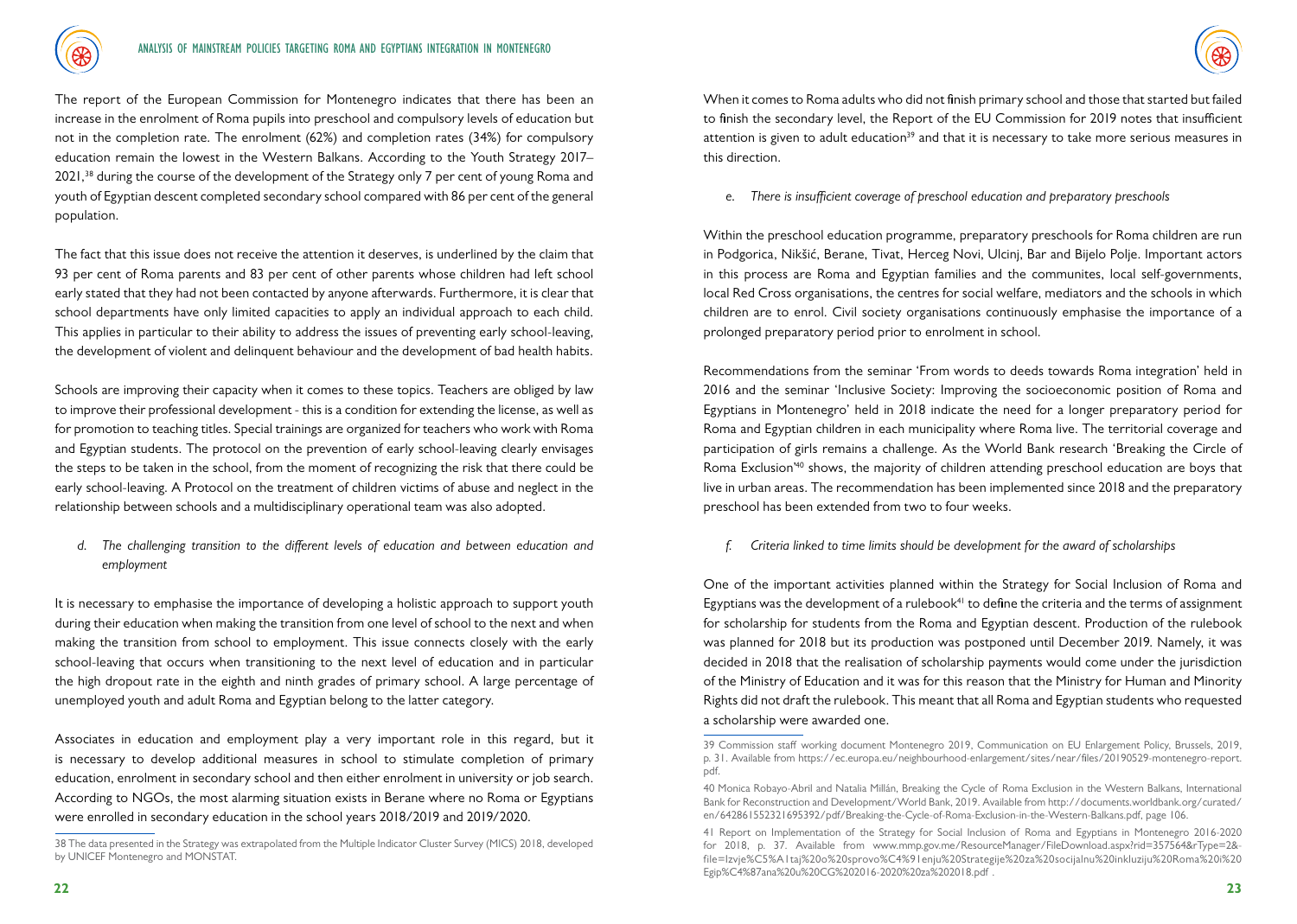The report of the European Commission for Montenegro indicates that there has been an increase in the enrolment of Roma pupils into preschool and compulsory levels of education but not in the completion rate. The enrolment (62%) and completion rates (34%) for compulsory education remain the lowest in the Western Balkans. According to the Youth Strategy 2017–2021,[38] during the course of the development of the Strategy only 7 per cent of young Roma and youth of Egyptian descent completed secondary school compared with 86 per cent of the general population.

The fact that this issue does not receive the attention it deserves, is underlined by the claim that 93 per cent of Roma parents and 83 per cent of other parents whose children had left school early stated that they had not been contacted by anyone afterwards. Furthermore, it is clear that school departments have only limited capacities to apply an individual approach to each child. This applies in particular to their ability to address the issues of preventing early school-leaving, the development of violent and delinquent behaviour and the development of bad health habits.

Schools are improving their capacity when it comes to these topics. Teachers are obliged by law to improve their professional development - this is a condition for extending the license, as well as for promotion to teaching titles. Special trainings are organized for teachers who work with Roma and Egyptian students. The protocol on the prevention of early school-leaving clearly envisages the steps to be taken in the school, from the moment of recognizing the risk that there could be early school-leaving. A Protocol on the treatment of children victims of abuse and neglect in the relationship between schools and a multidisciplinary operational team was also adopted.

*d. The challenging transition to the different levels of education and between education and employment*

It is necessary to emphasise the importance of developing a holistic approach to support youth during their education when making the transition from one level of school to the next and when making the transition from school to employment. This issue connects closely with the early school-leaving that occurs when transitioning to the next level of education and in particular the high dropout rate in the eighth and ninth grades of primary school. A large percentage of unemployed youth and adult Roma and Egyptian belong to the latter category.

Associates in education and employment play a very important role in this regard, but it is necessary to develop additional measures in school to stimulate completion of primary education, enrolment in secondary school and then either enrolment in university or job search. According to NGOs, the most alarming situation exists in Berane where no Roma or Egyptians were enrolled in secondary education in the school years 2018/2019 and 2019/2020.

When it comes to Roma adults who did not finish primary school and those that started but failed to finish the secondary level, the Report of the EU Commission for 2019 notes that insufficient attention is given to adult education[39] and that it is necessary to take more serious measures in this direction.

*e. There is insufficient coverage of preschool education and preparatory preschools*

Within the preschool education programme, preparatory preschools for Roma children are run in Podgorica, Nikšić, Berane, Tivat, Herceg Novi, Ulcinj, Bar and Bijelo Polje. Important actors in this process are Roma and Egyptian families and the communites, local self-governments, local Red Cross organisations, the centres for social welfare, mediators and the schools in which children are to enrol. Civil society organisations continuously emphasise the importance of a prolonged preparatory period prior to enrolment in school.

Recommendations from the seminar 'From words to deeds towards Roma integration' held in 2016 and the seminar 'Inclusive Society: Improving the socioeconomic position of Roma and Egyptians in Montenegro' held in 2018 indicate the need for a longer preparatory period for Roma and Egyptian children in each municipality where Roma live. The territorial coverage and participation of girls remains a challenge. As the World Bank research 'Breaking the Circle of Roma Exclusion'[40] shows, the majority of children attending preschool education are boys that live in urban areas. The recommendation has been implemented since 2018 and the preparatory preschool has been extended from two to four weeks.

*f. Criteria linked to time limits should be development for the award of scholarships*

One of the important activities planned within the Strategy for Social Inclusion of Roma and Egyptians was the development of a rulebook[41] to define the criteria and the terms of assignment for scholarship for students from the Roma and Egyptian descent. Production of the rulebook was planned for 2018 but its production was postponed until December 2019. Namely, it was decided in 2018 that the realisation of scholarship payments would come under the jurisdiction of the Ministry of Education and it was for this reason that the Ministry for Human and Minority Rights did not draft the rulebook. This meant that all Roma and Egyptian students who requested a scholarship were awarded one.

---

38 The data presented in the Strategy was extrapolated from the Multiple Indicator Cluster Survey (MICS) 2018, developed by UNICEF Montenegro and MONSTAT.

39 Commission staff working document Montenegro 2019, Communication on EU Enlargement Policy, Brussels, 2019, p. 31. Available from https://ec.europa.eu/neighbourhood-enlargement/sites/near/files/20190529-montenegro-report.pdf.

40 Monica Robayo-Abril and Natalia Millán, Breaking the Cycle of Roma Exclusion in the Western Balkans, International Bank for Reconstruction and Development/World Bank, 2019. Available from http://documents.worldbank.org/curated/en/642861552321695392/pdf/Breaking-the-Cycle-of-Roma-Exclusion-in-the-Western-Balkans.pdf, page 106.

41 Report on Implementation of the Strategy for Social Inclusion of Roma and Egyptians in Montenegro 2016-2020 for 2018, p. 37. Available from www.mmp.gov.me/ResourceManager/FileDownload.aspx?rid=357564&rType=2&file=Izvje%C5%A1taj%20o%20sprovo%C4%91enju%20Strategije%20za%20socijalnu%20inkluziju%20Roma%20i%20Egip%C4%87ana%20u%20CG%202016-2020%20za%202018.pdf .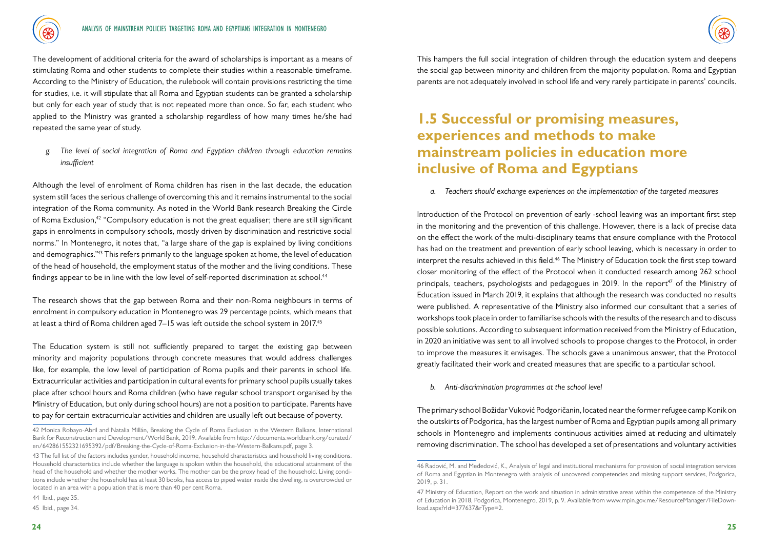The development of additional criteria for the award of scholarships is important as a means of stimulating Roma and other students to complete their studies within a reasonable timeframe. According to the Ministry of Education, the rulebook will contain provisions restricting the time for studies, i.e. it will stipulate that all Roma and Egyptian students can be granted a scholarship but only for each year of study that is not repeated more than once. So far, each student who applied to the Ministry was granted a scholarship regardless of how many times he/she had repeated the same year of study.

*g. The level of social integration of Roma and Egyptian children through education remains insufficient*

Although the level of enrolment of Roma children has risen in the last decade, the education system still faces the serious challenge of overcoming this and it remains instrumental to the social integration of the Roma community. As noted in the World Bank research Breaking the Circle of Roma Exclusion,[42] "Compulsory education is not the great equaliser; there are still significant gaps in enrolments in compulsory schools, mostly driven by discrimination and restrictive social norms." In Montenegro, it notes that, "a large share of the gap is explained by living conditions and demographics."[43] This refers primarily to the language spoken at home, the level of education of the head of household, the employment status of the mother and the living conditions. These findings appear to be in line with the low level of self-reported discrimination at school.[44]

The research shows that the gap between Roma and their non-Roma neighbours in terms of enrolment in compulsory education in Montenegro was 29 percentage points, which means that at least a third of Roma children aged 7–15 was left outside the school system in 2017.[45]

The Education system is still not sufficiently prepared to target the existing gap between minority and majority populations through concrete measures that would address challenges like, for example, the low level of participation of Roma pupils and their parents in school life. Extracurricular activities and participation in cultural events for primary school pupils usually takes place after school hours and Roma children (who have regular school transport organised by the Ministry of Education, but only during school hours) are not a position to participate. Parents have to pay for certain extracurricular activities and children are usually left out because of poverty. This hampers the full social integration of children through the education system and deepens the social gap between minority and children from the majority population. Roma and Egyptian parents are not adequately involved in school life and very rarely participate in parents' councils.

## 1.5 Successful or promising measures, experiences and methods to make mainstream policies in education more inclusive of Roma and Egyptians

*a. Teachers should exchange experiences on the implementation of the targeted measures*

Introduction of the Protocol on prevention of early -school leaving was an important first step in the monitoring and the prevention of this challenge. However, there is a lack of precise data on the effect the work of the multi-disciplinary teams that ensure compliance with the Protocol has had on the treatment and prevention of early school leaving, which is necessary in order to interpret the results achieved in this field.[46] The Ministry of Education took the first step toward closer monitoring of the effect of the Protocol when it conducted research among 262 school principals, teachers, psychologists and pedagogues in 2019. In the report[47] of the Ministry of Education issued in March 2019, it explains that although the research was conducted no results were published. A representative of the Ministry also informed our consultant that a series of workshops took place in order to familiarise schools with the results of the research and to discuss possible solutions. According to subsequent information received from the Ministry of Education, in 2020 an initiative was sent to all involved schools to propose changes to the Protocol, in order to improve the measures it envisages. The schools gave a unanimous answer, that the Protocol greatly facilitated their work and created measures that are specific to a particular school.

*b. Anti-discrimination programmes at the school level*

The primary school Božidar Vuković Podgoričanin, located near the former refugee camp Konik on the outskirts of Podgorica, has the largest number of Roma and Egyptian pupils among all primary schools in Montenegro and implements continuous activities aimed at reducing and ultimately removing discrimination. The school has developed a set of presentations and voluntary activities

---

42 Monica Robayo-Abril and Natalia Millán, Breaking the Cycle of Roma Exclusion in the Western Balkans, International Bank for Reconstruction and Development/World Bank, 2019. Available from http://documents.worldbank.org/curated/en/642861552321695392/pdf/Breaking-the-Cycle-of-Roma-Exclusion-in-the-Western-Balkans.pdf, page 3.

43 The full list of the factors includes gender, household income, household characteristics and household living conditions. Household characteristics include whether the language is spoken within the household, the educational attainment of the head of the household and whether the mother works. The mother can be the proxy head of the household. Living conditions include whether the household has at least 30 books, has access to piped water inside the dwelling, is overcrowded or located in an area with a population that is more than 40 per cent Roma.

44 Ibid., page 35.

45 Ibid., page 34.

46 Radović, M. and Međedović, K., Analysis of legal and institutional mechanisms for provision of social integration services of Roma and Egyptian in Montenegro with analysis of uncovered competencies and missing support services, Podgorica, 2019, p. 31.

47 Ministry of Education, Report on the work and situation in administrative areas within the competence of the Ministry of Education in 2018, Podgorica, Montenegro, 2019, p. 9. Available from www.mpin.gov.me/ResourceManager/FileDownload.aspx?rId=377637&rType=2.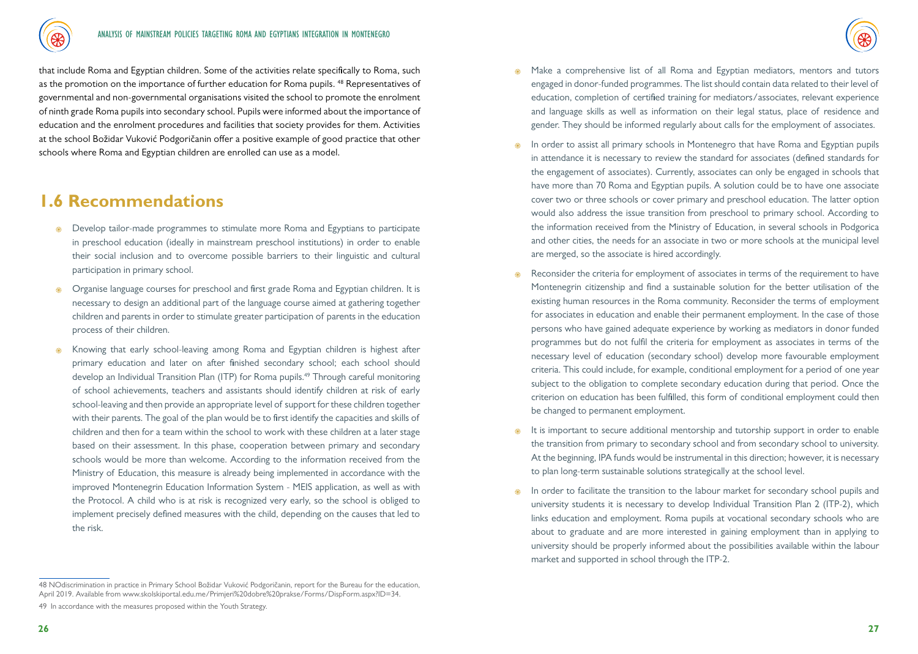that include Roma and Egyptian children. Some of the activities relate specifically to Roma, such as the promotion on the importance of further education for Roma pupils. [48] Representatives of governmental and non-governmental organisations visited the school to promote the enrolment of ninth grade Roma pupils into secondary school. Pupils were informed about the importance of education and the enrolment procedures and facilities that society provides for them. Activities at the school Božidar Vuković Podgoričanin offer a positive example of good practice that other schools where Roma and Egyptian children are enrolled can use as a model.

## 1.6 Recommendations

- Develop tailor-made programmes to stimulate more Roma and Egyptians to participate in preschool education (ideally in mainstream preschool institutions) in order to enable their social inclusion and to overcome possible barriers to their linguistic and cultural participation in primary school.
- Organise language courses for preschool and first grade Roma and Egyptian children. It is necessary to design an additional part of the language course aimed at gathering together children and parents in order to stimulate greater participation of parents in the education process of their children.
- Knowing that early school-leaving among Roma and Egyptian children is highest after primary education and later on after finished secondary school; each school should develop an Individual Transition Plan (ITP) for Roma pupils.[49] Through careful monitoring of school achievements, teachers and assistants should identify children at risk of early school-leaving and then provide an appropriate level of support for these children together with their parents. The goal of the plan would be to first identify the capacities and skills of children and then for a team within the school to work with these children at a later stage based on their assessment. In this phase, cooperation between primary and secondary schools would be more than welcome. According to the information received from the Ministry of Education, this measure is already being implemented in accordance with the improved Montenegrin Education Information System - MEIS application, as well as with the Protocol. A child who is at risk is recognized very early, so the school is obliged to implement precisely defined measures with the child, depending on the causes that led to the risk.
- Make a comprehensive list of all Roma and Egyptian mediators, mentors and tutors engaged in donor-funded programmes. The list should contain data related to their level of education, completion of certified training for mediators/associates, relevant experience and language skills as well as information on their legal status, place of residence and gender. They should be informed regularly about calls for the employment of associates.
- In order to assist all primary schools in Montenegro that have Roma and Egyptian pupils in attendance it is necessary to review the standard for associates (defined standards for the engagement of associates). Currently, associates can only be engaged in schools that have more than 70 Roma and Egyptian pupils. A solution could be to have one associate cover two or three schools or cover primary and preschool education. The latter option would also address the issue transition from preschool to primary school. According to the information received from the Ministry of Education, in several schools in Podgorica and other cities, the needs for an associate in two or more schools at the municipal level are merged, so the associate is hired accordingly.
- Reconsider the criteria for employment of associates in terms of the requirement to have Montenegrin citizenship and find a sustainable solution for the better utilisation of the existing human resources in the Roma community. Reconsider the terms of employment for associates in education and enable their permanent employment. In the case of those persons who have gained adequate experience by working as mediators in donor funded programmes but do not fulfil the criteria for employment as associates in terms of the necessary level of education (secondary school) develop more favourable employment criteria. This could include, for example, conditional employment for a period of one year subject to the obligation to complete secondary education during that period. Once the criterion on education has been fulfilled, this form of conditional employment could then be changed to permanent employment.
- It is important to secure additional mentorship and tutorship support in order to enable the transition from primary to secondary school and from secondary school to university. At the beginning, IPA funds would be instrumental in this direction; however, it is necessary to plan long-term sustainable solutions strategically at the school level.
- In order to facilitate the transition to the labour market for secondary school pupils and university students it is necessary to develop Individual Transition Plan 2 (ITP-2), which links education and employment. Roma pupils at vocational secondary schools who are about to graduate and are more interested in gaining employment than in applying to university should be properly informed about the possibilities available within the labour market and supported in school through the ITP-2.

---

48 NOdiscrimination in practice in Primary School Božidar Vuković Podgoričanin, report for the Bureau for the education, April 2019. Available from www.skolskiportal.edu.me/Primjeri%20dobre%20prakse/Forms/DispForm.aspx?ID=34.

49 In accordance with the measures proposed within the Youth Strategy.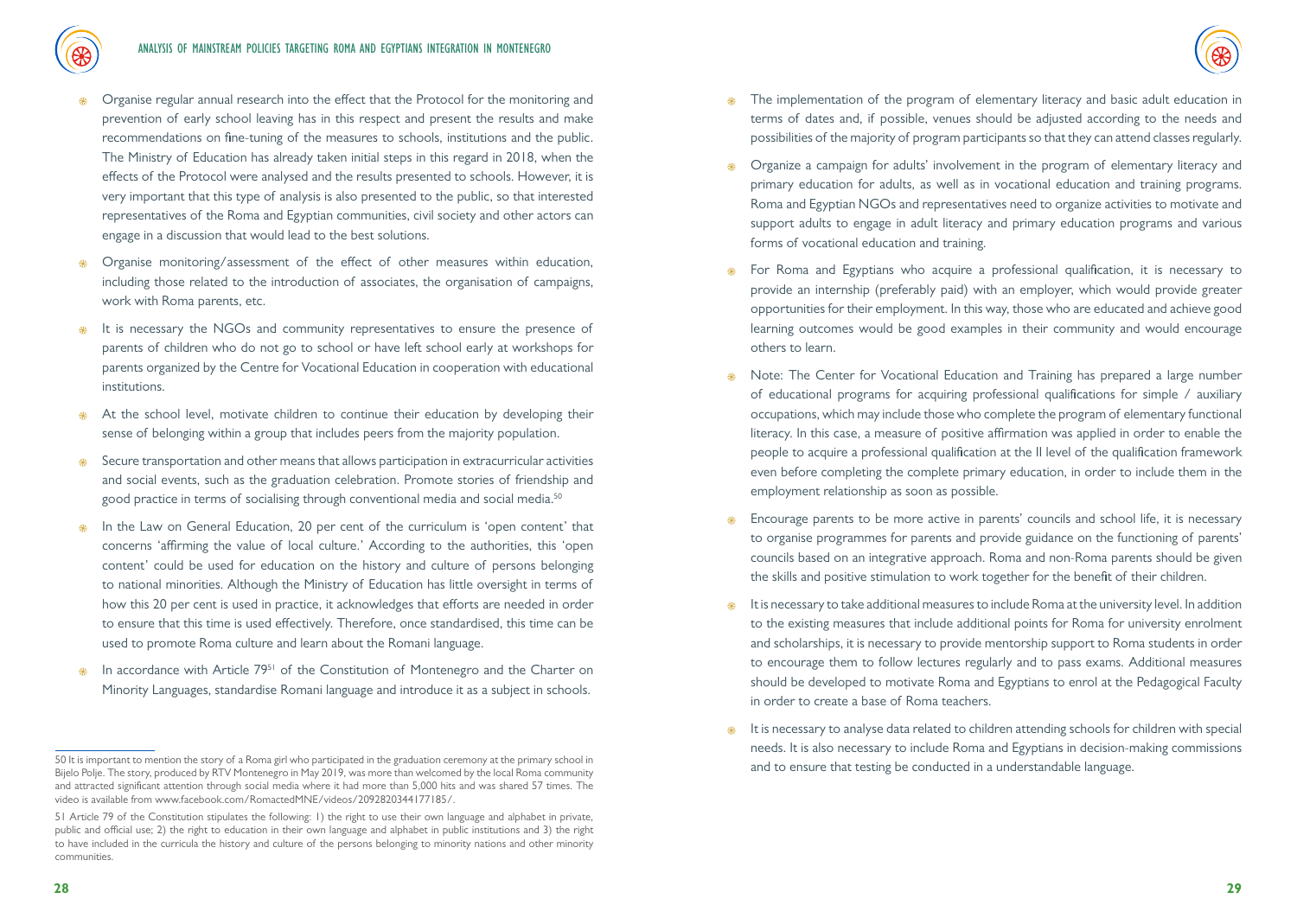- Organise regular annual research into the effect that the Protocol for the monitoring and prevention of early school leaving has in this respect and present the results and make recommendations on fine-tuning of the measures to schools, institutions and the public. The Ministry of Education has already taken initial steps in this regard in 2018, when the effects of the Protocol were analysed and the results presented to schools. However, it is very important that this type of analysis is also presented to the public, so that interested representatives of the Roma and Egyptian communities, civil society and other actors can engage in a discussion that would lead to the best solutions.
- Organise monitoring/assessment of the effect of other measures within education, including those related to the introduction of associates, the organisation of campaigns, work with Roma parents, etc.
- It is necessary the NGOs and community representatives to ensure the presence of parents of children who do not go to school or have left school early at workshops for parents organized by the Centre for Vocational Education in cooperation with educational institutions.
- At the school level, motivate children to continue their education by developing their sense of belonging within a group that includes peers from the majority population.
- Secure transportation and other means that allows participation in extracurricular activities and social events, such as the graduation celebration. Promote stories of friendship and good practice in terms of socialising through conventional media and social media.[50]
- In the Law on General Education, 20 per cent of the curriculum is 'open content' that concerns 'affirming the value of local culture.' According to the authorities, this 'open content' could be used for education on the history and culture of persons belonging to national minorities. Although the Ministry of Education has little oversight in terms of how this 20 per cent is used in practice, it acknowledges that efforts are needed in order to ensure that this time is used effectively. Therefore, once standardised, this time can be used to promote Roma culture and learn about the Romani language.
- In accordance with Article 79[51] of the Constitution of Montenegro and the Charter on Minority Languages, standardise Romani language and introduce it as a subject in schools.
- The implementation of the program of elementary literacy and basic adult education in terms of dates and, if possible, venues should be adjusted according to the needs and possibilities of the majority of program participants so that they can attend classes regularly.
- Organize a campaign for adults' involvement in the program of elementary literacy and primary education for adults, as well as in vocational education and training programs. Roma and Egyptian NGOs and representatives need to organize activities to motivate and support adults to engage in adult literacy and primary education programs and various forms of vocational education and training.
- For Roma and Egyptians who acquire a professional qualification, it is necessary to provide an internship (preferably paid) with an employer, which would provide greater opportunities for their employment. In this way, those who are educated and achieve good learning outcomes would be good examples in their community and would encourage others to learn.
- Note: The Center for Vocational Education and Training has prepared a large number of educational programs for acquiring professional qualifications for simple / auxiliary occupations, which may include those who complete the program of elementary functional literacy. In this case, a measure of positive affirmation was applied in order to enable the people to acquire a professional qualification at the II level of the qualification framework even before completing the complete primary education, in order to include them in the employment relationship as soon as possible.
- Encourage parents to be more active in parents' councils and school life, it is necessary to organise programmes for parents and provide guidance on the functioning of parents' councils based on an integrative approach. Roma and non-Roma parents should be given the skills and positive stimulation to work together for the benefit of their children.
- It is necessary to take additional measures to include Roma at the university level. In addition to the existing measures that include additional points for Roma for university enrolment and scholarships, it is necessary to provide mentorship support to Roma students in order to encourage them to follow lectures regularly and to pass exams. Additional measures should be developed to motivate Roma and Egyptians to enrol at the Pedagogical Faculty in order to create a base of Roma teachers.
- It is necessary to analyse data related to children attending schools for children with special needs. It is also necessary to include Roma and Egyptians in decision-making commissions and to ensure that testing be conducted in a understandable language.

---

50 It is important to mention the story of a Roma girl who participated in the graduation ceremony at the primary school in Bijelo Polje. The story, produced by RTV Montenegro in May 2019, was more than welcomed by the local Roma community and attracted significant attention through social media where it had more than 5,000 hits and was shared 57 times. The video is available from www.facebook.com/RomactedMNE/videos/2092820344177185/.

51 Article 79 of the Constitution stipulates the following: 1) the right to use their own language and alphabet in private, public and official use; 2) the right to education in their own language and alphabet in public institutions and 3) the right to have included in the curricula the history and culture of the persons belonging to minority nations and other minority communities.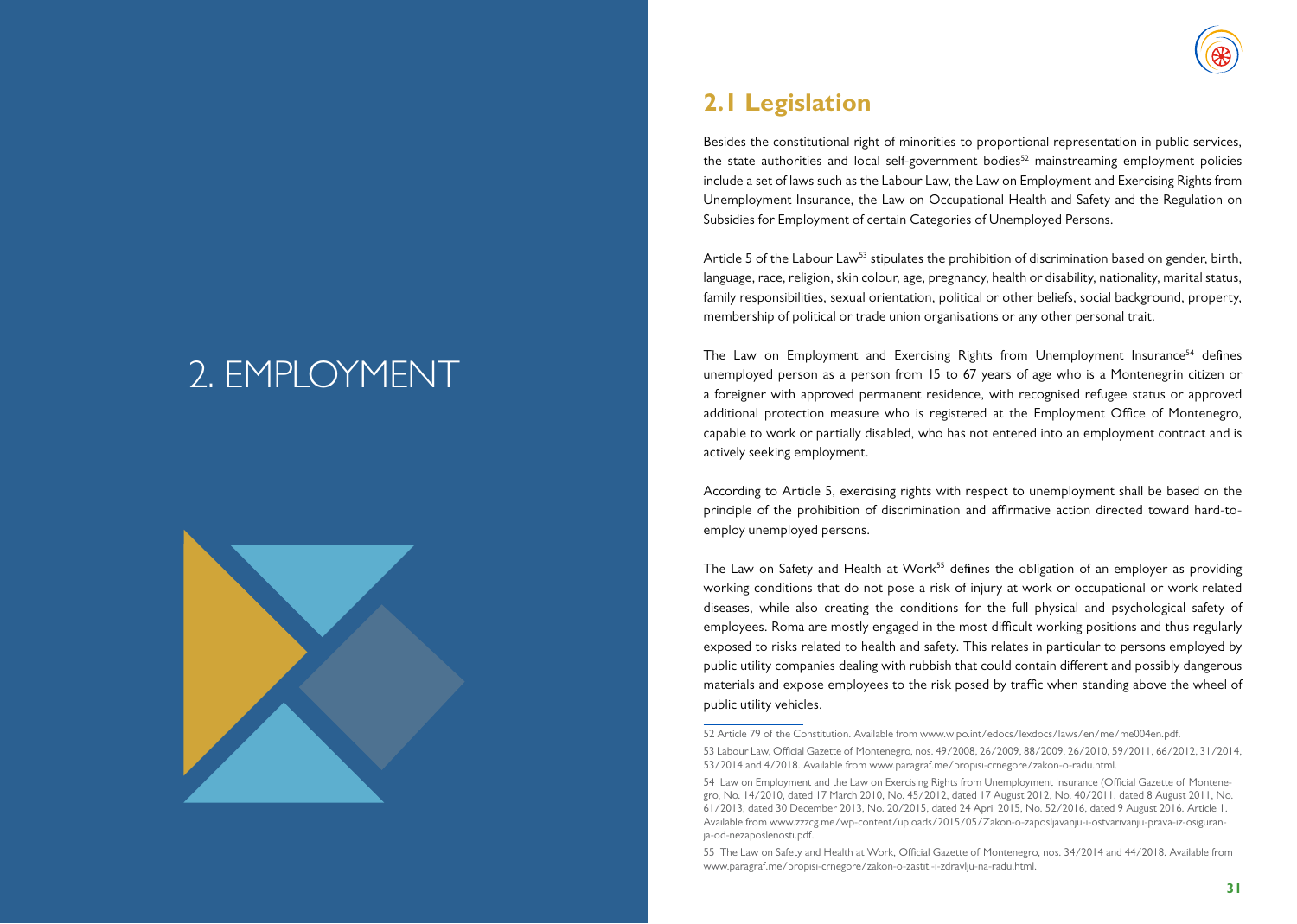# 2. EMPLOYMENT

## 2.1 Legislation

Besides the constitutional right of minorities to proportional representation in public services, the state authorities and local self-government bodies[52] mainstreaming employment policies include a set of laws such as the Labour Law, the Law on Employment and Exercising Rights from Unemployment Insurance, the Law on Occupational Health and Safety and the Regulation on Subsidies for Employment of certain Categories of Unemployed Persons.

Article 5 of the Labour Law[53] stipulates the prohibition of discrimination based on gender, birth, language, race, religion, skin colour, age, pregnancy, health or disability, nationality, marital status, family responsibilities, sexual orientation, political or other beliefs, social background, property, membership of political or trade union organisations or any other personal trait.

The Law on Employment and Exercising Rights from Unemployment Insurance[54] defines unemployed person as a person from 15 to 67 years of age who is a Montenegrin citizen or a foreigner with approved permanent residence, with recognised refugee status or approved additional protection measure who is registered at the Employment Office of Montenegro, capable to work or partially disabled, who has not entered into an employment contract and is actively seeking employment.

According to Article 5, exercising rights with respect to unemployment shall be based on the principle of the prohibition of discrimination and affirmative action directed toward hard-to-employ unemployed persons.

The Law on Safety and Health at Work[55] defines the obligation of an employer as providing working conditions that do not pose a risk of injury at work or occupational or work related diseases, while also creating the conditions for the full physical and psychological safety of employees. Roma are mostly engaged in the most difficult working positions and thus regularly exposed to risks related to health and safety. This relates in particular to persons employed by public utility companies dealing with rubbish that could contain different and possibly dangerous materials and expose employees to the risk posed by traffic when standing above the wheel of public utility vehicles.

---

52 Article 79 of the Constitution. Available from www.wipo.int/edocs/lexdocs/laws/en/me/me004en.pdf.

53 Labour Law, Official Gazette of Montenegro, nos. 49/2008, 26/2009, 88/2009, 26/2010, 59/2011, 66/2012, 31/2014, 53/2014 and 4/2018. Available from www.paragraf.me/propisi-crnegore/zakon-o-radu.html.

54 Law on Employment and the Law on Exercising Rights from Unemployment Insurance (Official Gazette of Montenegro, No. 14/2010, dated 17 March 2010, No. 45/2012, dated 17 August 2012, No. 40/2011, dated 8 August 2011, No. 61/2013, dated 30 December 2013, No. 20/2015, dated 24 April 2015, No. 52/2016, dated 9 August 2016. Article 1. Available from www.zzzcg.me/wp-content/uploads/2015/05/Zakon-o-zaposljavanju-i-ostvarivanju-prava-iz-osiguranja-od-nezaposlenosti.pdf.

55 The Law on Safety and Health at Work, Official Gazette of Montenegro, nos. 34/2014 and 44/2018. Available from www.paragraf.me/propisi-crnegore/zakon-o-zastiti-i-zdravlju-na-radu.html.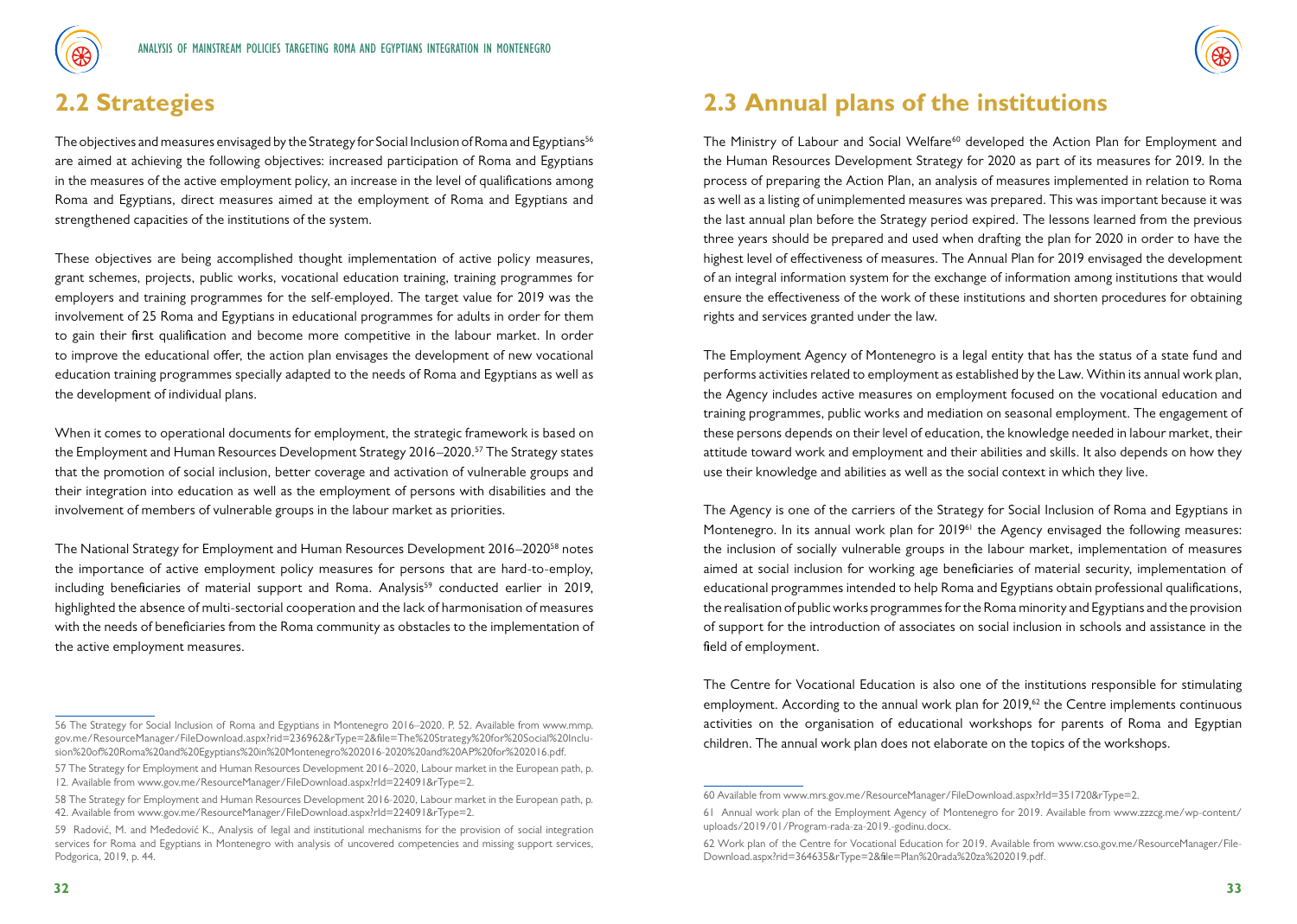## 2.2 Strategies

The objectives and measures envisaged by the Strategy for Social Inclusion of Roma and Egyptians[56] are aimed at achieving the following objectives: increased participation of Roma and Egyptians in the measures of the active employment policy, an increase in the level of qualifications among Roma and Egyptians, direct measures aimed at the employment of Roma and Egyptians and strengthened capacities of the institutions of the system.

These objectives are being accomplished thought implementation of active policy measures, grant schemes, projects, public works, vocational education training, training programmes for employers and training programmes for the self-employed. The target value for 2019 was the involvement of 25 Roma and Egyptians in educational programmes for adults in order for them to gain their first qualification and become more competitive in the labour market. In order to improve the educational offer, the action plan envisages the development of new vocational education training programmes specially adapted to the needs of Roma and Egyptians as well as the development of individual plans.

When it comes to operational documents for employment, the strategic framework is based on the Employment and Human Resources Development Strategy 2016–2020.[57] The Strategy states that the promotion of social inclusion, better coverage and activation of vulnerable groups and their integration into education as well as the employment of persons with disabilities and the involvement of members of vulnerable groups in the labour market as priorities.

The National Strategy for Employment and Human Resources Development 2016–2020[58] notes the importance of active employment policy measures for persons that are hard-to-employ, including beneficiaries of material support and Roma. Analysis[59] conducted earlier in 2019, highlighted the absence of multi-sectorial cooperation and the lack of harmonisation of measures with the needs of beneficiaries from the Roma community as obstacles to the implementation of the active employment measures.

56 The Strategy for Social Inclusion of Roma and Egyptians in Montenegro 2016–2020. P. 52. Available from www.mmp.gov.me/ResourceManager/FileDownload.aspx?rid=236962&rType=2&file=The%20Strategy%20for%20Social%20Inclusion%20of%20Roma%20and%20Egyptians%20in%20Montenegro%202016-2020%20and%20AP%20for%202016.pdf.

57 The Strategy for Employment and Human Resources Development 2016–2020, Labour market in the European path, p. 12. Available from www.gov.me/ResourceManager/FileDownload.aspx?rId=224091&rType=2.

58 The Strategy for Employment and Human Resources Development 2016-2020, Labour market in the European path, p. 42. Available from www.gov.me/ResourceManager/FileDownload.aspx?rId=224091&rType=2.

59 Radović, M. and Međedović K., Analysis of legal and institutional mechanisms for the provision of social integration services for Roma and Egyptians in Montenegro with analysis of uncovered competencies and missing support services, Podgorica, 2019, p. 44.

## 2.3 Annual plans of the institutions

The Ministry of Labour and Social Welfare[60] developed the Action Plan for Employment and the Human Resources Development Strategy for 2020 as part of its measures for 2019. In the process of preparing the Action Plan, an analysis of measures implemented in relation to Roma as well as a listing of unimplemented measures was prepared. This was important because it was the last annual plan before the Strategy period expired. The lessons learned from the previous three years should be prepared and used when drafting the plan for 2020 in order to have the highest level of effectiveness of measures. The Annual Plan for 2019 envisaged the development of an integral information system for the exchange of information among institutions that would ensure the effectiveness of the work of these institutions and shorten procedures for obtaining rights and services granted under the law.

The Employment Agency of Montenegro is a legal entity that has the status of a state fund and performs activities related to employment as established by the Law. Within its annual work plan, the Agency includes active measures on employment focused on the vocational education and training programmes, public works and mediation on seasonal employment. The engagement of these persons depends on their level of education, the knowledge needed in labour market, their attitude toward work and employment and their abilities and skills. It also depends on how they use their knowledge and abilities as well as the social context in which they live.

The Agency is one of the carriers of the Strategy for Social Inclusion of Roma and Egyptians in Montenegro. In its annual work plan for 2019[61] the Agency envisaged the following measures: the inclusion of socially vulnerable groups in the labour market, implementation of measures aimed at social inclusion for working age beneficiaries of material security, implementation of educational programmes intended to help Roma and Egyptians obtain professional qualifications, the realisation of public works programmes for the Roma minority and Egyptians and the provision of support for the introduction of associates on social inclusion in schools and assistance in the field of employment.

The Centre for Vocational Education is also one of the institutions responsible for stimulating employment. According to the annual work plan for 2019,[62] the Centre implements continuous activities on the organisation of educational workshops for parents of Roma and Egyptian children. The annual work plan does not elaborate on the topics of the workshops.

60 Available from www.mrs.gov.me/ResourceManager/FileDownload.aspx?rId=351720&rType=2.

61 Annual work plan of the Employment Agency of Montenegro for 2019. Available from www.zzzcg.me/wp-content/uploads/2019/01/Program-rada-za-2019.-godinu.docx.

62 Work plan of the Centre for Vocational Education for 2019. Available from www.cso.gov.me/ResourceManager/FileDownload.aspx?rid=364635&rType=2&file=Plan%20rada%20za%202019.pdf.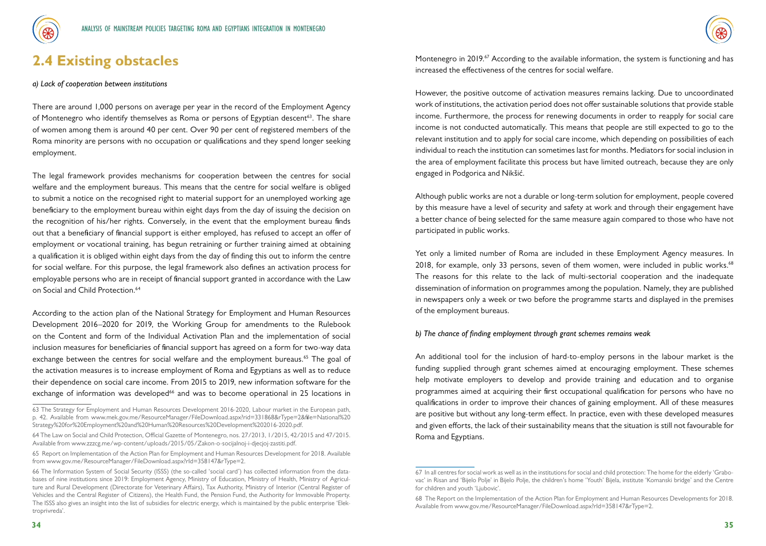## 2.4 Existing obstacles

*a) Lack of cooperation between institutions*

There are around 1,000 persons on average per year in the record of the Employment Agency of Montenegro who identify themselves as Roma or persons of Egyptian descent[63]. The share of women among them is around 40 per cent. Over 90 per cent of registered members of the Roma minority are persons with no occupation or qualifications and they spend longer seeking employment.

The legal framework provides mechanisms for cooperation between the centres for social welfare and the employment bureaus. This means that the centre for social welfare is obliged to submit a notice on the recognised right to material support for an unemployed working age beneficiary to the employment bureau within eight days from the day of issuing the decision on the recognition of his/her rights. Conversely, in the event that the employment bureau finds out that a beneficiary of financial support is either employed, has refused to accept an offer of employment or vocational training, has begun retraining or further training aimed at obtaining a qualification it is obliged within eight days from the day of finding this out to inform the centre for social welfare. For this purpose, the legal framework also defines an activation process for employable persons who are in receipt of financial support granted in accordance with the Law on Social and Child Protection.[64]

According to the action plan of the National Strategy for Employment and Human Resources Development 2016–2020 for 2019, the Working Group for amendments to the Rulebook on the Content and form of the Individual Activation Plan and the implementation of social inclusion measures for beneficiaries of financial support has agreed on a form for two-way data exchange between the centres for social welfare and the employment bureaus.[65] The goal of the activation measures is to increase employment of Roma and Egyptians as well as to reduce their dependence on social care income. From 2015 to 2019, new information software for the exchange of information was developed[66] and was to become operational in 25 locations in Montenegro in 2019.[67] According to the available information, the system is functioning and has increased the effectiveness of the centres for social welfare.

However, the positive outcome of activation measures remains lacking. Due to uncoordinated work of institutions, the activation period does not offer sustainable solutions that provide stable income. Furthermore, the process for renewing documents in order to reapply for social care income is not conducted automatically. This means that people are still expected to go to the relevant institution and to apply for social care income, which depending on possibilities of each individual to reach the institution can sometimes last for months. Mediators for social inclusion in the area of employment facilitate this process but have limited outreach, because they are only engaged in Podgorica and Nikšić.

Although public works are not a durable or long-term solution for employment, people covered by this measure have a level of security and safety at work and through their engagement have a better chance of being selected for the same measure again compared to those who have not participated in public works.

Yet only a limited number of Roma are included in these Employment Agency measures. In 2018, for example, only 33 persons, seven of them women, were included in public works.[68] The reasons for this relate to the lack of multi-sectorial cooperation and the inadequate dissemination of information on programmes among the population. Namely, they are published in newspapers only a week or two before the programme starts and displayed in the premises of the employment bureaus.

*b) The chance of finding employment through grant schemes remains weak*

An additional tool for the inclusion of hard-to-employ persons in the labour market is the funding supplied through grant schemes aimed at encouraging employment. These schemes help motivate employers to develop and provide training and education and to organise programmes aimed at acquiring their first occupational qualification for persons who have no qualifications in order to improve their chances of gaining employment. All of these measures are positive but without any long-term effect. In practice, even with these developed measures and given efforts, the lack of their sustainability means that the situation is still not favourable for Roma and Egyptians.

---

63 The Strategy for Employment and Human Resources Development 2016-2020, Labour market in the European path, p. 42. Available from www.mek.gov.me/ResourceManager/FileDownload.aspx?rid=331868&rType=2&file=National%20Strategy%20for%20Employment%20and%20Human%20Resources%20Development%202016-2020.pdf.

64 The Law on Social and Child Protection, Official Gazette of Montenegro, nos. 27/2013, 1/2015, 42/2015 and 47/2015. Available from www.zzzcg.me/wp-content/uploads/2015/05/Zakon-o-socijalnoj-i-djecjoj-zastiti.pdf.

65 Report on Implementation of the Action Plan for Employment and Human Resources Development for 2018. Available from www.gov.me/ResourceManager/FileDownload.aspx?rId=358147&rType=2.

66 The Information System of Social Security (ISSS) (the so-called 'social card') has collected information from the databases of nine institutions since 2019: Employment Agency, Ministry of Education, Ministry of Health, Ministry of Agriculture and Rural Development (Directorate for Veterinary Affairs), Tax Authority, Ministry of Interior (Central Register of Vehicles and the Central Register of Citizens), the Health Fund, the Pension Fund, the Authority for Immovable Property. The ISSS also gives an insight into the list of subsidies for electric energy, which is maintained by the public enterprise 'Elektroprivreda'.

67 In all centres for social work as well as in the institutions for social and child protection: The home for the elderly 'Grabovac' in Risan and 'Bijelo Polje' in Bijelo Polje, the children's home 'Youth' Bijela, institute 'Komanski bridge' and the Centre for children and youth 'Ljubovic'.

68 The Report on the Implementation of the Action Plan for Employment and Human Resources Developments for 2018. Available from www.gov.me/ResourceManager/FileDownload.aspx?rId=358147&rType=2.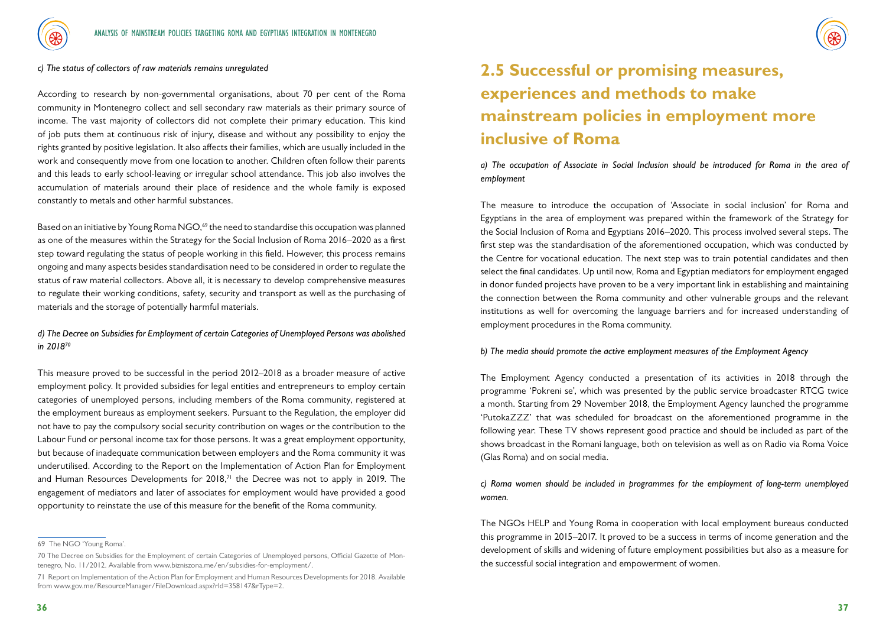*c) The status of collectors of raw materials remains unregulated*

According to research by non-governmental organisations, about 70 per cent of the Roma community in Montenegro collect and sell secondary raw materials as their primary source of income. The vast majority of collectors did not complete their primary education. This kind of job puts them at continuous risk of injury, disease and without any possibility to enjoy the rights granted by positive legislation. It also affects their families, which are usually included in the work and consequently move from one location to another. Children often follow their parents and this leads to early school-leaving or irregular school attendance. This job also involves the accumulation of materials around their place of residence and the whole family is exposed constantly to metals and other harmful substances.

Based on an initiative by Young Roma NGO,[69] the need to standardise this occupation was planned as one of the measures within the Strategy for the Social Inclusion of Roma 2016–2020 as a first step toward regulating the status of people working in this field. However, this process remains ongoing and many aspects besides standardisation need to be considered in order to regulate the status of raw material collectors. Above all, it is necessary to develop comprehensive measures to regulate their working conditions, safety, security and transport as well as the purchasing of materials and the storage of potentially harmful materials.

*d) The Decree on Subsidies for Employment of certain Categories of Unemployed Persons was abolished in 2018[70]*

This measure proved to be successful in the period 2012–2018 as a broader measure of active employment policy. It provided subsidies for legal entities and entrepreneurs to employ certain categories of unemployed persons, including members of the Roma community, registered at the employment bureaus as employment seekers. Pursuant to the Regulation, the employer did not have to pay the compulsory social security contribution on wages or the contribution to the Labour Fund or personal income tax for those persons. It was a great employment opportunity, but because of inadequate communication between employers and the Roma community it was underutilised. According to the Report on the Implementation of Action Plan for Employment and Human Resources Developments for 2018,[71] the Decree was not to apply in 2019. The engagement of mediators and later of associates for employment would have provided a good opportunity to reinstate the use of this measure for the benefit of the Roma community.

69 The NGO 'Young Roma'.

70 The Decree on Subsidies for the Employment of certain Categories of Unemployed persons, Official Gazette of Montenegro, No. 11/2012. Available from www.bizniszona.me/en/subsidies-for-employment/.

71 Report on Implementation of the Action Plan for Employment and Human Resources Developments for 2018. Available from www.gov.me/ResourceManager/FileDownload.aspx?rId=358147&rType=2.

## 2.5 Successful or promising measures, experiences and methods to make mainstream policies in employment more inclusive of Roma

*a) The occupation of Associate in Social Inclusion should be introduced for Roma in the area of employment*

The measure to introduce the occupation of 'Associate in social inclusion' for Roma and Egyptians in the area of employment was prepared within the framework of the Strategy for the Social Inclusion of Roma and Egyptians 2016–2020. This process involved several steps. The first step was the standardisation of the aforementioned occupation, which was conducted by the Centre for vocational education. The next step was to train potential candidates and then select the final candidates. Up until now, Roma and Egyptian mediators for employment engaged in donor funded projects have proven to be a very important link in establishing and maintaining the connection between the Roma community and other vulnerable groups and the relevant institutions as well for overcoming the language barriers and for increased understanding of employment procedures in the Roma community.

*b) The media should promote the active employment measures of the Employment Agency*

The Employment Agency conducted a presentation of its activities in 2018 through the programme 'Pokreni se', which was presented by the public service broadcaster RTCG twice a month. Starting from 29 November 2018, the Employment Agency launched the programme 'PutokaZZZ' that was scheduled for broadcast on the aforementioned programme in the following year. These TV shows represent good practice and should be included as part of the shows broadcast in the Romani language, both on television as well as on Radio via Roma Voice (Glas Roma) and on social media.

*c) Roma women should be included in programmes for the employment of long-term unemployed women.*

The NGOs HELP and Young Roma in cooperation with local employment bureaus conducted this programme in 2015–2017. It proved to be a success in terms of income generation and the development of skills and widening of future employment possibilities but also as a measure for the successful social integration and empowerment of women.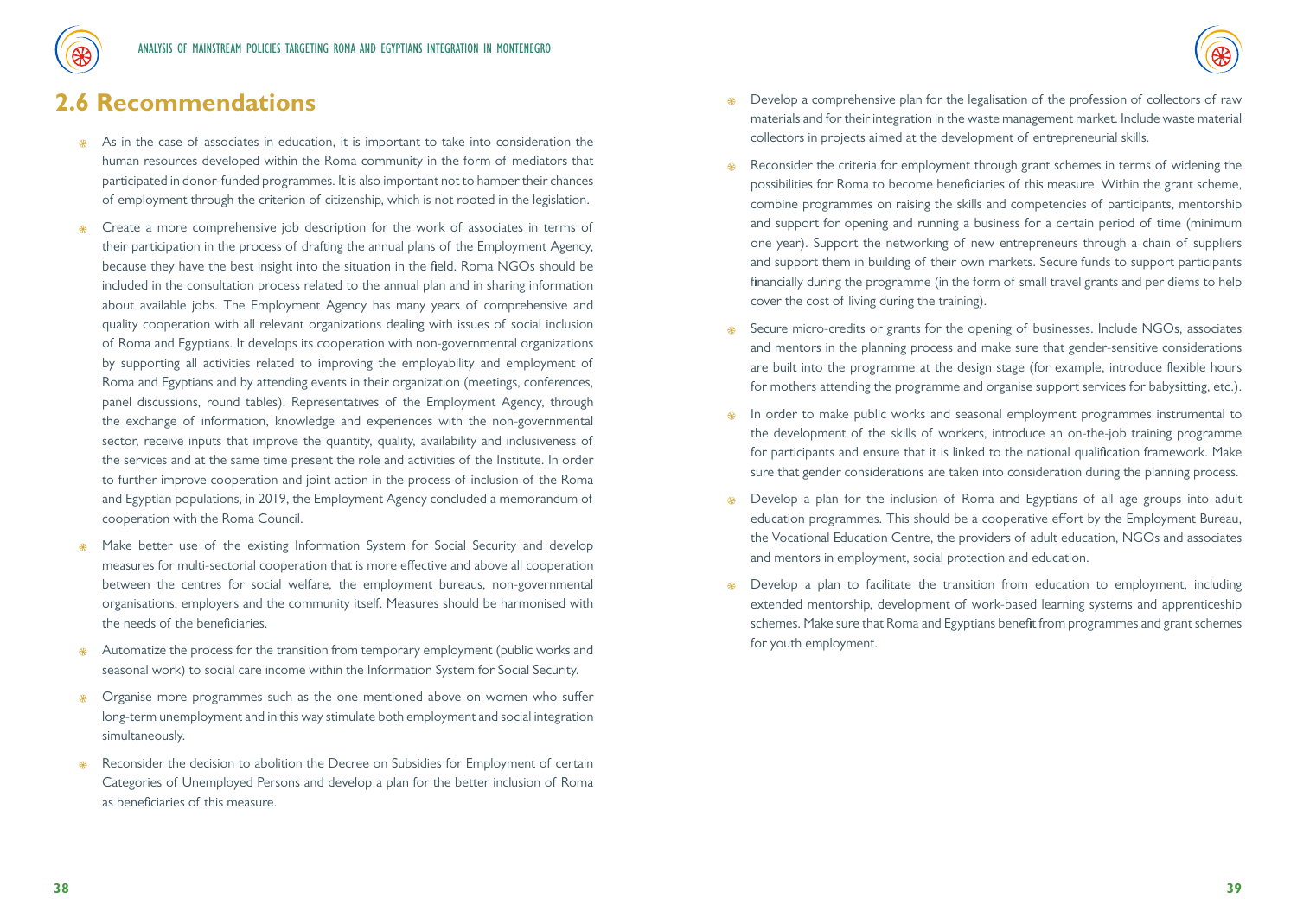## 2.6 Recommendations

- As in the case of associates in education, it is important to take into consideration the human resources developed within the Roma community in the form of mediators that participated in donor-funded programmes. It is also important not to hamper their chances of employment through the criterion of citizenship, which is not rooted in the legislation.
- Create a more comprehensive job description for the work of associates in terms of their participation in the process of drafting the annual plans of the Employment Agency, because they have the best insight into the situation in the field. Roma NGOs should be included in the consultation process related to the annual plan and in sharing information about available jobs. The Employment Agency has many years of comprehensive and quality cooperation with all relevant organizations dealing with issues of social inclusion of Roma and Egyptians. It develops its cooperation with non-governmental organizations by supporting all activities related to improving the employability and employment of Roma and Egyptians and by attending events in their organization (meetings, conferences, panel discussions, round tables). Representatives of the Employment Agency, through the exchange of information, knowledge and experiences with the non-governmental sector, receive inputs that improve the quantity, quality, availability and inclusiveness of the services and at the same time present the role and activities of the Institute. In order to further improve cooperation and joint action in the process of inclusion of the Roma and Egyptian populations, in 2019, the Employment Agency concluded a memorandum of cooperation with the Roma Council.
- Make better use of the existing Information System for Social Security and develop measures for multi-sectorial cooperation that is more effective and above all cooperation between the centres for social welfare, the employment bureaus, non-governmental organisations, employers and the community itself. Measures should be harmonised with the needs of the beneficiaries.
- Automatize the process for the transition from temporary employment (public works and seasonal work) to social care income within the Information System for Social Security.
- Organise more programmes such as the one mentioned above on women who suffer long-term unemployment and in this way stimulate both employment and social integration simultaneously.
- Reconsider the decision to abolition the Decree on Subsidies for Employment of certain Categories of Unemployed Persons and develop a plan for the better inclusion of Roma as beneficiaries of this measure.
- Develop a comprehensive plan for the legalisation of the profession of collectors of raw materials and for their integration in the waste management market. Include waste material collectors in projects aimed at the development of entrepreneurial skills.
- Reconsider the criteria for employment through grant schemes in terms of widening the possibilities for Roma to become beneficiaries of this measure. Within the grant scheme, combine programmes on raising the skills and competencies of participants, mentorship and support for opening and running a business for a certain period of time (minimum one year). Support the networking of new entrepreneurs through a chain of suppliers and support them in building of their own markets. Secure funds to support participants financially during the programme (in the form of small travel grants and per diems to help cover the cost of living during the training).
- Secure micro-credits or grants for the opening of businesses. Include NGOs, associates and mentors in the planning process and make sure that gender-sensitive considerations are built into the programme at the design stage (for example, introduce flexible hours for mothers attending the programme and organise support services for babysitting, etc.).
- In order to make public works and seasonal employment programmes instrumental to the development of the skills of workers, introduce an on-the-job training programme for participants and ensure that it is linked to the national qualification framework. Make sure that gender considerations are taken into consideration during the planning process.
- Develop a plan for the inclusion of Roma and Egyptians of all age groups into adult education programmes. This should be a cooperative effort by the Employment Bureau, the Vocational Education Centre, the providers of adult education, NGOs and associates and mentors in employment, social protection and education.
- Develop a plan to facilitate the transition from education to employment, including extended mentorship, development of work-based learning systems and apprenticeship schemes. Make sure that Roma and Egyptians benefit from programmes and grant schemes for youth employment.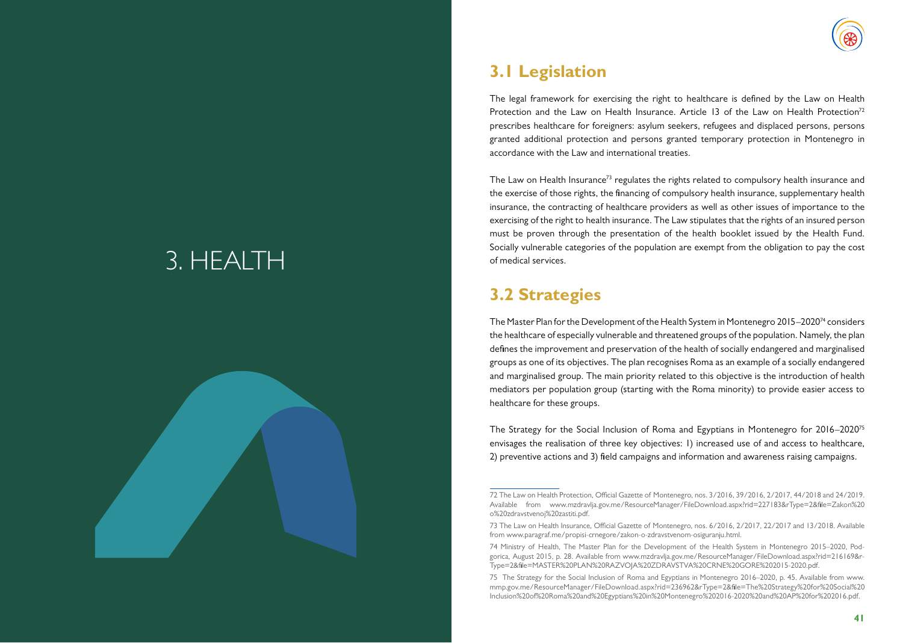# 3. HEALTH

## 3.1 Legislation

The legal framework for exercising the right to healthcare is defined by the Law on Health Protection and the Law on Health Insurance. Article 13 of the Law on Health Protection[72] prescribes healthcare for foreigners: asylum seekers, refugees and displaced persons, persons granted additional protection and persons granted temporary protection in Montenegro in accordance with the Law and international treaties.

The Law on Health Insurance[73] regulates the rights related to compulsory health insurance and the exercise of those rights, the financing of compulsory health insurance, supplementary health insurance, the contracting of healthcare providers as well as other issues of importance to the exercising of the right to health insurance. The Law stipulates that the rights of an insured person must be proven through the presentation of the health booklet issued by the Health Fund. Socially vulnerable categories of the population are exempt from the obligation to pay the cost of medical services.

## 3.2 Strategies

The Master Plan for the Development of the Health System in Montenegro 2015–2020[74] considers the healthcare of especially vulnerable and threatened groups of the population. Namely, the plan defines the improvement and preservation of the health of socially endangered and marginalised groups as one of its objectives. The plan recognises Roma as an example of a socially endangered and marginalised group. The main priority related to this objective is the introduction of health mediators per population group (starting with the Roma minority) to provide easier access to healthcare for these groups.

The Strategy for the Social Inclusion of Roma and Egyptians in Montenegro for 2016–2020[75] envisages the realisation of three key objectives: 1) increased use of and access to healthcare, 2) preventive actions and 3) field campaigns and information and awareness raising campaigns.

---

72 The Law on Health Protection, Official Gazette of Montenegro, nos. 3/2016, 39/2016, 2/2017, 44/2018 and 24/2019. Available from www.mzdravlja.gov.me/ResourceManager/FileDownload.aspx?rid=227183&rType=2&file=Zakon%20o%20zdravstvenoj%20zastiti.pdf.

73 The Law on Health Insurance, Official Gazette of Montenegro, nos. 6/2016, 2/2017, 22/2017 and 13/2018. Available from www.paragraf.me/propisi-crnegore/zakon-o-zdravstvenom-osiguranju.html.

74 Ministry of Health, The Master Plan for the Development of the Health System in Montenegro 2015–2020, Podgorica, August 2015, p. 28. Available from www.mzdravlja.gov.me/ResourceManager/FileDownload.aspx?rid=216169&rType=2&file=MASTER%20PLAN%20RAZVOJA%20ZDRAVSTVA%20CRNE%20GORE%202015-2020.pdf.

75 The Strategy for the Social Inclusion of Roma and Egyptians in Montenegro 2016–2020, p. 45. Available from www.mmp.gov.me/ResourceManager/FileDownload.aspx?rid=236962&rType=2&file=The%20Strategy%20for%20Social%20Inclusion%20of%20Roma%20and%20Egyptians%20in%20Montenegro%202016-2020%20and%20AP%20for%202016.pdf.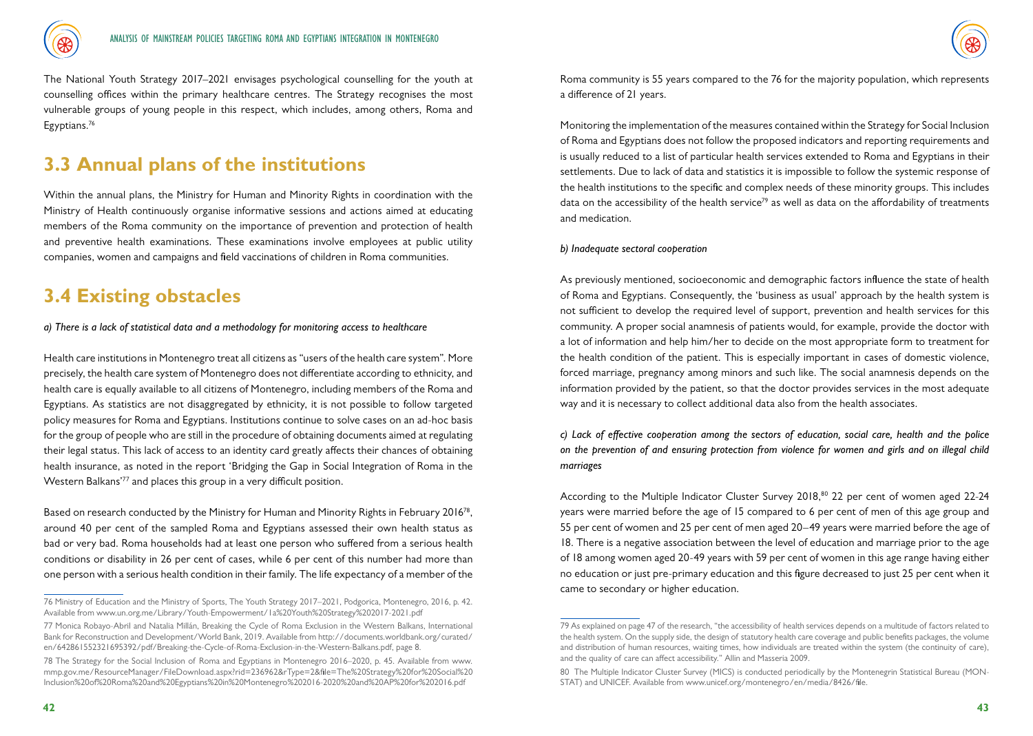The National Youth Strategy 2017–2021 envisages psychological counselling for the youth at counselling offices within the primary healthcare centres. The Strategy recognises the most vulnerable groups of young people in this respect, which includes, among others, Roma and Egyptians.[76]

## 3.3 Annual plans of the institutions

Within the annual plans, the Ministry for Human and Minority Rights in coordination with the Ministry of Health continuously organise informative sessions and actions aimed at educating members of the Roma community on the importance of prevention and protection of health and preventive health examinations. These examinations involve employees at public utility companies, women and campaigns and field vaccinations of children in Roma communities.

## 3.4 Existing obstacles

*a) There is a lack of statistical data and a methodology for monitoring access to healthcare*

Health care institutions in Montenegro treat all citizens as "users of the health care system". More precisely, the health care system of Montenegro does not differentiate according to ethnicity, and health care is equally available to all citizens of Montenegro, including members of the Roma and Egyptians. As statistics are not disaggregated by ethnicity, it is not possible to follow targeted policy measures for Roma and Egyptians. Institutions continue to solve cases on an ad-hoc basis for the group of people who are still in the procedure of obtaining documents aimed at regulating their legal status. This lack of access to an identity card greatly affects their chances of obtaining health insurance, as noted in the report 'Bridging the Gap in Social Integration of Roma in the Western Balkans'[77] and places this group in a very difficult position.

Based on research conducted by the Ministry for Human and Minority Rights in February 2016[78], around 40 per cent of the sampled Roma and Egyptians assessed their own health status as bad or very bad. Roma households had at least one person who suffered from a serious health conditions or disability in 26 per cent of cases, while 6 per cent of this number had more than one person with a serious health condition in their family. The life expectancy of a member of the Roma community is 55 years compared to the 76 for the majority population, which represents a difference of 21 years.

Monitoring the implementation of the measures contained within the Strategy for Social Inclusion of Roma and Egyptians does not follow the proposed indicators and reporting requirements and is usually reduced to a list of particular health services extended to Roma and Egyptians in their settlements. Due to lack of data and statistics it is impossible to follow the systemic response of the health institutions to the specific and complex needs of these minority groups. This includes data on the accessibility of the health service[79] as well as data on the affordability of treatments and medication.

*b) Inadequate sectoral cooperation*

As previously mentioned, socioeconomic and demographic factors influence the state of health of Roma and Egyptians. Consequently, the 'business as usual' approach by the health system is not sufficient to develop the required level of support, prevention and health services for this community. A proper social anamnesis of patients would, for example, provide the doctor with a lot of information and help him/her to decide on the most appropriate form to treatment for the health condition of the patient. This is especially important in cases of domestic violence, forced marriage, pregnancy among minors and such like. The social anamnesis depends on the information provided by the patient, so that the doctor provides services in the most adequate way and it is necessary to collect additional data also from the health associates.

*c) Lack of effective cooperation among the sectors of education, social care, health and the police on the prevention of and ensuring protection from violence for women and girls and on illegal child marriages*

According to the Multiple Indicator Cluster Survey 2018,[80] 22 per cent of women aged 22-24 years were married before the age of 15 compared to 6 per cent of men of this age group and 55 per cent of women and 25 per cent of men aged 20–49 years were married before the age of 18. There is a negative association between the level of education and marriage prior to the age of 18 among women aged 20-49 years with 59 per cent of women in this age range having either no education or just pre-primary education and this figure decreased to just 25 per cent when it came to secondary or higher education.

---

76 Ministry of Education and the Ministry of Sports, The Youth Strategy 2017–2021, Podgorica, Montenegro, 2016, p. 42. Available from www.un.org.me/Library/Youth-Empowerment/1a%20Youth%20Strategy%202017-2021.pdf

77 Monica Robayo-Abril and Natalia Millán, Breaking the Cycle of Roma Exclusion in the Western Balkans, International Bank for Reconstruction and Development/World Bank, 2019. Available from http://documents.worldbank.org/curated/en/642861552321695392/pdf/Breaking-the-Cycle-of-Roma-Exclusion-in-the-Western-Balkans.pdf, page 8.

78 The Strategy for the Social Inclusion of Roma and Egyptians in Montenegro 2016–2020, p. 45. Available from www.mmp.gov.me/ResourceManager/FileDownload.aspx?rid=236962&rType=2&file=The%20Strategy%20for%20Social%20Inclusion%20of%20Roma%20and%20Egyptians%20in%20Montenegro%202016-2020%20and%20AP%20for%202016.pdf

79 As explained on page 47 of the research, "the accessibility of health services depends on a multitude of factors related to the health system. On the supply side, the design of statutory health care coverage and public benefits packages, the volume and distribution of human resources, waiting times, how individuals are treated within the system (the continuity of care), and the quality of care can affect accessibility." Allin and Masseria 2009.

80 The Multiple Indicator Cluster Survey (MICS) is conducted periodically by the Montenegrin Statistical Bureau (MONSTAT) and UNICEF. Available from www.unicef.org/montenegro/en/media/8426/file.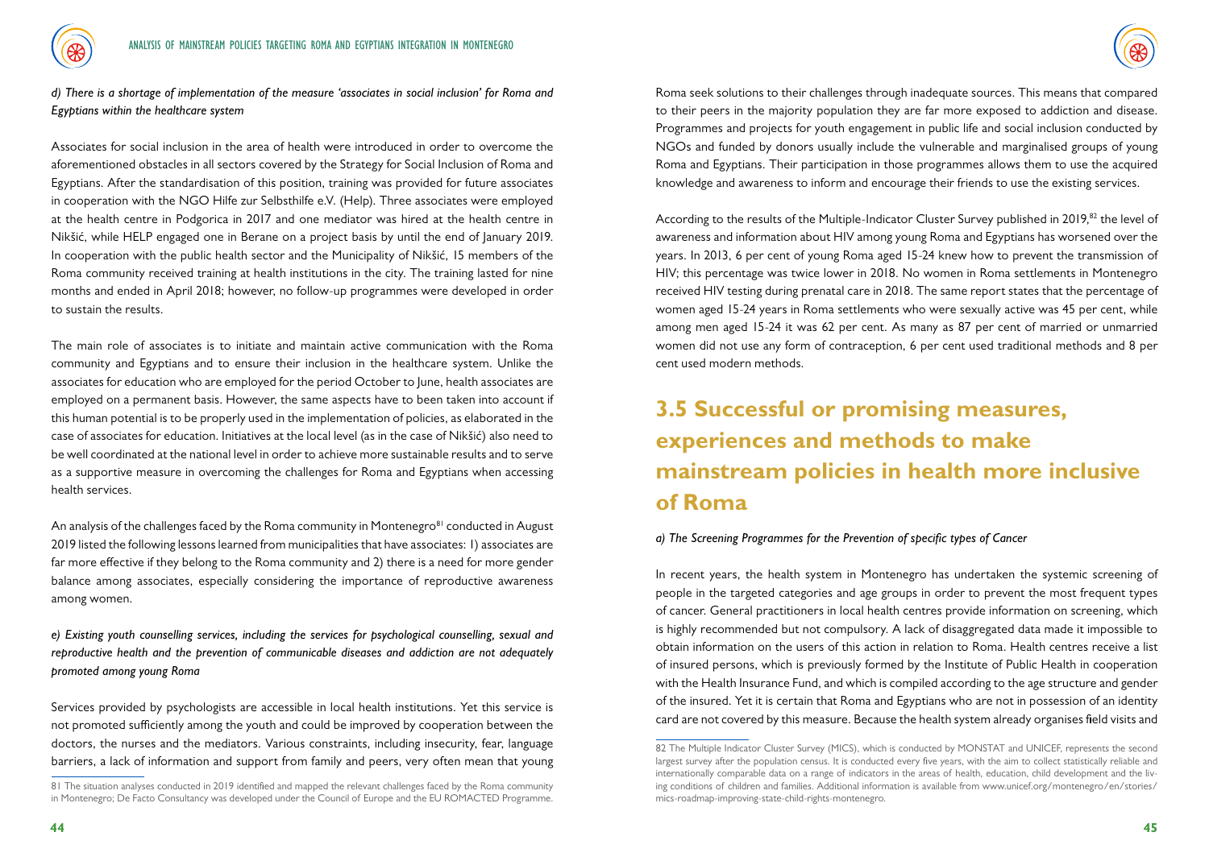*d) There is a shortage of implementation of the measure 'associates in social inclusion' for Roma and Egyptians within the healthcare system*

Associates for social inclusion in the area of health were introduced in order to overcome the aforementioned obstacles in all sectors covered by the Strategy for Social Inclusion of Roma and Egyptians. After the standardisation of this position, training was provided for future associates in cooperation with the NGO Hilfe zur Selbsthilfe e.V. (Help). Three associates were employed at the health centre in Podgorica in 2017 and one mediator was hired at the health centre in Nikšić, while HELP engaged one in Berane on a project basis by until the end of January 2019. In cooperation with the public health sector and the Municipality of Nikšić, 15 members of the Roma community received training at health institutions in the city. The training lasted for nine months and ended in April 2018; however, no follow-up programmes were developed in order to sustain the results.

The main role of associates is to initiate and maintain active communication with the Roma community and Egyptians and to ensure their inclusion in the healthcare system. Unlike the associates for education who are employed for the period October to June, health associates are employed on a permanent basis. However, the same aspects have to been taken into account if this human potential is to be properly used in the implementation of policies, as elaborated in the case of associates for education. Initiatives at the local level (as in the case of Nikšić) also need to be well coordinated at the national level in order to achieve more sustainable results and to serve as a supportive measure in overcoming the challenges for Roma and Egyptians when accessing health services.

An analysis of the challenges faced by the Roma community in Montenegro[81] conducted in August 2019 listed the following lessons learned from municipalities that have associates: 1) associates are far more effective if they belong to the Roma community and 2) there is a need for more gender balance among associates, especially considering the importance of reproductive awareness among women.

*e) Existing youth counselling services, including the services for psychological counselling, sexual and reproductive health and the prevention of communicable diseases and addiction are not adequately promoted among young Roma*

Services provided by psychologists are accessible in local health institutions. Yet this service is not promoted sufficiently among the youth and could be improved by cooperation between the doctors, the nurses and the mediators. Various constraints, including insecurity, fear, language barriers, a lack of information and support from family and peers, very often mean that young Roma seek solutions to their challenges through inadequate sources. This means that compared to their peers in the majority population they are far more exposed to addiction and disease. Programmes and projects for youth engagement in public life and social inclusion conducted by NGOs and funded by donors usually include the vulnerable and marginalised groups of young Roma and Egyptians. Their participation in those programmes allows them to use the acquired knowledge and awareness to inform and encourage their friends to use the existing services.

According to the results of the Multiple-Indicator Cluster Survey published in 2019,[82] the level of awareness and information about HIV among young Roma and Egyptians has worsened over the years. In 2013, 6 per cent of young Roma aged 15-24 knew how to prevent the transmission of HIV; this percentage was twice lower in 2018. No women in Roma settlements in Montenegro received HIV testing during prenatal care in 2018. The same report states that the percentage of women aged 15-24 years in Roma settlements who were sexually active was 45 per cent, while among men aged 15-24 it was 62 per cent. As many as 87 per cent of married or unmarried women did not use any form of contraception, 6 per cent used traditional methods and 8 per cent used modern methods.

## 3.5 Successful or promising measures, experiences and methods to make mainstream policies in health more inclusive of Roma

*a) The Screening Programmes for the Prevention of specific types of Cancer*

In recent years, the health system in Montenegro has undertaken the systemic screening of people in the targeted categories and age groups in order to prevent the most frequent types of cancer. General practitioners in local health centres provide information on screening, which is highly recommended but not compulsory. A lack of disaggregated data made it impossible to obtain information on the users of this action in relation to Roma. Health centres receive a list of insured persons, which is previously formed by the Institute of Public Health in cooperation with the Health Insurance Fund, and which is compiled according to the age structure and gender of the insured. Yet it is certain that Roma and Egyptians who are not in possession of an identity card are not covered by this measure. Because the health system already organises field visits and

---

81 The situation analyses conducted in 2019 identified and mapped the relevant challenges faced by the Roma community in Montenegro; De Facto Consultancy was developed under the Council of Europe and the EU ROMACTED Programme.

82 The Multiple Indicator Cluster Survey (MICS), which is conducted by MONSTAT and UNICEF, represents the second largest survey after the population census. It is conducted every five years, with the aim to collect statistically reliable and internationally comparable data on a range of indicators in the areas of health, education, child development and the living conditions of children and families. Additional information is available from www.unicef.org/montenegro/en/stories/mics-roadmap-improving-state-child-rights-montenegro.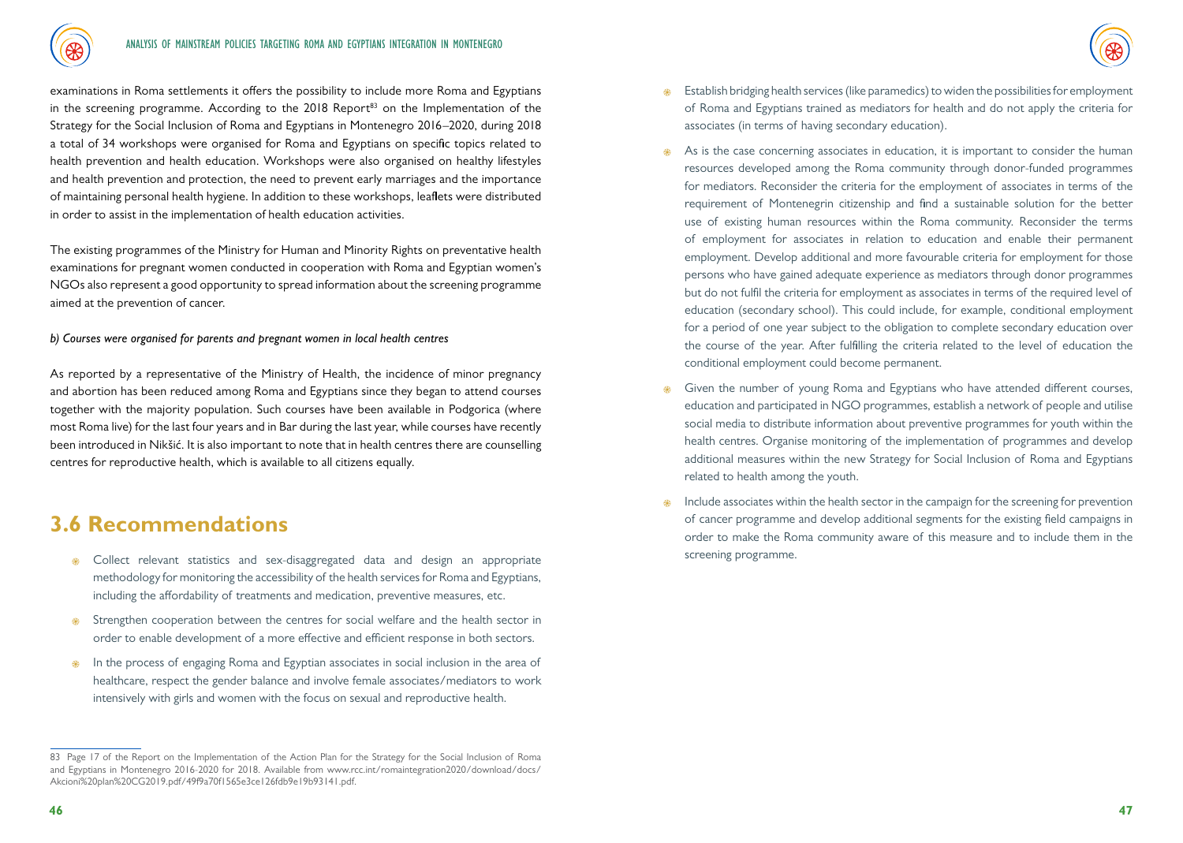examinations in Roma settlements it offers the possibility to include more Roma and Egyptians in the screening programme. According to the 2018 Report[83] on the Implementation of the Strategy for the Social Inclusion of Roma and Egyptians in Montenegro 2016–2020, during 2018 a total of 34 workshops were organised for Roma and Egyptians on specific topics related to health prevention and health education. Workshops were also organised on healthy lifestyles and health prevention and protection, the need to prevent early marriages and the importance of maintaining personal health hygiene. In addition to these workshops, leaflets were distributed in order to assist in the implementation of health education activities.

The existing programmes of the Ministry for Human and Minority Rights on preventative health examinations for pregnant women conducted in cooperation with Roma and Egyptian women's NGOs also represent a good opportunity to spread information about the screening programme aimed at the prevention of cancer.

*b) Courses were organised for parents and pregnant women in local health centres*

As reported by a representative of the Ministry of Health, the incidence of minor pregnancy and abortion has been reduced among Roma and Egyptians since they began to attend courses together with the majority population. Such courses have been available in Podgorica (where most Roma live) for the last four years and in Bar during the last year, while courses have recently been introduced in Nikšić. It is also important to note that in health centres there are counselling centres for reproductive health, which is available to all citizens equally.

## 3.6 Recommendations

- Collect relevant statistics and sex-disaggregated data and design an appropriate methodology for monitoring the accessibility of the health services for Roma and Egyptians, including the affordability of treatments and medication, preventive measures, etc.
- Strengthen cooperation between the centres for social welfare and the health sector in order to enable development of a more effective and efficient response in both sectors.
- In the process of engaging Roma and Egyptian associates in social inclusion in the area of healthcare, respect the gender balance and involve female associates/mediators to work intensively with girls and women with the focus on sexual and reproductive health.
- Establish bridging health services (like paramedics) to widen the possibilities for employment of Roma and Egyptians trained as mediators for health and do not apply the criteria for associates (in terms of having secondary education).
- As is the case concerning associates in education, it is important to consider the human resources developed among the Roma community through donor-funded programmes for mediators. Reconsider the criteria for the employment of associates in terms of the requirement of Montenegrin citizenship and find a sustainable solution for the better use of existing human resources within the Roma community. Reconsider the terms of employment for associates in relation to education and enable their permanent employment. Develop additional and more favourable criteria for employment for those persons who have gained adequate experience as mediators through donor programmes but do not fulfil the criteria for employment as associates in terms of the required level of education (secondary school). This could include, for example, conditional employment for a period of one year subject to the obligation to complete secondary education over the course of the year. After fulfilling the criteria related to the level of education the conditional employment could become permanent.
- Given the number of young Roma and Egyptians who have attended different courses, education and participated in NGO programmes, establish a network of people and utilise social media to distribute information about preventive programmes for youth within the health centres. Organise monitoring of the implementation of programmes and develop additional measures within the new Strategy for Social Inclusion of Roma and Egyptians related to health among the youth.
- Include associates within the health sector in the campaign for the screening for prevention of cancer programme and develop additional segments for the existing field campaigns in order to make the Roma community aware of this measure and to include them in the screening programme.

---

83 Page 17 of the Report on the Implementation of the Action Plan for the Strategy for the Social Inclusion of Roma and Egyptians in Montenegro 2016-2020 for 2018. Available from www.rcc.int/romaintegration2020/download/docs/Akcioni%20plan%20CG2019.pdf/49f9a70f1565e3ce126fdb9e19b93141.pdf.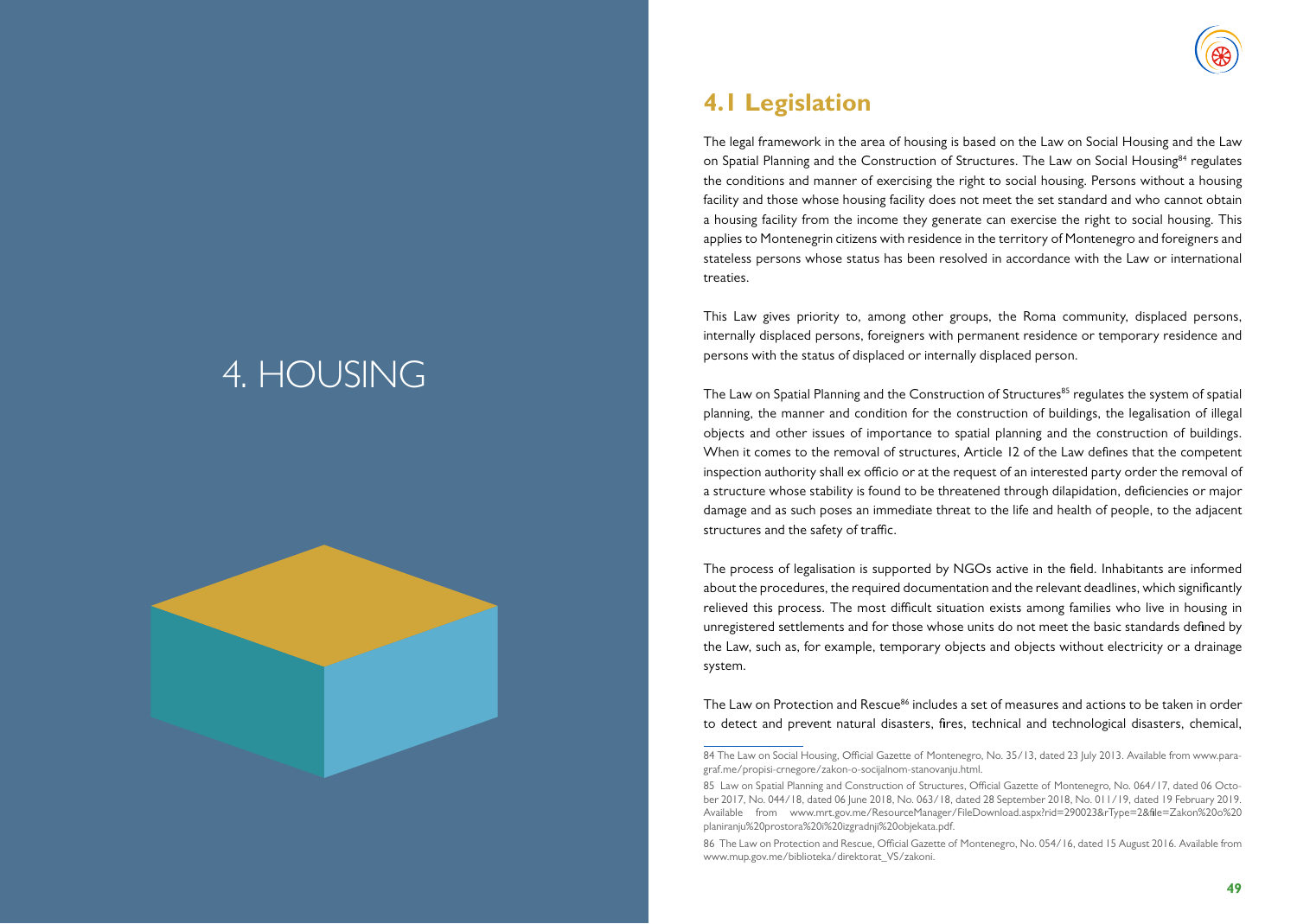# 4. HOUSING

## 4.1 Legislation

The legal framework in the area of housing is based on the Law on Social Housing and the Law on Spatial Planning and the Construction of Structures. The Law on Social Housing[84] regulates the conditions and manner of exercising the right to social housing. Persons without a housing facility and those whose housing facility does not meet the set standard and who cannot obtain a housing facility from the income they generate can exercise the right to social housing. This applies to Montenegrin citizens with residence in the territory of Montenegro and foreigners and stateless persons whose status has been resolved in accordance with the Law or international treaties.

This Law gives priority to, among other groups, the Roma community, displaced persons, internally displaced persons, foreigners with permanent residence or temporary residence and persons with the status of displaced or internally displaced person.

The Law on Spatial Planning and the Construction of Structures[85] regulates the system of spatial planning, the manner and condition for the construction of buildings, the legalisation of illegal objects and other issues of importance to spatial planning and the construction of buildings. When it comes to the removal of structures, Article 12 of the Law defines that the competent inspection authority shall ex officio or at the request of an interested party order the removal of a structure whose stability is found to be threatened through dilapidation, deficiencies or major damage and as such poses an immediate threat to the life and health of people, to the adjacent structures and the safety of traffic.

The process of legalisation is supported by NGOs active in the field. Inhabitants are informed about the procedures, the required documentation and the relevant deadlines, which significantly relieved this process. The most difficult situation exists among families who live in housing in unregistered settlements and for those whose units do not meet the basic standards defined by the Law, such as, for example, temporary objects and objects without electricity or a drainage system.

The Law on Protection and Rescue[86] includes a set of measures and actions to be taken in order to detect and prevent natural disasters, fires, technical and technological disasters, chemical,

---

84 The Law on Social Housing, Official Gazette of Montenegro, No. 35/13, dated 23 July 2013. Available from www.paragraf.me/propisi-crnegore/zakon-o-socijalnom-stanovanju.html.

85 Law on Spatial Planning and Construction of Structures, Official Gazette of Montenegro, No. 064/17, dated 06 October 2017, No. 044/18, dated 06 June 2018, No. 063/18, dated 28 September 2018, No. 011/19, dated 19 February 2019. Available from www.mrt.gov.me/ResourceManager/FileDownload.aspx?rid=290023&rType=2&file=Zakon%20o%20planiranju%20prostora%20i%20izgradnji%20objekata.pdf.

86 The Law on Protection and Rescue, Official Gazette of Montenegro, No. 054/16, dated 15 August 2016. Available from www.mup.gov.me/biblioteka/direktorat_VS/zakoni.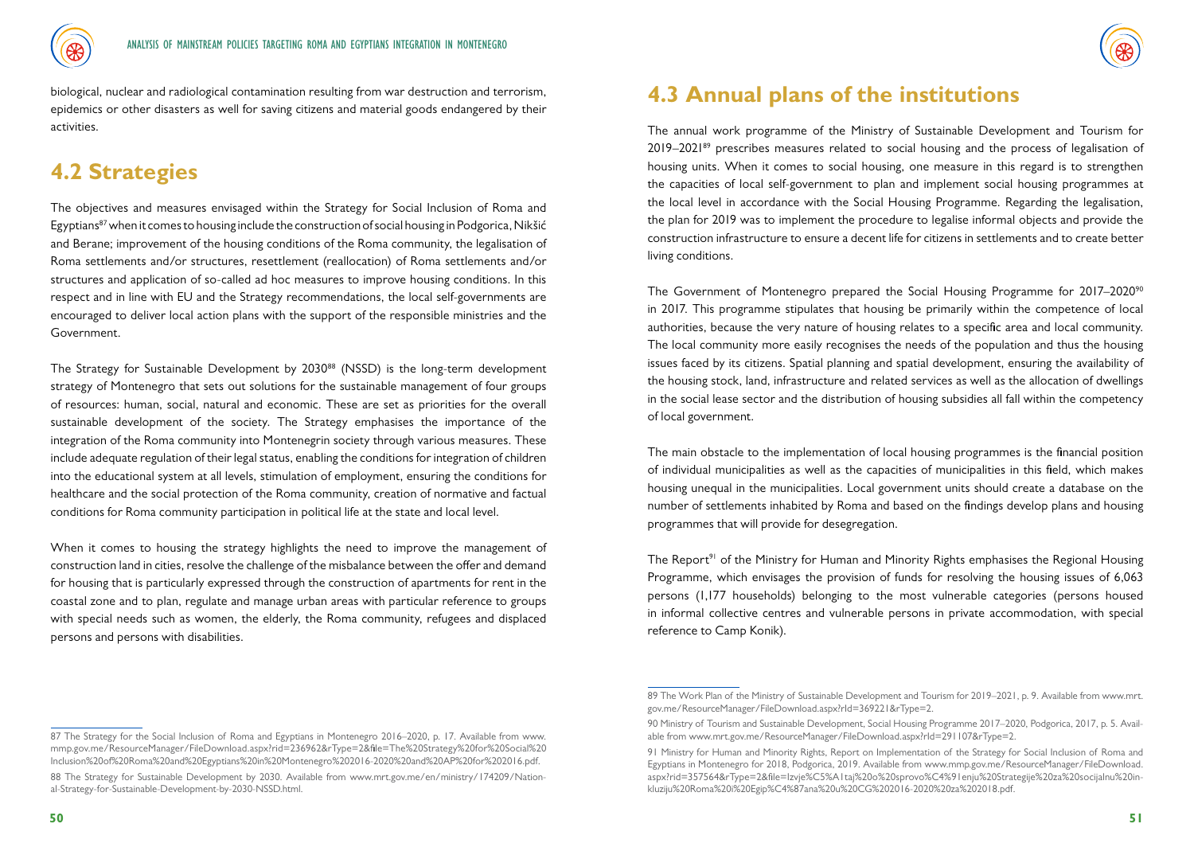biological, nuclear and radiological contamination resulting from war destruction and terrorism, epidemics or other disasters as well for saving citizens and material goods endangered by their activities.

## 4.2 Strategies

The objectives and measures envisaged within the Strategy for Social Inclusion of Roma and Egyptians[87] when it comes to housing include the construction of social housing in Podgorica, Nikšić and Berane; improvement of the housing conditions of the Roma community, the legalisation of Roma settlements and/or structures, resettlement (reallocation) of Roma settlements and/or structures and application of so-called ad hoc measures to improve housing conditions. In this respect and in line with EU and the Strategy recommendations, the local self-governments are encouraged to deliver local action plans with the support of the responsible ministries and the Government.

The Strategy for Sustainable Development by 2030[88] (NSSD) is the long-term development strategy of Montenegro that sets out solutions for the sustainable management of four groups of resources: human, social, natural and economic. These are set as priorities for the overall sustainable development of the society. The Strategy emphasises the importance of the integration of the Roma community into Montenegrin society through various measures. These include adequate regulation of their legal status, enabling the conditions for integration of children into the educational system at all levels, stimulation of employment, ensuring the conditions for healthcare and the social protection of the Roma community, creation of normative and factual conditions for Roma community participation in political life at the state and local level.

When it comes to housing the strategy highlights the need to improve the management of construction land in cities, resolve the challenge of the misbalance between the offer and demand for housing that is particularly expressed through the construction of apartments for rent in the coastal zone and to plan, regulate and manage urban areas with particular reference to groups with special needs such as women, the elderly, the Roma community, refugees and displaced persons and persons with disabilities.

87 The Strategy for the Social Inclusion of Roma and Egyptians in Montenegro 2016–2020, p. 17. Available from www.mmp.gov.me/ResourceManager/FileDownload.aspx?rid=236962&rType=2&file=The%20Strategy%20for%20Social%20Inclusion%20of%20Roma%20and%20Egyptians%20in%20Montenegro%202016-2020%20and%20AP%20for%202016.pdf.

88 The Strategy for Sustainable Development by 2030. Available from www.mrt.gov.me/en/ministry/174209/National-Strategy-for-Sustainable-Development-by-2030-NSSD.html.

## 4.3 Annual plans of the institutions

The annual work programme of the Ministry of Sustainable Development and Tourism for 2019–2021[89] prescribes measures related to social housing and the process of legalisation of housing units. When it comes to social housing, one measure in this regard is to strengthen the capacities of local self-government to plan and implement social housing programmes at the local level in accordance with the Social Housing Programme. Regarding the legalisation, the plan for 2019 was to implement the procedure to legalise informal objects and provide the construction infrastructure to ensure a decent life for citizens in settlements and to create better living conditions.

The Government of Montenegro prepared the Social Housing Programme for 2017–2020[90] in 2017. This programme stipulates that housing be primarily within the competence of local authorities, because the very nature of housing relates to a specific area and local community. The local community more easily recognises the needs of the population and thus the housing issues faced by its citizens. Spatial planning and spatial development, ensuring the availability of the housing stock, land, infrastructure and related services as well as the allocation of dwellings in the social lease sector and the distribution of housing subsidies all fall within the competency of local government.

The main obstacle to the implementation of local housing programmes is the financial position of individual municipalities as well as the capacities of municipalities in this field, which makes housing unequal in the municipalities. Local government units should create a database on the number of settlements inhabited by Roma and based on the findings develop plans and housing programmes that will provide for desegregation.

The Report[91] of the Ministry for Human and Minority Rights emphasises the Regional Housing Programme, which envisages the provision of funds for resolving the housing issues of 6,063 persons (1,177 households) belonging to the most vulnerable categories (persons housed in informal collective centres and vulnerable persons in private accommodation, with special reference to Camp Konik).

89 The Work Plan of the Ministry of Sustainable Development and Tourism for 2019–2021, p. 9. Available from www.mrt.gov.me/ResourceManager/FileDownload.aspx?rId=369221&rType=2.

90 Ministry of Tourism and Sustainable Development, Social Housing Programme 2017–2020, Podgorica, 2017, p. 5. Available from www.mrt.gov.me/ResourceManager/FileDownload.aspx?rId=291107&rType=2.

91 Ministry for Human and Minority Rights, Report on Implementation of the Strategy for Social Inclusion of Roma and Egyptians in Montenegro for 2018, Podgorica, 2019. Available from www.mmp.gov.me/ResourceManager/FileDownload.aspx?rid=357564&rType=2&file=Izvje%C5%A1taj%20o%20sprovo%C4%91enju%20Strategije%20za%20socijalnu%20inkluziju%20Roma%20i%20Egip%C4%87ana%20u%20CG%202016-2020%20za%202018.pdf.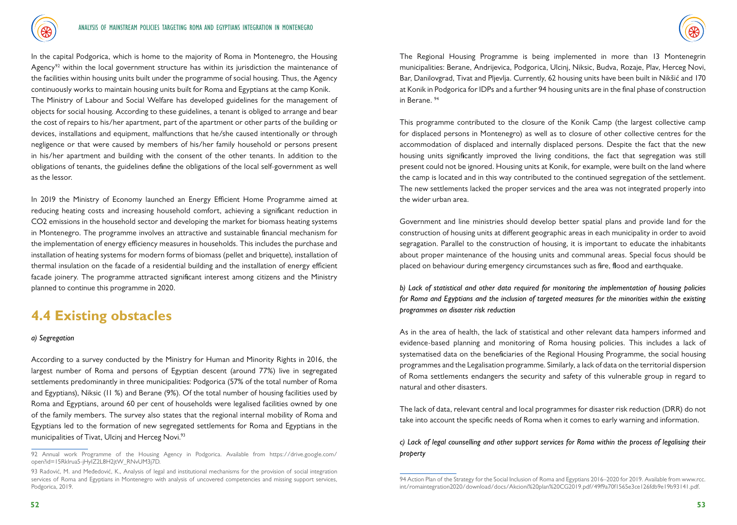In the capital Podgorica, which is home to the majority of Roma in Montenegro, the Housing Agency[92] within the local government structure has within its jurisdiction the maintenance of the facilities within housing units built under the programme of social housing. Thus, the Agency continuously works to maintain housing units built for Roma and Egyptians at the camp Konik.

The Ministry of Labour and Social Welfare has developed guidelines for the management of objects for social housing. According to these guidelines, a tenant is obliged to arrange and bear the cost of repairs to his/her apartment, part of the apartment or other parts of the building or devices, installations and equipment, malfunctions that he/she caused intentionally or through negligence or that were caused by members of his/her family household or persons present in his/her apartment and building with the consent of the other tenants. In addition to the obligations of tenants, the guidelines define the obligations of the local self-government as well as the lessor.

In 2019 the Ministry of Economy launched an Energy Efficient Home Programme aimed at reducing heating costs and increasing household comfort, achieving a significant reduction in $CO_2$ emissions in the household sector and developing the market for biomass heating systems in Montenegro. The programme involves an attractive and sustainable financial mechanism for the implementation of energy efficiency measures in households. This includes the purchase and installation of heating systems for modern forms of biomass (pellet and briquette), installation of thermal insulation on the facade of a residential building and the installation of energy efficient facade joinery. The programme attracted significant interest among citizens and the Ministry planned to continue this programme in 2020.

## 4.4 Existing obstacles

*a) Segregation*

According to a survey conducted by the Ministry for Human and Minority Rights in 2016, the largest number of Roma and persons of Egyptian descent (around 77%) live in segregated settlements predominantly in three municipalities: Podgorica (57% of the total number of Roma and Egyptians), Niksic (11 %) and Berane (9%). Of the total number of housing facilities used by Roma and Egyptians, around 60 per cent of households were legalised facilities owned by one of the family members. The survey also states that the regional internal mobility of Roma and Egyptians led to the formation of new segregated settlements for Roma and Egyptians in the municipalities of Tivat, Ulcinj and Herceg Novi.[93]

The Regional Housing Programme is being implemented in more than 13 Montenegrin municipalities: Berane, Andrijevica, Podgorica, Ulcinj, Niksic, Budva, Rozaje, Plav, Herceg Novi, Bar, Danilovgrad, Tivat and Pljevlja. Currently, 62 housing units have been built in Nikšić and 170 at Konik in Podgorica for IDPs and a further 94 housing units are in the final phase of construction in Berane.[94]

This programme contributed to the closure of the Konik Camp (the largest collective camp for displaced persons in Montenegro) as well as to closure of other collective centres for the accommodation of displaced and internally displaced persons. Despite the fact that the new housing units significantly improved the living conditions, the fact that segregation was still present could not be ignored. Housing units at Konik, for example, were built on the land where the camp is located and in this way contributed to the continued segregation of the settlement. The new settlements lacked the proper services and the area was not integrated properly into the wider urban area.

Government and line ministries should develop better spatial plans and provide land for the construction of housing units at different geographic areas in each municipality in order to avoid segragation. Parallel to the construction of housing, it is important to educate the inhabitants about proper maintenance of the housing units and communal areas. Special focus should be placed on behaviour during emergency circumstances such as fire, flood and earthquake.

*b) Lack of statistical and other data required for monitoring the implementation of housing policies for Roma and Egyptians and the inclusion of targeted measures for the minorities within the existing programmes on disaster risk reduction*

As in the area of health, the lack of statistical and other relevant data hampers informed and evidence-based planning and monitoring of Roma housing policies. This includes a lack of systematised data on the beneficiaries of the Regional Housing Programme, the social housing programmes and the Legalisation programme. Similarly, a lack of data on the territorial dispersion of Roma settlements endangers the security and safety of this vulnerable group in regard to natural and other disasters.

The lack of data, relevant central and local programmes for disaster risk reduction (DRR) do not take into account the specific needs of Roma when it comes to early warning and information.

*c) Lack of legal counselling and other support services for Roma within the process of legalising their property*

---

92 Annual work Programme of the Housing Agency in Podgorica. Available from https://drive.google.com/open?id=15RkIrua5-jHyIZ2L8H2jtW_RNvUM3j7D.

93 Radović, M. and Međedović, K., Analysis of legal and institutional mechanisms for the provision of social integration services of Roma and Egyptians in Montenegro with analysis of uncovered competencies and missing support services, Podgorica, 2019.

94 Action Plan of the Strategy for the Social Inclusion of Roma and Egyptians 2016–2020 for 2019. Available from www.rcc.int/romaintegration2020/download/docs/Akcioni%20plan%20CG2019.pdf/49f9a70f1565e3ce126fdb9e19b93141.pdf.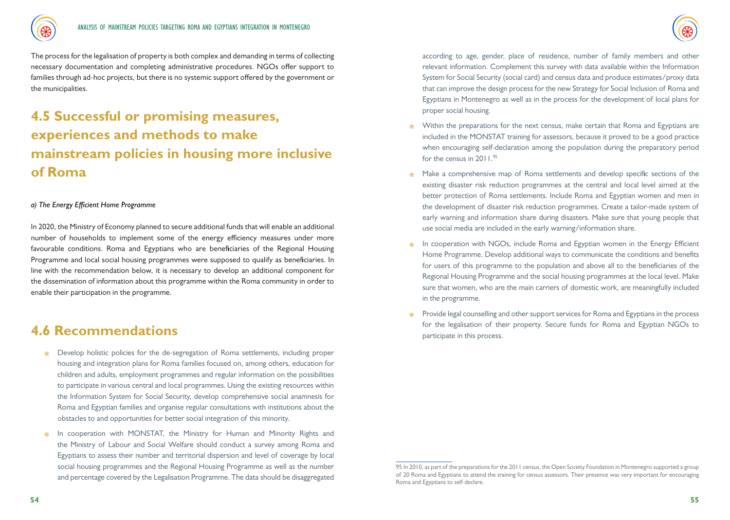The process for the legalisation of property is both complex and demanding in terms of collecting necessary documentation and completing administrative procedures. NGOs offer support to families through ad-hoc projects, but there is no systemic support offered by the government or the municipalities.

## 4.5 Successful or promising measures, experiences and methods to make mainstream policies in housing more inclusive of Roma

*a) The Energy Efficient Home Programme*

In 2020, the Ministry of Economy planned to secure additional funds that will enable an additional number of households to implement some of the energy efficiency measures under more favourable conditions. Roma and Egyptians who are beneficiaries of the Regional Housing Programme and local social housing programmes were supposed to qualify as beneficiaries. In line with the recommendation below, it is necessary to develop an additional component for the dissemination of information about this programme within the Roma community in order to enable their participation in the programme.

## 4.6 Recommendations

- Develop holistic policies for the de-segregation of Roma settlements, including proper housing and integration plans for Roma families focused on, among others, education for children and adults, employment programmes and regular information on the possibilities to participate in various central and local programmes. Using the existing resources within the Information System for Social Security, develop comprehensive social anamnesis for Roma and Egyptian families and organise regular consultations with institutions about the obstacles to and opportunities for better social integration of this minority.
- In cooperation with MONSTAT, the Ministry for Human and Minority Rights and the Ministry of Labour and Social Welfare should conduct a survey among Roma and Egyptians to assess their number and territorial dispersion and level of coverage by local social housing programmes and the Regional Housing Programme as well as the number and percentage covered by the Legalisation Programme. The data should be disaggregated according to age, gender, place of residence, number of family members and other relevant information. Complement this survey with data available within the Information System for Social Security (social card) and census data and produce estimates/proxy data that can improve the design process for the new Strategy for Social Inclusion of Roma and Egyptians in Montenegro as well as in the process for the development of local plans for proper social housing.
- Within the preparations for the next census, make certain that Roma and Egyptians are included in the MONSTAT training for assessors, because it proved to be a good practice when encouraging self-declaration among the population during the preparatory period for the census in 2011.[95]
- Make a comprehensive map of Roma settlements and develop specific sections of the existing disaster risk reduction programmes at the central and local level aimed at the better protection of Roma settlements. Include Roma and Egyptian women and men in the development of disaster risk reduction programmes. Create a tailor-made system of early warning and information share during disasters. Make sure that young people that use social media are included in the early warning/information share.
- In cooperation with NGOs, include Roma and Egyptian women in the Energy Efficient Home Programme. Develop additional ways to communicate the conditions and benefits for users of this programme to the population and above all to the beneficiaries of the Regional Housing Programme and the social housing programmes at the local level. Make sure that women, who are the main carriers of domestic work, are meaningfully included in the programme.
- Provide legal counselling and other support services for Roma and Egyptians in the process for the legalisation of their property. Secure funds for Roma and Egyptian NGOs to participate in this process.

---

[95] In 2010, as part of the preparations for the 2011 census, the Open Society Foundation in Montenegro supported a group of 20 Roma and Egyptians to attend the training for census assessors. Their presence was very important for encouraging Roma and Egyptians to self-declare.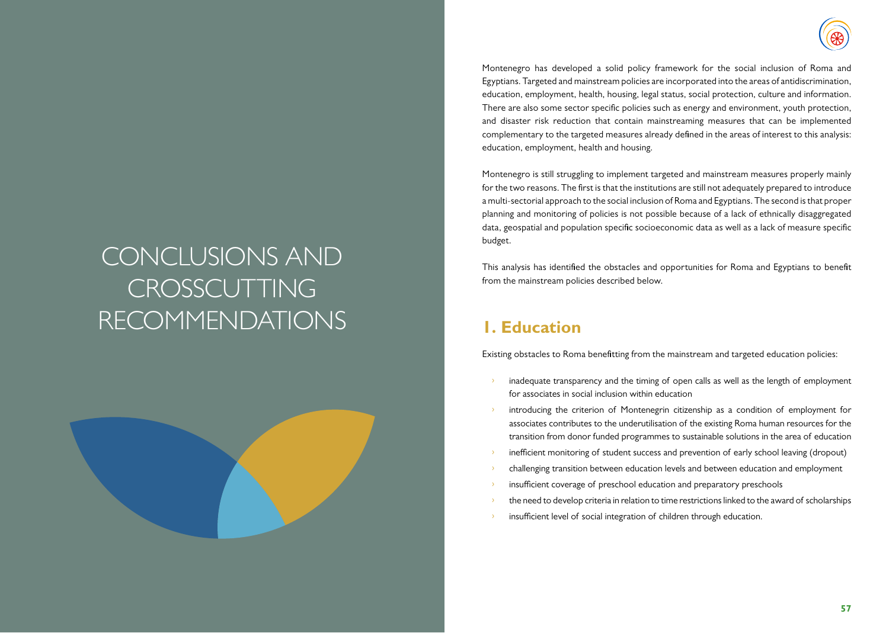# CONCLUSIONS AND CROSSCUTTING RECOMMENDATIONS

Montenegro has developed a solid policy framework for the social inclusion of Roma and Egyptians. Targeted and mainstream policies are incorporated into the areas of antidiscrimination, education, employment, health, housing, legal status, social protection, culture and information. There are also some sector specific policies such as energy and environment, youth protection, and disaster risk reduction that contain mainstreaming measures that can be implemented complementary to the targeted measures already defined in the areas of interest to this analysis: education, employment, health and housing.

Montenegro is still struggling to implement targeted and mainstream measures properly mainly for the two reasons. The first is that the institutions are still not adequately prepared to introduce a multi-sectorial approach to the social inclusion of Roma and Egyptians. The second is that proper planning and monitoring of policies is not possible because of a lack of ethnically disaggregated data, geospatial and population specific socioeconomic data as well as a lack of measure specific budget.

This analysis has identified the obstacles and opportunities for Roma and Egyptians to benefit from the mainstream policies described below.

## 1. Education

Existing obstacles to Roma benefitting from the mainstream and targeted education policies:

- inadequate transparency and the timing of open calls as well as the length of employment for associates in social inclusion within education
- introducing the criterion of Montenegrin citizenship as a condition of employment for associates contributes to the underutilisation of the existing Roma human resources for the transition from donor funded programmes to sustainable solutions in the area of education
- inefficient monitoring of student success and prevention of early school leaving (dropout)
- challenging transition between education levels and between education and employment
- insufficient coverage of preschool education and preparatory preschools
- the need to develop criteria in relation to time restrictions linked to the award of scholarships
- insufficient level of social integration of children through education.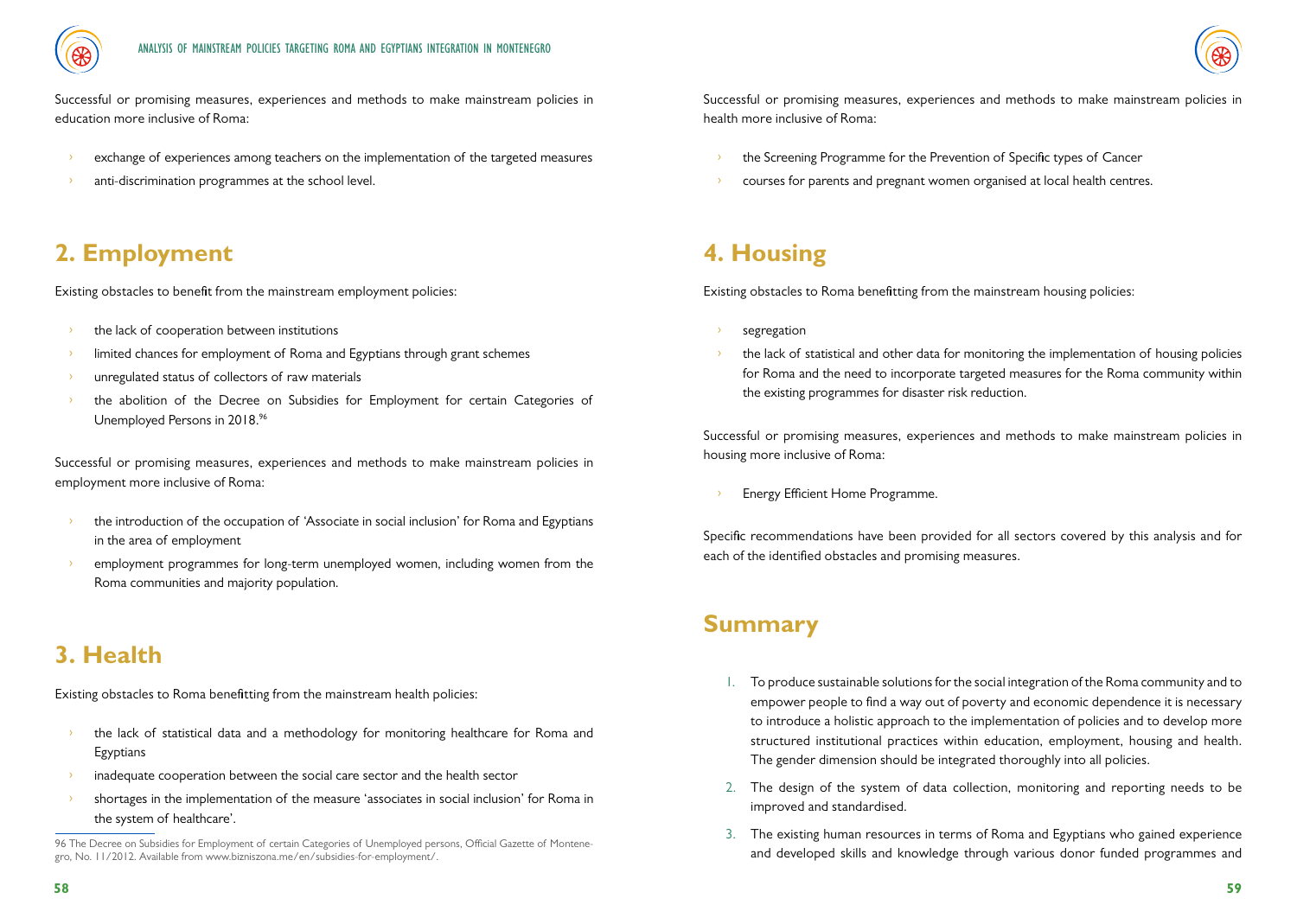Successful or promising measures, experiences and methods to make mainstream policies in education more inclusive of Roma:

- exchange of experiences among teachers on the implementation of the targeted measures
- anti-discrimination programmes at the school level.

## 2. Employment

Existing obstacles to benefit from the mainstream employment policies:

- the lack of cooperation between institutions
- limited chances for employment of Roma and Egyptians through grant schemes
- unregulated status of collectors of raw materials
- the abolition of the Decree on Subsidies for Employment for certain Categories of Unemployed Persons in 2018.[96]

Successful or promising measures, experiences and methods to make mainstream policies in employment more inclusive of Roma:

- the introduction of the occupation of 'Associate in social inclusion' for Roma and Egyptians in the area of employment
- employment programmes for long-term unemployed women, including women from the Roma communities and majority population.

## 3. Health

Existing obstacles to Roma benefitting from the mainstream health policies:

- the lack of statistical data and a methodology for monitoring healthcare for Roma and Egyptians
- inadequate cooperation between the social care sector and the health sector
- shortages in the implementation of the measure 'associates in social inclusion' for Roma in the system of healthcare'.

96 The Decree on Subsidies for Employment of certain Categories of Unemployed persons, Official Gazette of Montenegro, No. 11/2012. Available from www.bizniszona.me/en/subsidies-for-employment/.

Successful or promising measures, experiences and methods to make mainstream policies in health more inclusive of Roma:

- the Screening Programme for the Prevention of Specific types of Cancer
- courses for parents and pregnant women organised at local health centres.

## 4. Housing

Existing obstacles to Roma benefitting from the mainstream housing policies:

- segregation
- the lack of statistical and other data for monitoring the implementation of housing policies for Roma and the need to incorporate targeted measures for the Roma community within the existing programmes for disaster risk reduction.

Successful or promising measures, experiences and methods to make mainstream policies in housing more inclusive of Roma:

- Energy Efficient Home Programme.

Specific recommendations have been provided for all sectors covered by this analysis and for each of the identified obstacles and promising measures.

## Summary

1. To produce sustainable solutions for the social integration of the Roma community and to empower people to find a way out of poverty and economic dependence it is necessary to introduce a holistic approach to the implementation of policies and to develop more structured institutional practices within education, employment, housing and health. The gender dimension should be integrated thoroughly into all policies.
2. The design of the system of data collection, monitoring and reporting needs to be improved and standardised.
3. The existing human resources in terms of Roma and Egyptians who gained experience and developed skills and knowledge through various donor funded programmes and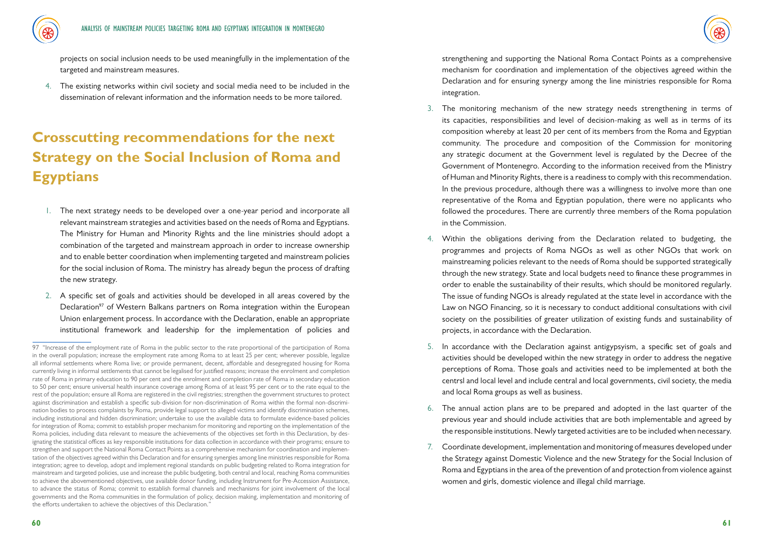projects on social inclusion needs to be used meaningfully in the implementation of the targeted and mainstream measures.

4. The existing networks within civil society and social media need to be included in the dissemination of relevant information and the information needs to be more tailored.

## Crosscutting recommendations for the next Strategy on the Social Inclusion of Roma and Egyptians

1. The next strategy needs to be developed over a one-year period and incorporate all relevant mainstream strategies and activities based on the needs of Roma and Egyptians. The Ministry for Human and Minority Rights and the line ministries should adopt a combination of the targeted and mainstream approach in order to increase ownership and to enable better coordination when implementing targeted and mainstream policies for the social inclusion of Roma. The ministry has already begun the process of drafting the new strategy.

2. A specific set of goals and activities should be developed in all areas covered by the Declaration[97] of Western Balkans partners on Roma integration within the European Union enlargement process. In accordance with the Declaration, enable an appropriate institutional framework and leadership for the implementation of policies and strengthening and supporting the National Roma Contact Points as a comprehensive mechanism for coordination and implementation of the objectives agreed within the Declaration and for ensuring synergy among the line ministries responsible for Roma integration.

3. The monitoring mechanism of the new strategy needs strengthening in terms of its capacities, responsibilities and level of decision-making as well as in terms of its composition whereby at least 20 per cent of its members from the Roma and Egyptian community. The procedure and composition of the Commission for monitoring any strategic document at the Government level is regulated by the Decree of the Government of Montenegro. According to the information received from the Ministry of Human and Minority Rights, there is a readiness to comply with this recommendation. In the previous procedure, although there was a willingness to involve more than one representative of the Roma and Egyptian population, there were no applicants who followed the procedures. There are currently three members of the Roma population in the Commission.

4. Within the obligations deriving from the Declaration related to budgeting, the programmes and projects of Roma NGOs as well as other NGOs that work on mainstreaming policies relevant to the needs of Roma should be supported strategically through the new strategy. State and local budgets need to finance these programmes in order to enable the sustainability of their results, which should be monitored regularly. The issue of funding NGOs is already regulated at the state level in accordance with the Law on NGO Financing, so it is necessary to conduct additional consultations with civil society on the possibilities of greater utilization of existing funds and sustainability of projects, in accordance with the Declaration.

5. In accordance with the Declaration against antigypsyism, a specific set of goals and activities should be developed within the new strategy in order to address the negative perceptions of Roma. Those goals and activities need to be implemented at both the centrsl and local level and include central and local governments, civil society, the media and local Roma groups as well as business.

6. The annual action plans are to be prepared and adopted in the last quarter of the previous year and should include activities that are both implementable and agreed by the responsible institutions. Newly targeted activities are to be included when necessary.

7. Coordinate development, implementation and monitoring of measures developed under the Strategy against Domestic Violence and the new Strategy for the Social Inclusion of Roma and Egyptians in the area of the prevention of and protection from violence against women and girls, domestic violence and illegal child marriage.

---

97 "Increase of the employment rate of Roma in the public sector to the rate proportional of the participation of Roma in the overall population; increase the employment rate among Roma to at least 25 per cent; wherever possible, legalize all informal settlements where Roma live; or provide permanent, decent, affordable and desegregated housing for Roma currently living in informal settlements that cannot be legalised for justified reasons; increase the enrolment and completion rate of Roma in primary education to 90 per cent and the enrolment and completion rate of Roma in secondary education to 50 per cent; ensure universal health insurance coverage among Roma of at least 95 per cent or to the rate equal to the rest of the population; ensure all Roma are registered in the civil registries; strengthen the government structures to protect against discrimination and establish a specific sub-division for non-discrimination of Roma within the formal non-discrimination bodies to process complaints by Roma, provide legal support to alleged victims and identify discrimination schemes, including institutional and hidden discrimination; undertake to use the available data to formulate evidence-based policies for integration of Roma; commit to establish proper mechanism for monitoring and reporting on the implementation of the Roma policies, including data relevant to measure the achievements of the objectives set forth in this Declaration, by designating the statistical offices as key responsible institutions for data collection in accordance with their programs; ensure to strengthen and support the National Roma Contact Points as a comprehensive mechanism for coordination and implementation of the objectives agreed within this Declaration and for ensuring synergies among line ministries responsible for Roma integration; agree to develop, adopt and implement regional standards on public budgeting related to Roma integration for mainstream and targeted policies, use and increase the public budgeting, both central and local, reaching Roma communities to achieve the abovementioned objectives, use available donor funding, including Instrument for Pre-Accession Assistance, to advance the status of Roma; commit to establish formal channels and mechanisms for joint involvement of the local governments and the Roma communities in the formulation of policy, decision making, implementation and monitoring of the efforts undertaken to achieve the objectives of this Declaration."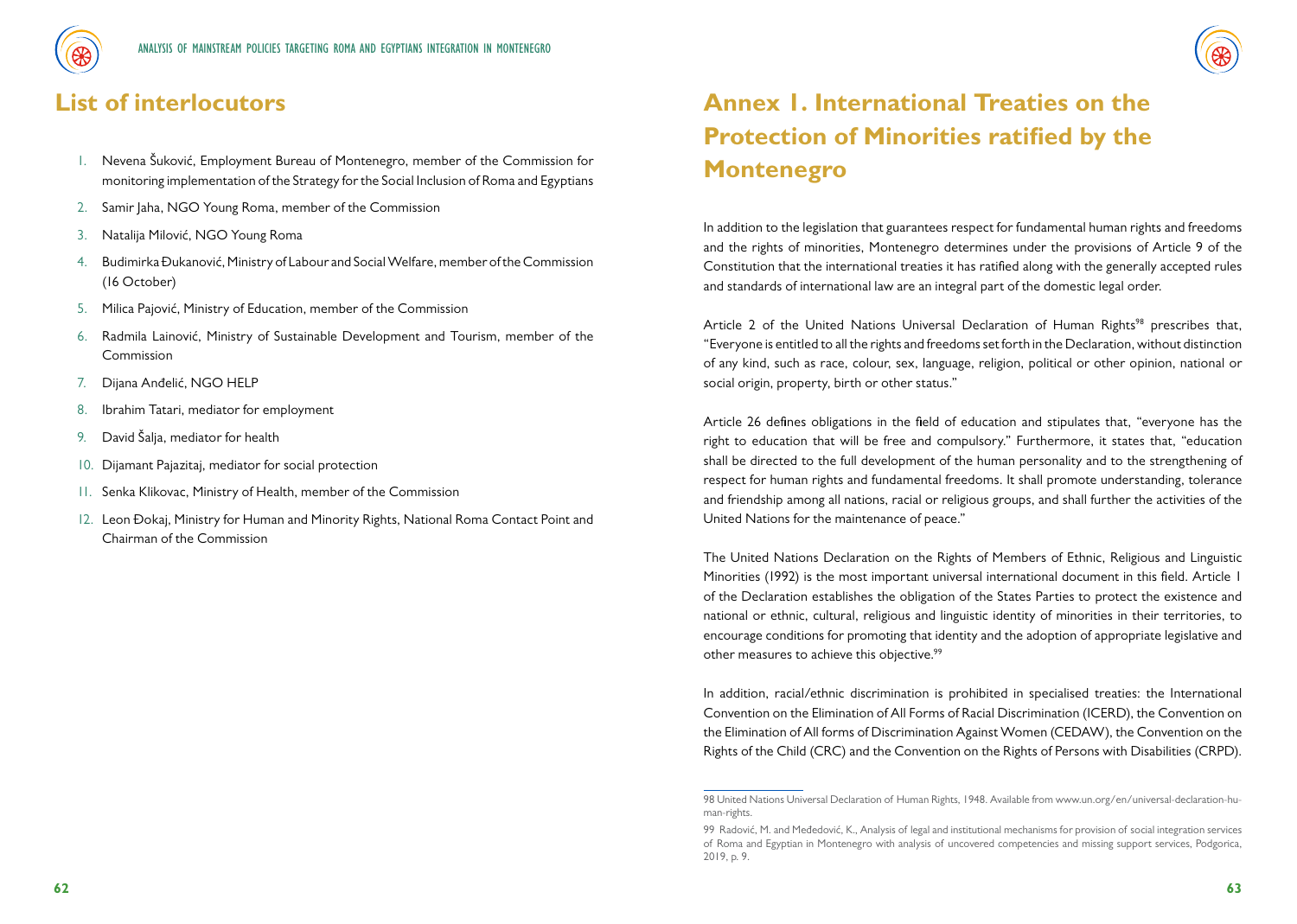## List of interlocutors

1. Nevena Šuković, Employment Bureau of Montenegro, member of the Commission for monitoring implementation of the Strategy for the Social Inclusion of Roma and Egyptians
2. Samir Jaha, NGO Young Roma, member of the Commission
3. Natalija Milović, NGO Young Roma
4. Budimirka Đukanović, Ministry of Labour and Social Welfare, member of the Commission (16 October)
5. Milica Pajović, Ministry of Education, member of the Commission
6. Radmila Lainović, Ministry of Sustainable Development and Tourism, member of the Commission
7. Dijana Anđelić, NGO HELP
8. Ibrahim Tatari, mediator for employment
9. David Šalja, mediator for health
10. Dijamant Pajazitaj, mediator for social protection
11. Senka Klikovac, Ministry of Health, member of the Commission
12. Leon Đokaj, Ministry for Human and Minority Rights, National Roma Contact Point and Chairman of the Commission

# Annex 1. International Treaties on the Protection of Minorities ratified by the Montenegro

In addition to the legislation that guarantees respect for fundamental human rights and freedoms and the rights of minorities, Montenegro determines under the provisions of Article 9 of the Constitution that the international treaties it has ratified along with the generally accepted rules and standards of international law are an integral part of the domestic legal order.

Article 2 of the United Nations Universal Declaration of Human Rights[98] prescribes that, "Everyone is entitled to all the rights and freedoms set forth in the Declaration, without distinction of any kind, such as race, colour, sex, language, religion, political or other opinion, national or social origin, property, birth or other status."

Article 26 defines obligations in the field of education and stipulates that, "everyone has the right to education that will be free and compulsory." Furthermore, it states that, "education shall be directed to the full development of the human personality and to the strengthening of respect for human rights and fundamental freedoms. It shall promote understanding, tolerance and friendship among all nations, racial or religious groups, and shall further the activities of the United Nations for the maintenance of peace."

The United Nations Declaration on the Rights of Members of Ethnic, Religious and Linguistic Minorities (1992) is the most important universal international document in this field. Article 1 of the Declaration establishes the obligation of the States Parties to protect the existence and national or ethnic, cultural, religious and linguistic identity of minorities in their territories, to encourage conditions for promoting that identity and the adoption of appropriate legislative and other measures to achieve this objective.[99]

In addition, racial/ethnic discrimination is prohibited in specialised treaties: the International Convention on the Elimination of All Forms of Racial Discrimination (ICERD), the Convention on the Elimination of All forms of Discrimination Against Women (CEDAW), the Convention on the Rights of the Child (CRC) and the Convention on the Rights of Persons with Disabilities (CRPD).

---

98 United Nations Universal Declaration of Human Rights, 1948. Available from www.un.org/en/universal-declaration-human-rights.

99 Radović, M. and Međedović, K., Analysis of legal and institutional mechanisms for provision of social integration services of Roma and Egyptian in Montenegro with analysis of uncovered competencies and missing support services, Podgorica, 2019, p. 9.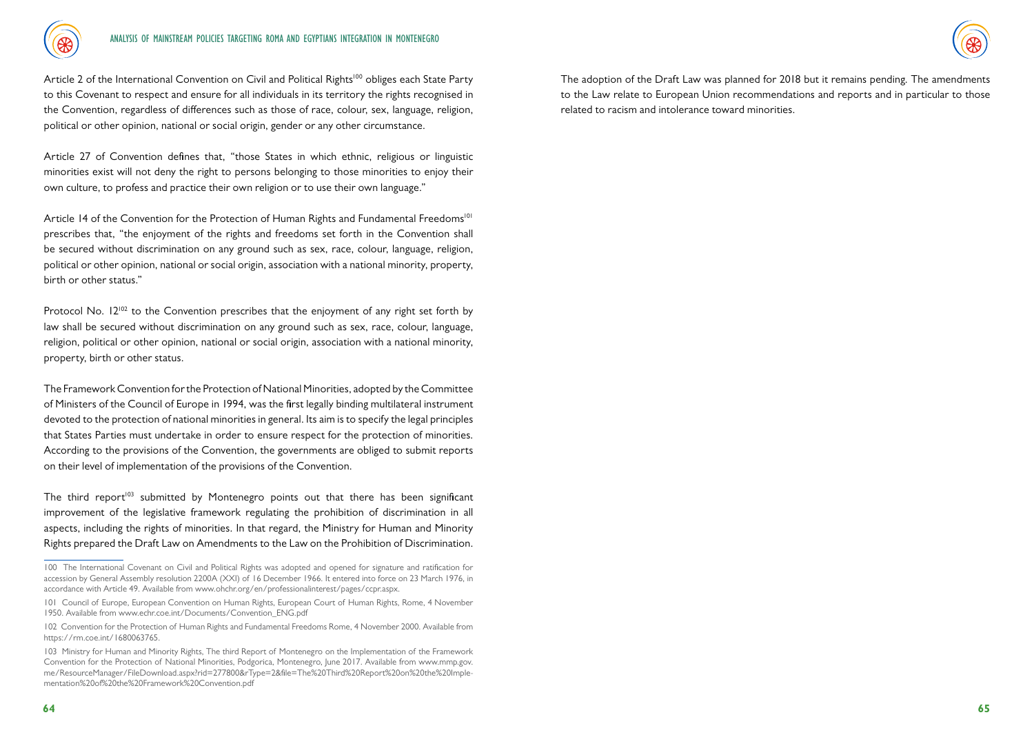Article 2 of the International Convention on Civil and Political Rights[100] obliges each State Party to this Covenant to respect and ensure for all individuals in its territory the rights recognised in the Convention, regardless of differences such as those of race, colour, sex, language, religion, political or other opinion, national or social origin, gender or any other circumstance.

Article 27 of Convention defines that, "those States in which ethnic, religious or linguistic minorities exist will not deny the right to persons belonging to those minorities to enjoy their own culture, to profess and practice their own religion or to use their own language."

Article 14 of the Convention for the Protection of Human Rights and Fundamental Freedoms[101] prescribes that, "the enjoyment of the rights and freedoms set forth in the Convention shall be secured without discrimination on any ground such as sex, race, colour, language, religion, political or other opinion, national or social origin, association with a national minority, property, birth or other status."

Protocol No. 12[102] to the Convention prescribes that the enjoyment of any right set forth by law shall be secured without discrimination on any ground such as sex, race, colour, language, religion, political or other opinion, national or social origin, association with a national minority, property, birth or other status.

The Framework Convention for the Protection of National Minorities, adopted by the Committee of Ministers of the Council of Europe in 1994, was the first legally binding multilateral instrument devoted to the protection of national minorities in general. Its aim is to specify the legal principles that States Parties must undertake in order to ensure respect for the protection of minorities. According to the provisions of the Convention, the governments are obliged to submit reports on their level of implementation of the provisions of the Convention.

The third report[103] submitted by Montenegro points out that there has been significant improvement of the legislative framework regulating the prohibition of discrimination in all aspects, including the rights of minorities. In that regard, the Ministry for Human and Minority Rights prepared the Draft Law on Amendments to the Law on the Prohibition of Discrimination.

100 The International Covenant on Civil and Political Rights was adopted and opened for signature and ratification for accession by General Assembly resolution 2200A (XXI) of 16 December 1966. It entered into force on 23 March 1976, in accordance with Article 49. Available from www.ohchr.org/en/professionalinterest/pages/ccpr.aspx.

101 Council of Europe, European Convention on Human Rights, European Court of Human Rights, Rome, 4 November 1950. Available from www.echr.coe.int/Documents/Convention_ENG.pdf

102 Convention for the Protection of Human Rights and Fundamental Freedoms Rome, 4 November 2000. Available from https://rm.coe.int/1680063765.

103 Ministry for Human and Minority Rights, The third Report of Montenegro on the Implementation of the Framework Convention for the Protection of National Minorities, Podgorica, Montenegro, June 2017. Available from www.mmp.gov.me/ResourceManager/FileDownload.aspx?rid=277800&rType=2&file=The%20Third%20Report%20on%20the%20Implementation%20of%20the%20Framework%20Convention.pdf

The adoption of the Draft Law was planned for 2018 but it remains pending. The amendments to the Law relate to European Union recommendations and reports and in particular to those related to racism and intolerance toward minorities.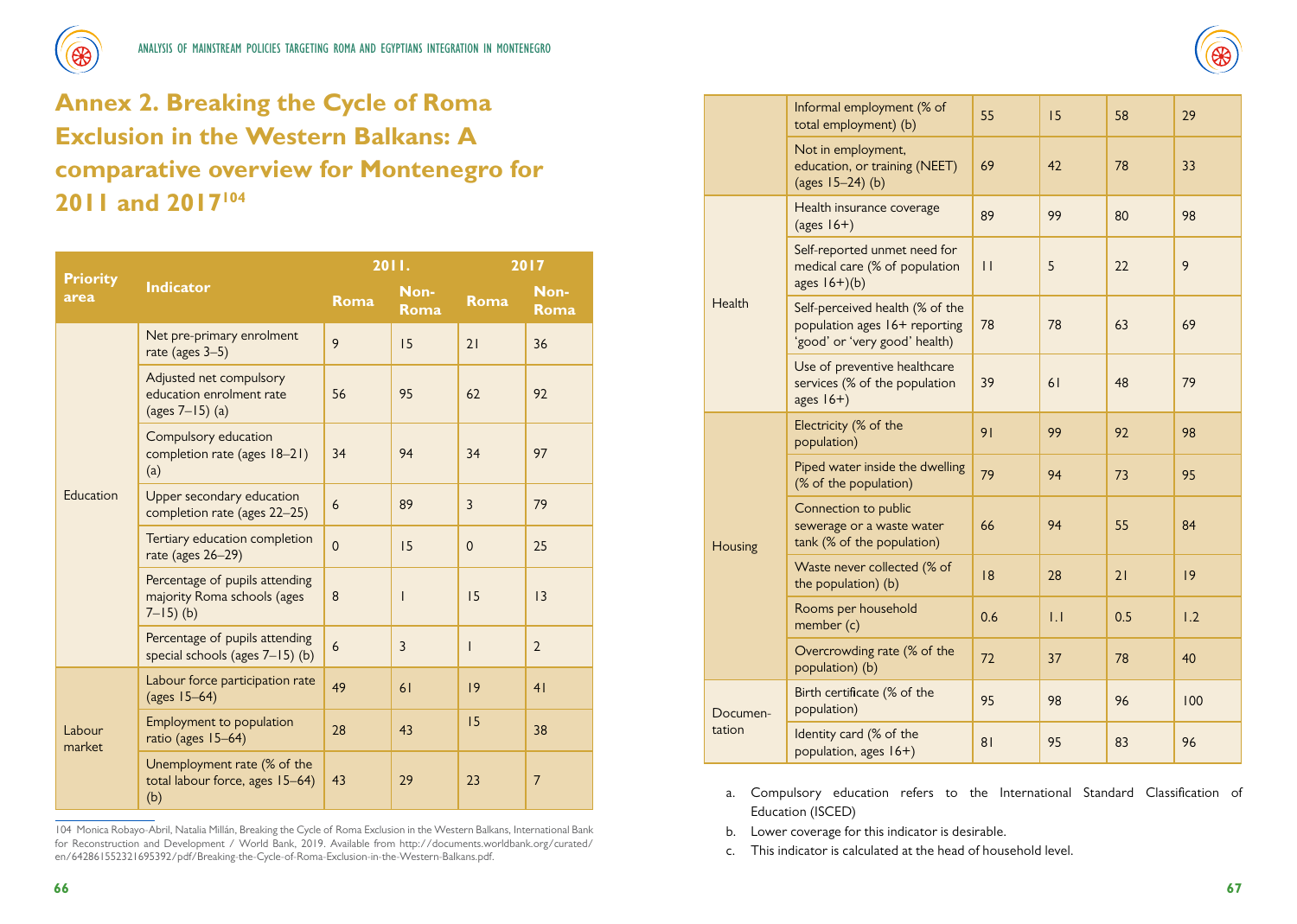# Annex 2. Breaking the Cycle of Roma Exclusion in the Western Balkans: A comparative overview for Montenegro for 2011 and 2017[104]

| Priority area | Indicator | 2011. | | 2017 | |
|---|---|---|---|---|---|
| | | Roma | Non-Roma | Roma | Non-Roma |
| Education | Net pre-primary enrolment rate (ages 3–5) | 9 | 15 | 21 | 36 |
| | Adjusted net compulsory education enrolment rate (ages 7–15) (a) | 56 | 95 | 62 | 92 |
| | Compulsory education completion rate (ages 18–21) (a) | 34 | 94 | 34 | 97 |
| | Upper secondary education completion rate (ages 22–25) | 6 | 89 | 3 | 79 |
| | Tertiary education completion rate (ages 26–29) | 0 | 15 | 0 | 25 |
| | Percentage of pupils attending majority Roma schools (ages 7–15) (b) | 8 | 1 | 15 | 13 |
| | Percentage of pupils attending special schools (ages 7–15) (b) | 6 | 3 | 1 | 2 |
| Labour market | Labour force participation rate (ages 15–64) | 49 | 61 | 19 | 41 |
| | Employment to population ratio (ages 15–64) | 28 | 43 | 15 | 38 |
| | Unemployment rate (% of the total labour force, ages 15–64) (b) | 43 | 29 | 23 | 7 |
| | Informal employment (% of total employment) (b) | 55 | 15 | 58 | 29 |
| | Not in employment, education, or training (NEET) (ages 15–24) (b) | 69 | 42 | 78 | 33 |
| Health | Health insurance coverage (ages 16+) | 89 | 99 | 80 | 98 |
| | Self-reported unmet need for medical care (% of population ages 16+)(b) | 11 | 5 | 22 | 9 |
| | Self-perceived health (% of the population ages 16+ reporting 'good' or 'very good' health) | 78 | 78 | 63 | 69 |
| | Use of preventive healthcare services (% of the population ages 16+) | 39 | 61 | 48 | 79 |
| Housing | Electricity (% of the population) | 91 | 99 | 92 | 98 |
| | Piped water inside the dwelling (% of the population) | 79 | 94 | 73 | 95 |
| | Connection to public sewerage or a waste water tank (% of the population) | 66 | 94 | 55 | 84 |
| | Waste never collected (% of the population) (b) | 18 | 28 | 21 | 19 |
| | Rooms per household member (c) | 0.6 | 1.1 | 0.5 | 1.2 |
| | Overcrowding rate (% of the population) (b) | 72 | 37 | 78 | 40 |
| Documentation | Birth certificate (% of the population) | 95 | 98 | 96 | 100 |
| | Identity card (% of the population, ages 16+) | 81 | 95 | 83 | 96 |

a. Compulsory education refers to the International Standard Classification of Education (ISCED)

b. Lower coverage for this indicator is desirable.

c. This indicator is calculated at the head of household level.

104 Monica Robayo-Abril, Natalia Millán, Breaking the Cycle of Roma Exclusion in the Western Balkans, International Bank for Reconstruction and Development / World Bank, 2019. Available from http://documents.worldbank.org/curated/en/642861552321695392/pdf/Breaking-the-Cycle-of-Roma-Exclusion-in-the-Western-Balkans.pdf.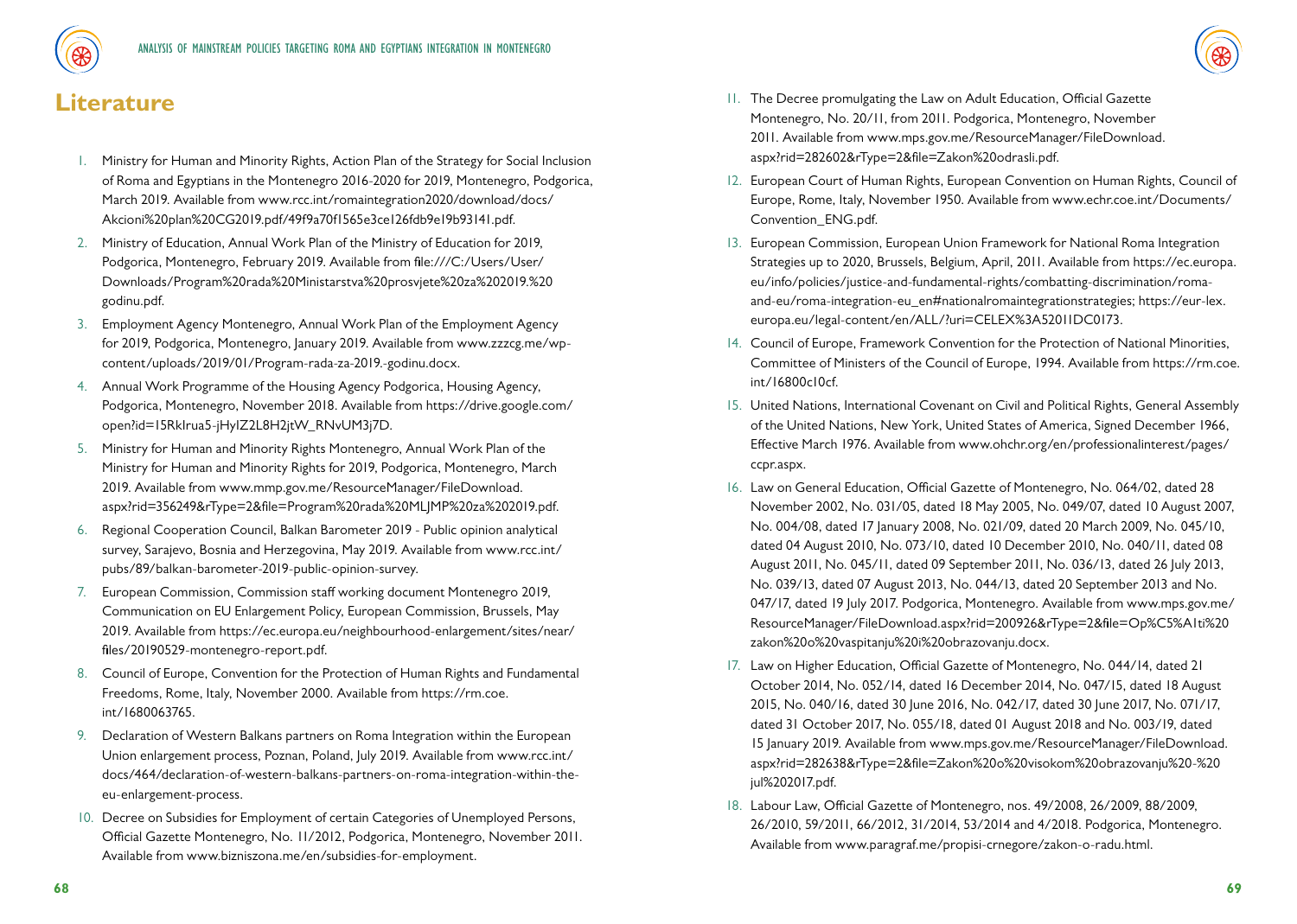# Literature

1. Ministry for Human and Minority Rights, Action Plan of the Strategy for Social Inclusion of Roma and Egyptians in the Montenegro 2016-2020 for 2019, Montenegro, Podgorica, March 2019. Available from www.rcc.int/romaintegration2020/download/docs/Akcioni%20plan%20CG2019.pdf/49f9a70f1565e3ce126fdb9e19b93141.pdf.
2. Ministry of Education, Annual Work Plan of the Ministry of Education for 2019, Podgorica, Montenegro, February 2019. Available from file:///C:/Users/User/Downloads/Program%20rada%20Ministarstva%20prosvjete%20za%202019.%20godinu.pdf.
3. Employment Agency Montenegro, Annual Work Plan of the Employment Agency for 2019, Podgorica, Montenegro, January 2019. Available from www.zzzcg.me/wp-content/uploads/2019/01/Program-rada-za-2019.-godinu.docx.
4. Annual Work Programme of the Housing Agency Podgorica, Housing Agency, Podgorica, Montenegro, November 2018. Available from https://drive.google.com/open?id=15RkIrua5-jHyIZ2L8H2jtW_RNvUM3j7D.
5. Ministry for Human and Minority Rights Montenegro, Annual Work Plan of the Ministry for Human and Minority Rights for 2019, Podgorica, Montenegro, March 2019. Available from www.mmp.gov.me/ResourceManager/FileDownload.aspx?rid=356249&rType=2&file=Program%20rada%20MLJMP%20za%202019.pdf.
6. Regional Cooperation Council, Balkan Barometer 2019 - Public opinion analytical survey, Sarajevo, Bosnia and Herzegovina, May 2019. Available from www.rcc.int/pubs/89/balkan-barometer-2019-public-opinion-survey.
7. European Commission, Commission staff working document Montenegro 2019, Communication on EU Enlargement Policy, European Commission, Brussels, May 2019. Available from https://ec.europa.eu/neighbourhood-enlargement/sites/near/files/20190529-montenegro-report.pdf.
8. Council of Europe, Convention for the Protection of Human Rights and Fundamental Freedoms, Rome, Italy, November 2000. Available from https://rm.coe.int/1680063765.
9. Declaration of Western Balkans partners on Roma Integration within the European Union enlargement process, Poznan, Poland, July 2019. Available from www.rcc.int/docs/464/declaration-of-western-balkans-partners-on-roma-integration-within-the-eu-enlargement-process.
10. Decree on Subsidies for Employment of certain Categories of Unemployed Persons, Official Gazette Montenegro, No. 11/2012, Podgorica, Montenegro, November 2011. Available from www.bizniszona.me/en/subsidies-for-employment.
11. The Decree promulgating the Law on Adult Education, Official Gazette Montenegro, No. 20/11, from 2011. Podgorica, Montenegro, November 2011. Available from www.mps.gov.me/ResourceManager/FileDownload.aspx?rid=282602&rType=2&file=Zakon%20odrasli.pdf.
12. European Court of Human Rights, European Convention on Human Rights, Council of Europe, Rome, Italy, November 1950. Available from www.echr.coe.int/Documents/Convention_ENG.pdf.
13. European Commission, European Union Framework for National Roma Integration Strategies up to 2020, Brussels, Belgium, April, 2011. Available from https://ec.europa.eu/info/policies/justice-and-fundamental-rights/combatting-discrimination/roma-and-eu/roma-integration-eu_en#nationalromaintegrationstrategies; https://eur-lex.europa.eu/legal-content/en/ALL/?uri=CELEX%3A52011DC0173.
14. Council of Europe, Framework Convention for the Protection of National Minorities, Committee of Ministers of the Council of Europe, 1994. Available from https://rm.coe.int/16800c10cf.
15. United Nations, International Covenant on Civil and Political Rights, General Assembly of the United Nations, New York, United States of America, Signed December 1966, Effective March 1976. Available from www.ohchr.org/en/professionalinterest/pages/ccpr.aspx.
16. Law on General Education, Official Gazette of Montenegro, No. 064/02, dated 28 November 2002, No. 031/05, dated 18 May 2005, No. 049/07, dated 10 August 2007, No. 004/08, dated 17 January 2008, No. 021/09, dated 20 March 2009, No. 045/10, dated 04 August 2010, No. 073/10, dated 10 December 2010, No. 040/11, dated 08 August 2011, No. 045/11, dated 09 September 2011, No. 036/13, dated 26 July 2013, No. 039/13, dated 07 August 2013, No. 044/13, dated 20 September 2013 and No. 047/17, dated 19 July 2017. Podgorica, Montenegro. Available from www.mps.gov.me/ResourceManager/FileDownload.aspx?rid=200926&rType=2&file=Op%C5%A1ti%20zakon%20o%20vaspitanju%20i%20obrazovanju.docx.
17. Law on Higher Education, Official Gazette of Montenegro, No. 044/14, dated 21 October 2014, No. 052/14, dated 16 December 2014, No. 047/15, dated 18 August 2015, No. 040/16, dated 30 June 2016, No. 042/17, dated 30 June 2017, No. 071/17, dated 31 October 2017, No. 055/18, dated 01 August 2018 and No. 003/19, dated 15 January 2019. Available from www.mps.gov.me/ResourceManager/FileDownload.aspx?rid=282638&rType=2&file=Zakon%20o%20visokom%20obrazovanju%20-%20jul%202017.pdf.
18. Labour Law, Official Gazette of Montenegro, nos. 49/2008, 26/2009, 88/2009, 26/2010, 59/2011, 66/2012, 31/2014, 53/2014 and 4/2018. Podgorica, Montenegro. Available from www.paragraf.me/propisi-crnegore/zakon-o-radu.html.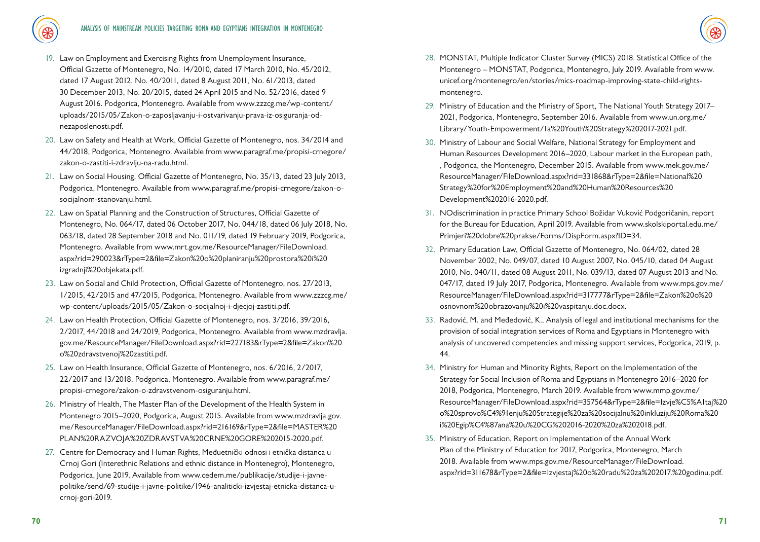19. Law on Employment and Exercising Rights from Unemployment Insurance, Official Gazette of Montenegro, No. 14/2010, dated 17 March 2010, No. 45/2012, dated 17 August 2012, No. 40/2011, dated 8 August 2011, No. 61/2013, dated 30 December 2013, No. 20/2015, dated 24 April 2015 and No. 52/2016, dated 9 August 2016. Podgorica, Montenegro. Available from www.zzzcg.me/wp-content/uploads/2015/05/Zakon-o-zaposljavanju-i-ostvarivanju-prava-iz-osiguranja-od-nezaposlenosti.pdf.
20. Law on Safety and Health at Work, Official Gazette of Montenegro, nos. 34/2014 and 44/2018, Podgorica, Montenegro. Available from www.paragraf.me/propisi-crnegore/zakon-o-zastiti-i-zdravlju-na-radu.html.
21. Law on Social Housing, Official Gazette of Montenegro, No. 35/13, dated 23 July 2013, Podgorica, Montenegro. Available from www.paragraf.me/propisi-crnegore/zakon-o-socijalnom-stanovanju.html.
22. Law on Spatial Planning and the Construction of Structures, Official Gazette of Montenegro, No. 064/17, dated 06 October 2017, No. 044/18, dated 06 July 2018, No. 063/18, dated 28 September 2018 and No. 011/19, dated 19 February 2019, Podgorica, Montenegro. Available from www.mrt.gov.me/ResourceManager/FileDownload.aspx?rid=290023&rType=2&file=Zakon%20o%20planiranju%20prostora%20i%20izgradnji%20objekata.pdf.
23. Law on Social and Child Protection, Official Gazette of Montenegro, nos. 27/2013, 1/2015, 42/2015 and 47/2015, Podgorica, Montenegro. Available from www.zzzcg.me/wp-content/uploads/2015/05/Zakon-o-socijalnoj-i-djecjoj-zastiti.pdf.
24. Law on Health Protection, Official Gazette of Montenegro, nos. 3/2016, 39/2016, 2/2017, 44/2018 and 24/2019, Podgorica, Montenegro. Available from www.mzdravlja.gov.me/ResourceManager/FileDownload.aspx?rid=227183&rType=2&file=Zakon%20o%20zdravstvenoj%20zastiti.pdf.
25. Law on Health Insurance, Official Gazette of Montenegro, nos. 6/2016, 2/2017, 22/2017 and 13/2018, Podgorica, Montenegro. Available from www.paragraf.me/propisi-crnegore/zakon-o-zdravstvenom-osiguranju.html.
26. Ministry of Health, The Master Plan of the Development of the Health System in Montenegro 2015–2020, Podgorica, August 2015. Available from www.mzdravlja.gov.me/ResourceManager/FileDownload.aspx?rid=216169&rType=2&file=MASTER%20PLAN%20RAZVOJA%20ZDRAVSTVA%20CRNE%20GORE%202015-2020.pdf.
27. Centre for Democracy and Human Rights, Međuetnički odnosi i etnička distanca u Crnoj Gori (Interethnic Relations and ethnic distance in Montenegro), Montenegro, Podgorica, June 2019. Available from www.cedem.me/publikacije/studije-i-javne-politike/send/69-studije-i-javne-politike/1946-analiticki-izvjestaj-etnicka-distanca-u-crnoj-gori-2019.
28. MONSTAT, Multiple Indicator Cluster Survey (MICS) 2018. Statistical Office of the Montenegro – MONSTAT, Podgorica, Montenegro, July 2019. Available from www.unicef.org/montenegro/en/stories/mics-roadmap-improving-state-child-rights-montenegro.
29. Ministry of Education and the Ministry of Sport, The National Youth Strategy 2017–2021, Podgorica, Montenegro, September 2016. Available from www.un.org.me/Library/Youth-Empowerment/1a%20Youth%20Strategy%202017-2021.pdf.
30. Ministry of Labour and Social Welfare, National Strategy for Employment and Human Resources Development 2016–2020, Labour market in the European path, , Podgorica, the Montenegro, December 2015. Available from www.mek.gov.me/ResourceManager/FileDownload.aspx?rid=231868&rType=2&file=National%20Strategy%20for%20Employment%20and%20Human%20Resources%20Development%202016-2020.pdf.
31. NOdiscrimination in practice Primary School Božidar Vuković Podgoričanin, report for the Bureau for Education, April 2019. Available from www.skolskiportal.edu.me/Primjeri%20dobre%20prakse/Forms/DispForm.aspx?ID=34.
32. Primary Education Law, Official Gazette of Montenegro, No. 064/02, dated 28 November 2002, No. 049/07, dated 10 August 2007, No. 045/10, dated 04 August 2010, No. 040/11, dated 08 August 2011, No. 039/13, dated 07 August 2013 and No. 047/17, dated 19 July 2017, Podgorica, Montenegro. Available from www.mps.gov.me/ResourceManager/FileDownload.aspx?rid=317777&rType=2&file=Zakon%20o%20osnovnom%20obrazovanju%20i%20vaspitanju.doc.docx.
33. Radović, M. and Međedović, K., Analysis of legal and institutional mechanisms for the provision of social integration services of Roma and Egyptians in Montenegro with analysis of uncovered competencies and missing support services, Podgorica, 2019, p. 44.
34. Ministry for Human and Minority Rights, Report on the Implementation of the Strategy for Social Inclusion of Roma and Egyptians in Montenegro 2016–2020 for 2018, Podgorica, Montenegro, March 2019. Available from www.mmp.gov.me/ResourceManager/FileDownload.aspx?rid=357564&rType=2&file=Izvje%C5%A1taj%20o%20sprovo%C4%91enju%20Strategije%20za%20socijalnu%20inkluziju%20Roma%20i%20Egip%C4%87ana%20u%20CG%202016-2020%20za%202018.pdf.
35. Ministry of Education, Report on Implementation of the Annual Work Plan of the Ministry of Education for 2017, Podgorica, Montenegro, March 2018. Available from www.mps.gov.me/ResourceManager/FileDownload.aspx?rid=311678&rType=2&file=Izvjestaj%20o%20radu%20za%202017.%20godinu.pdf.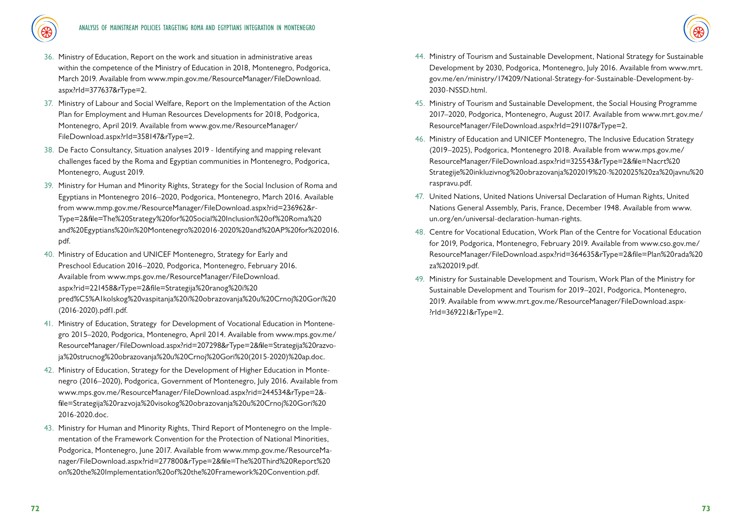36. Ministry of Education, Report on the work and situation in administrative areas within the competence of the Ministry of Education in 2018, Montenegro, Podgorica, March 2019. Available from www.mpin.gov.me/ResourceManager/FileDownload.aspx?rId=377637&rType=2.
37. Ministry of Labour and Social Welfare, Report on the Implementation of the Action Plan for Employment and Human Resources Developments for 2018, Podgorica, Montenegro, April 2019. Available from www.gov.me/ResourceManager/FileDownload.aspx?rId=358147&rType=2.
38. De Facto Consultancy, Situation analyses 2019 - Identifying and mapping relevant challenges faced by the Roma and Egyptian communities in Montenegro, Podgorica, Montenegro, August 2019.
39. Ministry for Human and Minority Rights, Strategy for the Social Inclusion of Roma and Egyptians in Montenegro 2016–2020, Podgorica, Montenegro, March 2016. Available from www.mmp.gov.me/ResourceManager/FileDownload.aspx?rid=236962&rType=2&file=The%20Strategy%20for%20Social%20Inclusion%20of%20Roma%20and%20Egyptians%20in%20Montenegro%202016-2020%20and%20AP%20for%202016.pdf.
40. Ministry of Education and UNICEF Montenegro, Strategy for Early and Preschool Education 2016–2020, Podgorica, Montenegro, February 2016. Available from www.mps.gov.me/ResourceManager/FileDownload.aspx?rid=221458&rType=2&file=Strategija%20ranog%20i%20pred%C5%A1kolskog%20vaspitanja%20i%20obrazovanja%20u%20Crnoj%20Gori%20(2016-2020).pdf1.pdf.
41. Ministry of Education, Strategy for Development of Vocational Education in Montenegro 2015–2020, Podgorica, Montenegro, April 2014. Available from www.mps.gov.me/ResourceManager/FileDownload.aspx?rid=207298&rType=2&file=Strategija%20razvoja%20strucnog%20obrazovanja%20u%20Crnoj%20Gori%20(2015-2020)%20ap.doc.
42. Ministry of Education, Strategy for the Development of Higher Education in Montenegro (2016–2020), Podgorica, Government of Montenegro, July 2016. Available from www.mps.gov.me/ResourceManager/FileDownload.aspx?rid=244534&rType=2&file=Strategija%20razvoja%20visokog%20obrazovanja%20u%20Crnoj%20Gori%20 2016-2020.doc.
43. Ministry for Human and Minority Rights, Third Report of Montenegro on the Implementation of the Framework Convention for the Protection of National Minorities, Podgorica, Montenegro, June 2017. Available from www.mmp.gov.me/ResourceManager/FileDownload.aspx?rid=277800&rType=2&file=The%20Third%20Report%20on%20the%20Implementation%20of%20the%20Framework%20Convention.pdf.
44. Ministry of Tourism and Sustainable Development, National Strategy for Sustainable Development by 2030, Podgorica, Montenegro, July 2016. Available from www.mrt.gov.me/en/ministry/174209/National-Strategy-for-Sustainable-Development-by-2030-NSSD.html.
45. Ministry of Tourism and Sustainable Development, the Social Housing Programme 2017–2020, Podgorica, Montenegro, August 2017. Available from www.mrt.gov.me/ResourceManager/FileDownload.aspx?rId=291107&rType=2.
46. Ministry of Education and UNICEF Montenegro, The Inclusive Education Strategy (2019–2025), Podgorica, Montenegro 2018. Available from www.mps.gov.me/ResourceManager/FileDownload.aspx?rid=325543&rType=2&file=Nacrt%20Strategije%20inkluzivnog%20obrazovanja%202019%20-%202025%20za%20javnu%20raspravu.pdf.
47. United Nations, United Nations Universal Declaration of Human Rights, United Nations General Assembly, Paris, France, December 1948. Available from www.un.org/en/universal-declaration-human-rights.
48. Centre for Vocational Education, Work Plan of the Centre for Vocational Education for 2019, Podgorica, Montenegro, February 2019. Available from www.cso.gov.me/ResourceManager/FileDownload.aspx?rid=364635&rType=2&file=Plan%20rada%20za%202019.pdf.
49. Ministry for Sustainable Development and Tourism, Work Plan of the Ministry for Sustainable Development and Tourism for 2019–2021, Podgorica, Montenegro, 2019. Available from www.mrt.gov.me/ResourceManager/FileDownload.aspx?rId=369221&rType=2.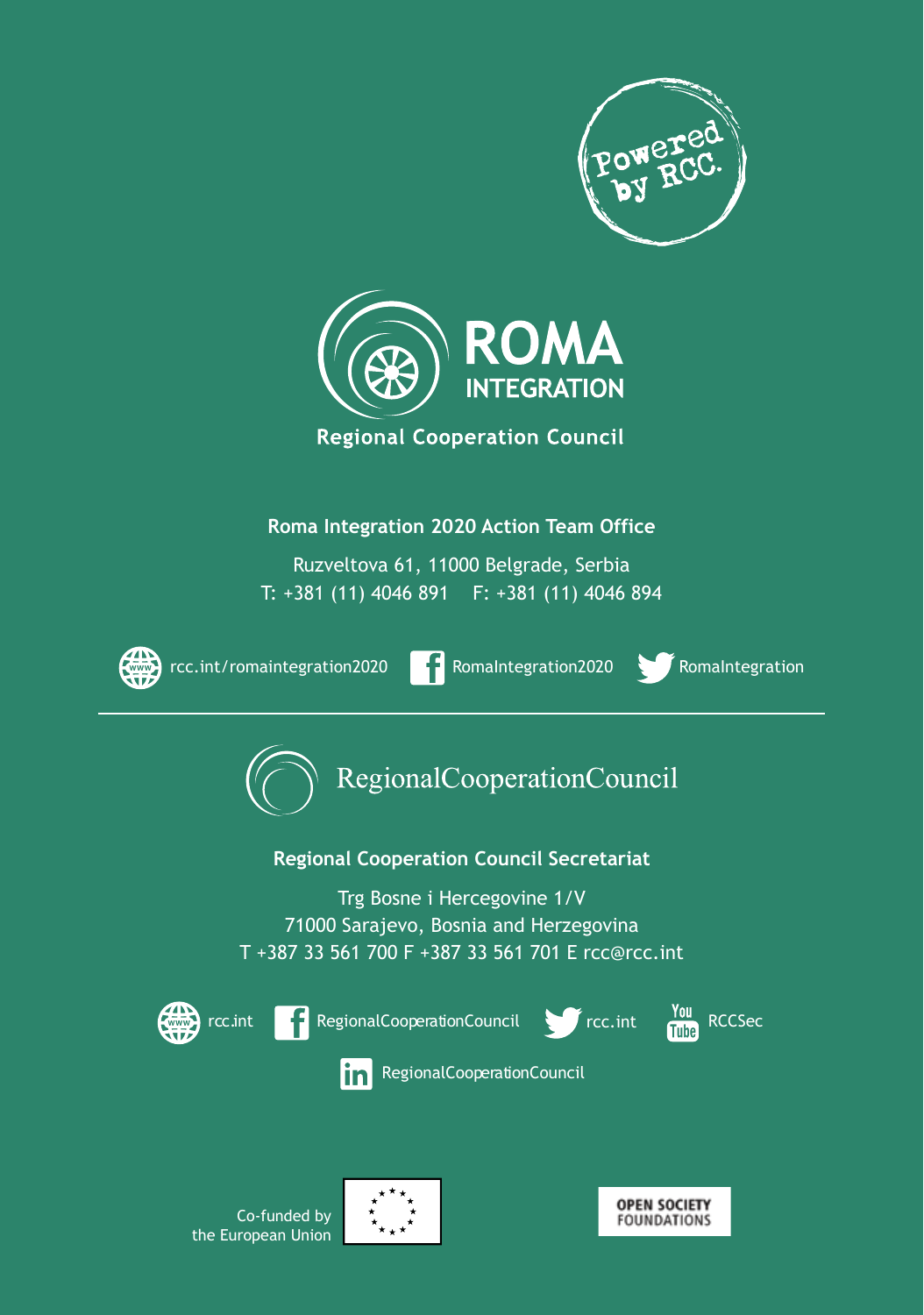Powered by RCC.

ROMA INTEGRATION

Regional Cooperation Council

**Roma Integration 2020 Action Team Office**

Ruzveltova 61, 11000 Belgrade, Serbia
T: +381 (11) 4046 891 F: +381 (11) 4046 894

rcc.int/romaintegration2020 RomaIntegration2020 RomaIntegration

RegionalCooperationCouncil

**Regional Cooperation Council Secretariat**

Trg Bosne i Hercegovine 1/V
71000 Sarajevo, Bosnia and Herzegovina
T +387 33 561 700 F +387 33 561 701 E rcc@rcc.int

rcc.int RegionalCooperationCouncil rcc.int RCCSec

RegionalCooperationCouncil

Co-funded by the European Union

OPEN SOCIETY FOUNDATIONS